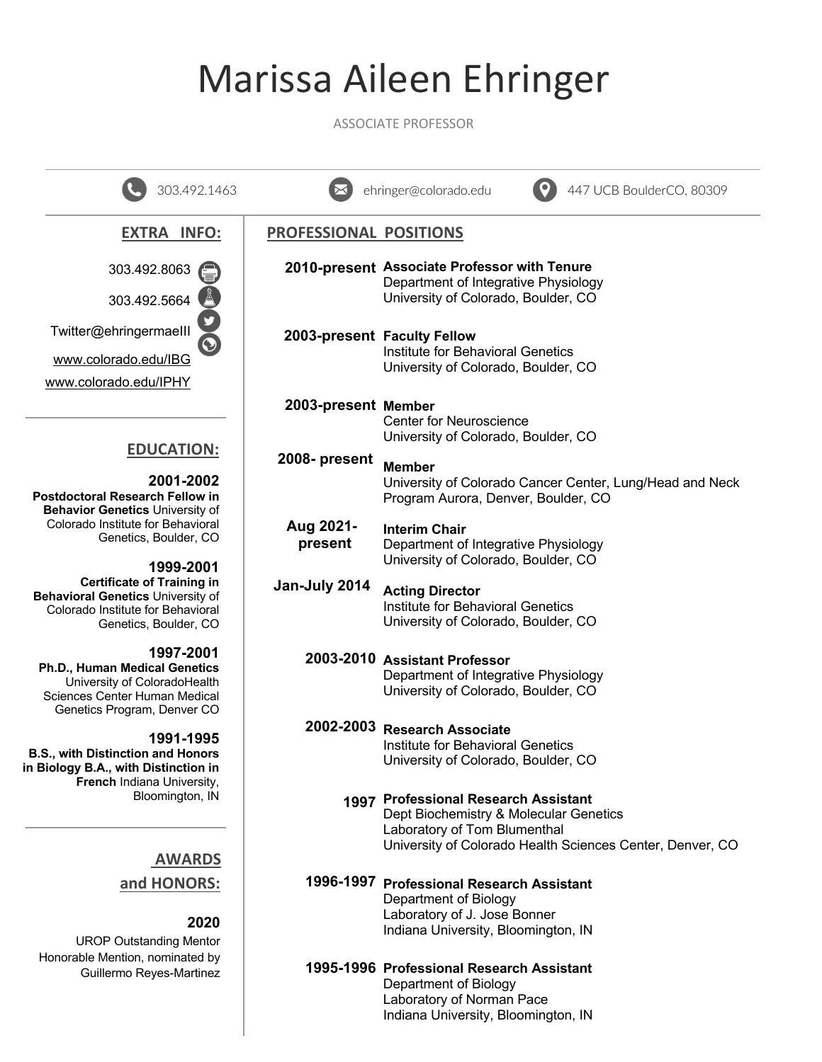# Marissa Aileen Ehringer

ASSOCIATE PROFESSOR

303.492.1463 | ehringer@colorado.edu | 447 UCB BoulderCO, 80309

## EXTRA INFO:

303.492.8063

303.492.5664

Twitter@ehringermaeIII

www.colorado.edu/IBG

www.colorado.edu/IPHY

## EDUCATION:

**2001-2002**
**Postdoctoral Research Fellow in Behavior Genetics** University of Colorado Institute for Behavioral Genetics, Boulder, CO

**1999-2001**
**Certificate of Training in Behavioral Genetics** University of Colorado Institute for Behavioral Genetics, Boulder, CO

**1997-2001**
**Ph.D., Human Medical Genetics**
University of ColoradoHealth Sciences Center Human Medical Genetics Program, Denver CO

**1991-1995**
**B.S., with Distinction and Honors in Biology B.A., with Distinction in French** Indiana University, Bloomington, IN

## AWARDS and HONORS:

**2020**
UROP Outstanding Mentor Honorable Mention, nominated by Guillermo Reyes-Martinez

## PROFESSIONAL POSITIONS

**2010-present** **Associate Professor with Tenure**
Department of Integrative Physiology
University of Colorado, Boulder, CO

**2003-present** **Faculty Fellow**
Institute for Behavioral Genetics
University of Colorado, Boulder, CO

**2003-present** **Member**
Center for Neuroscience
University of Colorado, Boulder, CO

**2008- present** **Member**
University of Colorado Cancer Center, Lung/Head and Neck Program Aurora, Denver, Boulder, CO

**Aug 2021-present** **Interim Chair**
Department of Integrative Physiology
University of Colorado, Boulder, CO

**Jan-July 2014** **Acting Director**
Institute for Behavioral Genetics
University of Colorado, Boulder, CO

**2003-2010** **Assistant Professor**
Department of Integrative Physiology
University of Colorado, Boulder, CO

**2002-2003** **Research Associate**
Institute for Behavioral Genetics
University of Colorado, Boulder, CO

**1997** **Professional Research Assistant**
Dept Biochemistry & Molecular Genetics
Laboratory of Tom Blumenthal
University of Colorado Health Sciences Center, Denver, CO

**1996-1997** **Professional Research Assistant**
Department of Biology
Laboratory of J. Jose Bonner
Indiana University, Bloomington, IN

**1995-1996** **Professional Research Assistant**
Department of Biology
Laboratory of Norman Pace
Indiana University, Bloomington, IN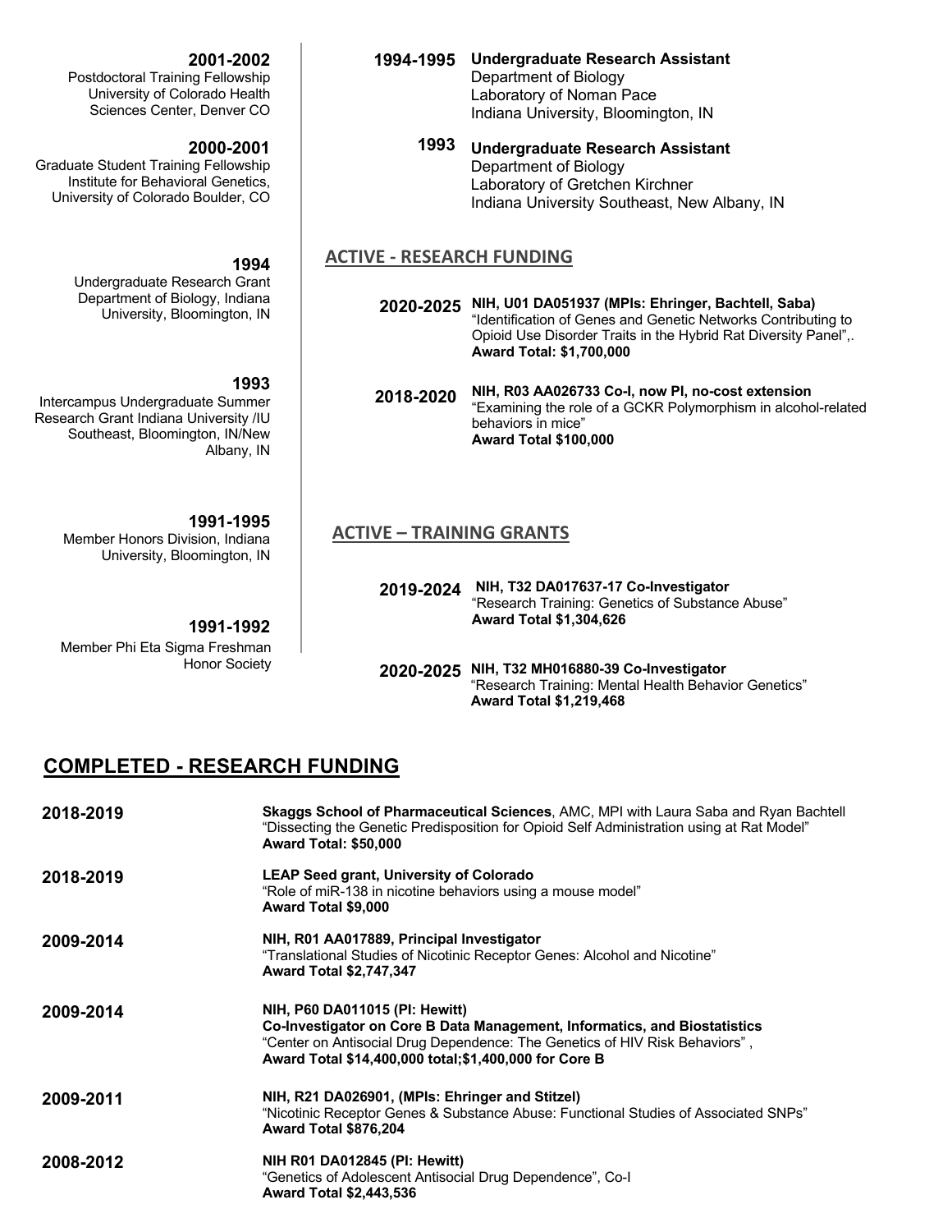**2001-2002**
Postdoctoral Training Fellowship
University of Colorado Health Sciences Center, Denver CO

**2000-2001**
Graduate Student Training Fellowship
Institute for Behavioral Genetics, University of Colorado Boulder, CO

**1994**
Undergraduate Research Grant
Department of Biology, Indiana University, Bloomington, IN

**1993**
Intercampus Undergraduate Summer Research Grant Indiana University /IU Southeast, Bloomington, IN/New Albany, IN

**1991-1995**
Member Honors Division, Indiana University, Bloomington, IN

**1991-1992**
Member Phi Eta Sigma Freshman Honor Society

**1994-1995** **Undergraduate Research Assistant**
Department of Biology
Laboratory of Noman Pace
Indiana University, Bloomington, IN

**1993** **Undergraduate Research Assistant**
Department of Biology
Laboratory of Gretchen Kirchner
Indiana University Southeast, New Albany, IN

## ACTIVE - RESEARCH FUNDING

**2020-2025** **NIH, U01 DA051937 (MPIs: Ehringer, Bachtell, Saba)**
"Identification of Genes and Genetic Networks Contributing to Opioid Use Disorder Traits in the Hybrid Rat Diversity Panel",.
**Award Total: $1,700,000**

**2018-2020** **NIH, R03 AA026733 Co-I, now PI, no-cost extension**
"Examining the role of a GCKR Polymorphism in alcohol-related behaviors in mice"
**Award Total $100,000**

## ACTIVE – TRAINING GRANTS

**2019-2024** **NIH, T32 DA017637-17 Co-Investigator**
"Research Training: Genetics of Substance Abuse"
**Award Total $1,304,626**

**2020-2025** **NIH, T32 MH016880-39 Co-Investigator**
"Research Training: Mental Health Behavior Genetics"
**Award Total $1,219,468**

## COMPLETED - RESEARCH FUNDING

**2018-2019** **Skaggs School of Pharmaceutical Sciences**, AMC, MPI with Laura Saba and Ryan Bachtell
"Dissecting the Genetic Predisposition for Opioid Self Administration using at Rat Model"
**Award Total: $50,000**

**2018-2019** **LEAP Seed grant, University of Colorado**
"Role of miR-138 in nicotine behaviors using a mouse model"
**Award Total $9,000**

**2009-2014** **NIH, R01 AA017889, Principal Investigator**
"Translational Studies of Nicotinic Receptor Genes: Alcohol and Nicotine"
**Award Total $2,747,347**

**2009-2014** **NIH, P60 DA011015 (PI: Hewitt)**
**Co-Investigator on Core B Data Management, Informatics, and Biostatistics**
"Center on Antisocial Drug Dependence: The Genetics of HIV Risk Behaviors" ,
**Award Total $14,400,000 total;$1,400,000 for Core B**

**2009-2011** **NIH, R21 DA026901, (MPIs: Ehringer and Stitzel)**
"Nicotinic Receptor Genes & Substance Abuse: Functional Studies of Associated SNPs"
**Award Total $876,204**

**2008-2012** **NIH R01 DA012845 (PI: Hewitt)**
"Genetics of Adolescent Antisocial Drug Dependence", Co-I
**Award Total $2,443,536**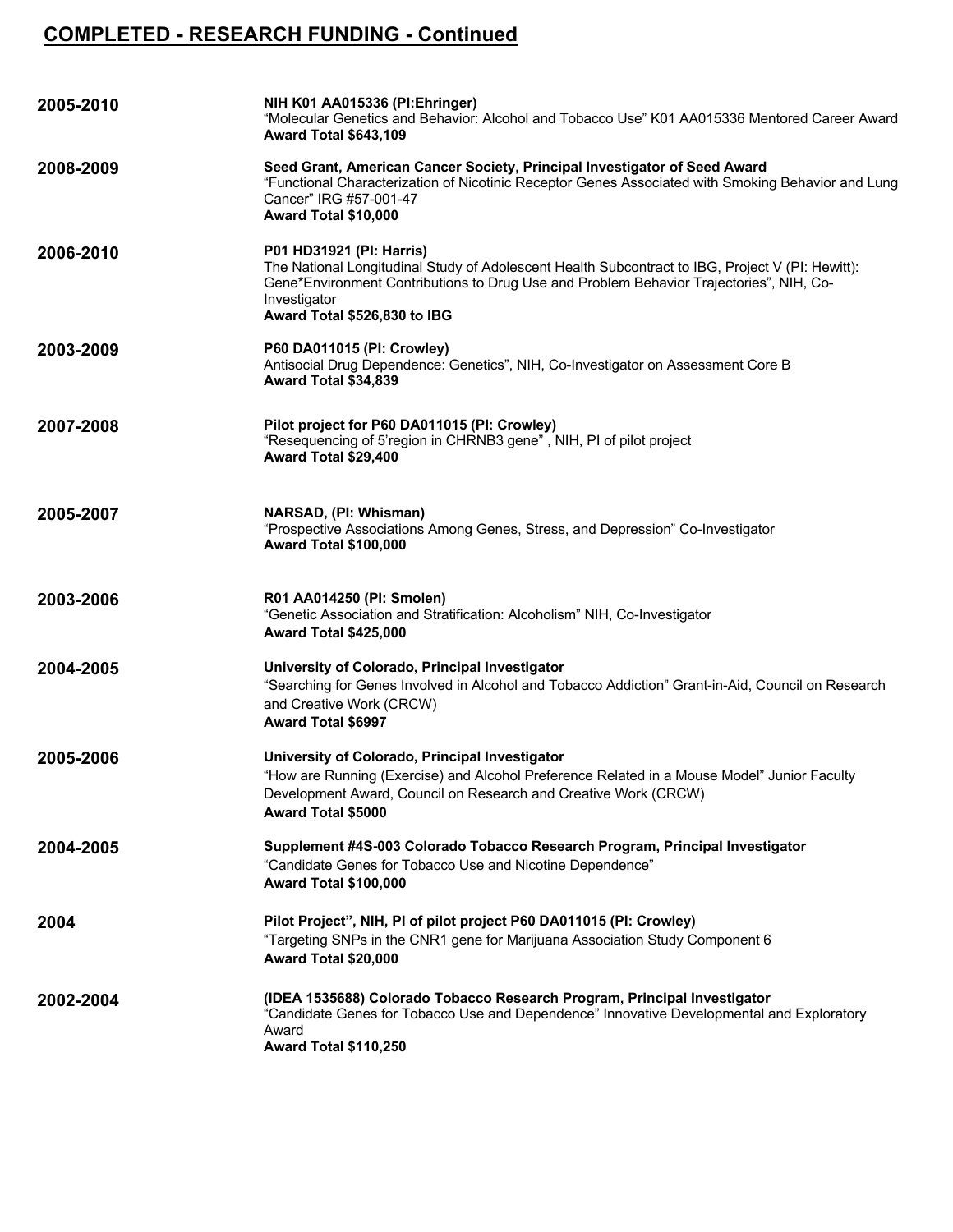## COMPLETED - RESEARCH FUNDING - Continued

**2005-2010**

**NIH K01 AA015336 (PI:Ehringer)**
"Molecular Genetics and Behavior: Alcohol and Tobacco Use" K01 AA015336 Mentored Career Award
**Award Total $643,109**

**2008-2009**

**Seed Grant, American Cancer Society, Principal Investigator of Seed Award**
"Functional Characterization of Nicotinic Receptor Genes Associated with Smoking Behavior and Lung Cancer" IRG #57-001-47
**Award Total $10,000**

**2006-2010**

**P01 HD31921 (PI: Harris)**
The National Longitudinal Study of Adolescent Health Subcontract to IBG, Project V (PI: Hewitt): Gene*Environment Contributions to Drug Use and Problem Behavior Trajectories", NIH, Co-Investigator
**Award Total $526,830 to IBG**

**2003-2009**

**P60 DA011015 (PI: Crowley)**
Antisocial Drug Dependence: Genetics", NIH, Co-Investigator on Assessment Core B
**Award Total $34,839**

**2007-2008**

**Pilot project for P60 DA011015 (PI: Crowley)**
"Resequencing of 5'region in CHRNB3 gene" , NIH, PI of pilot project
**Award Total $29,400**

**2005-2007**

**NARSAD, (PI: Whisman)**
"Prospective Associations Among Genes, Stress, and Depression" Co-Investigator
**Award Total $100,000**

**2003-2006**

**R01 AA014250 (PI: Smolen)**
"Genetic Association and Stratification: Alcoholism" NIH, Co-Investigator
**Award Total $425,000**

**2004-2005**

**University of Colorado, Principal Investigator**
"Searching for Genes Involved in Alcohol and Tobacco Addiction" Grant-in-Aid, Council on Research and Creative Work (CRCW)
**Award Total $6997**

**2005-2006**

**University of Colorado, Principal Investigator**
"How are Running (Exercise) and Alcohol Preference Related in a Mouse Model" Junior Faculty Development Award, Council on Research and Creative Work (CRCW)
**Award Total $5000**

**2004-2005**

**Supplement #4S-003 Colorado Tobacco Research Program, Principal Investigator**
"Candidate Genes for Tobacco Use and Nicotine Dependence"
**Award Total $100,000**

**2004**

**Pilot Project", NIH, PI of pilot project P60 DA011015 (PI: Crowley)**
"Targeting SNPs in the CNR1 gene for Marijuana Association Study Component 6
**Award Total $20,000**

**2002-2004**

**(IDEA 1535688) Colorado Tobacco Research Program, Principal Investigator**
"Candidate Genes for Tobacco Use and Dependence" Innovative Developmental and Exploratory Award
**Award Total $110,250**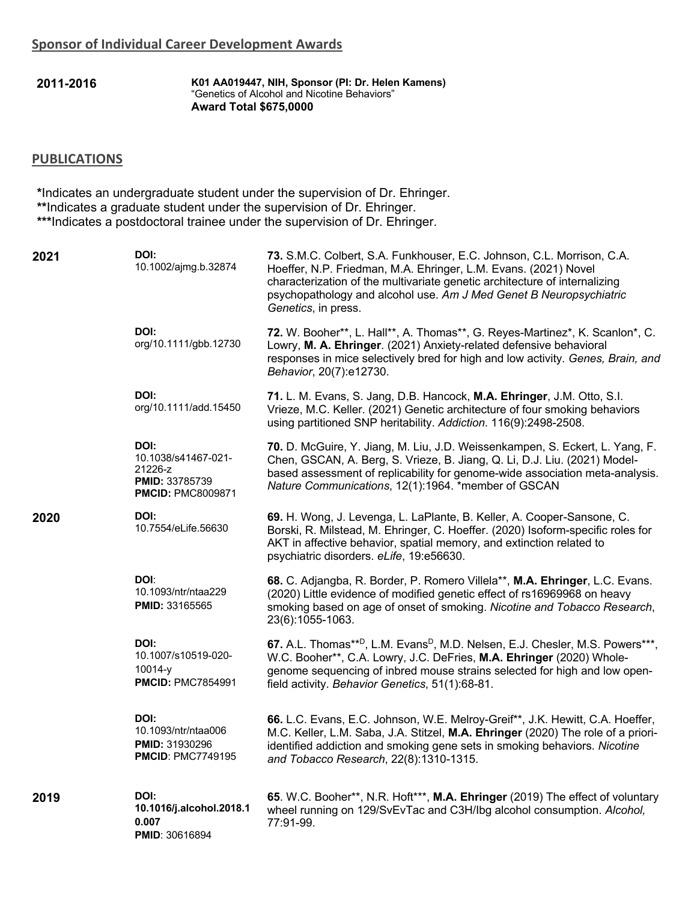## Sponsor of Individual Career Development Awards

| | |
|---|---|
| **2011-2016** | **K01 AA019447, NIH, Sponsor (PI: Dr. Helen Kamens)**<br>"Genetics of Alcohol and Nicotine Behaviors"<br>**Award Total $675,0000** |

## PUBLICATIONS

***Indicates an undergraduate student under the supervision of Dr. Ehringer.**
****Indicates a graduate student under the supervision of Dr. Ehringer.**
*****Indicates a postdoctoral trainee under the supervision of Dr. Ehringer.**

| Year | Identifiers | Publication |
|---|---|---|
| **2021** | **DOI:** 10.1002/ajmg.b.32874 | **73.** S.M.C. Colbert, S.A. Funkhouser, E.C. Johnson, C.L. Morrison, C.A. Hoeffer, N.P. Friedman, M.A. Ehringer, L.M. Evans. (2021) Novel characterization of the multivariate genetic architecture of internalizing psychopathology and alcohol use. *Am J Med Genet B Neuropsychiatric Genetics*, in press. |
| | **DOI:** org/10.1111/gbb.12730 | **72.** W. Booher**, L. Hall**, A. Thomas**, G. Reyes-Martinez*, K. Scanlon*, C. Lowry, **M. A. Ehringer**. (2021) Anxiety-related defensive behavioral responses in mice selectively bred for high and low activity. *Genes, Brain, and Behavior*, 20(7):e12730. |
| | **DOI:** org/10.1111/add.15450 | **71.** L. M. Evans, S. Jang, D.B. Hancock, **M.A. Ehringer**, J.M. Otto, S.I. Vrieze, M.C. Keller. (2021) Genetic architecture of four smoking behaviors using partitioned SNP heritability. *Addiction*. 116(9):2498-2508. |
| | **DOI:** 10.1038/s41467-021-21226-z<br>**PMID:** 33785739<br>**PMCID:** PMC8009871 | **70.** D. McGuire, Y. Jiang, M. Liu, J.D. Weissenkampen, S. Eckert, L. Yang, F. Chen, GSCAN, A. Berg, S. Vrieze, B. Jiang, Q. Li, D.J. Liu. (2021) Model-based assessment of replicability for genome-wide association meta-analysis. *Nature Communications*, 12(1):1964. *member of GSCAN |
| **2020** | **DOI:** 10.7554/eLife.56630 | **69.** H. Wong, J. Levenga, L. LaPlante, B. Keller, A. Cooper-Sansone, C. Borski, R. Milstead, M. Ehringer, C. Hoeffer. (2020) Isoform-specific roles for AKT in affective behavior, spatial memory, and extinction related to psychiatric disorders. *eLife*, 19:e56630. |
| | **DOI**: 10.1093/ntr/ntaa229<br>**PMID:** 33165565 | **68.** C. Adjangba, R. Border, P. Romero Villela**, **M.A. Ehringer**, L.C. Evans. (2020) Little evidence of modified genetic effect of rs16969968 on heavy smoking based on age of onset of smoking. *Nicotine and Tobacco Research*, 23(6):1055-1063. |
| | **DOI:** 10.1007/s10519-020-10014-y<br>**PMCID:** PMC7854991 | **67.** A.L. Thomas**[D], L.M. Evans[D], M.D. Nelsen, E.J. Chesler, M.S. Powers***, W.C. Booher**, C.A. Lowry, J.C. DeFries, **M.A. Ehringer** (2020) Whole-genome sequencing of inbred mouse strains selected for high and low open-field activity. *Behavior Genetics*, 51(1):68-81. |
| | **DOI:** 10.1093/ntr/ntaa006<br>**PMID:** 31930296<br>**PMCID**: PMC7749195 | **66.** L.C. Evans, E.C. Johnson, W.E. Melroy-Greif**, J.K. Hewitt, C.A. Hoeffer, M.C. Keller, L.M. Saba, J.A. Stitzel, **M.A. Ehringer** (2020) The role of a priori-identified addiction and smoking gene sets in smoking behaviors. *Nicotine and Tobacco Research*, 22(8):1310-1315. |
| **2019** | **DOI: 10.1016/j.alcohol.2018.10.007**<br>**PMID**: 30616894 | **65**. W.C. Booher**, N.R. Hoft***, **M.A. Ehringer** (2019) The effect of voluntary wheel running on 129/SvEvTac and C3H/Ibg alcohol consumption. *Alcohol,* 77:91-99. |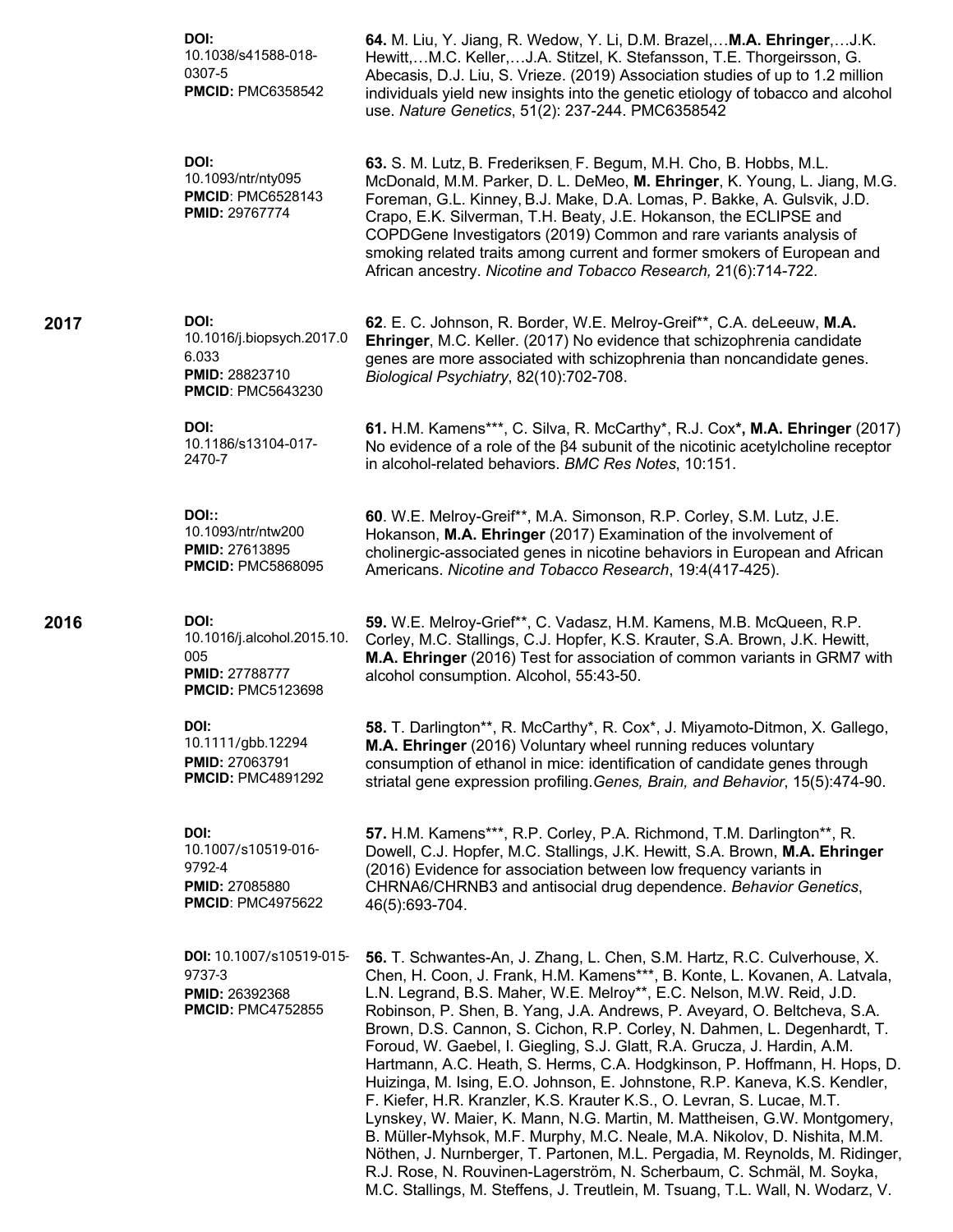**DOI:** 10.1038/s41588-018-0307-5
**PMCID:** PMC6358542

**64.** M. Liu, Y. Jiang, R. Wedow, Y. Li, D.M. Brazel,…**M.A. Ehringer**,…J.K. Hewitt,…M.C. Keller,…J.A. Stitzel, K. Stefansson, T.E. Thorgeirsson, G. Abecasis, D.J. Liu, S. Vrieze. (2019) Association studies of up to 1.2 million individuals yield new insights into the genetic etiology of tobacco and alcohol use. *Nature Genetics*, 51(2): 237-244. PMC6358542

**DOI:** 10.1093/ntr/nty095
**PMCID**: PMC6528143
**PMID:** 29767774

**63.** S. M. Lutz, B. Frederiksen, F. Begum, M.H. Cho, B. Hobbs, M.L. McDonald, M.M. Parker, D. L. DeMeo, **M. Ehringer**, K. Young, L. Jiang, M.G. Foreman, G.L. Kinney, B.J. Make, D.A. Lomas, P. Bakke, A. Gulsvik, J.D. Crapo, E.K. Silverman, T.H. Beaty, J.E. Hokanson, the ECLIPSE and COPDGene Investigators (2019) Common and rare variants analysis of smoking related traits among current and former smokers of European and African ancestry. *Nicotine and Tobacco Research,* 21(6):714-722.

**2017**

**DOI:** 10.1016/j.biopsych.2017.06.033
**PMID:** 28823710
**PMCID**: PMC5643230

**62**. E. C. Johnson, R. Border, W.E. Melroy-Greif**, C.A. deLeeuw, **M.A. Ehringer**, M.C. Keller. (2017) No evidence that schizophrenia candidate genes are more associated with schizophrenia than noncandidate genes. *Biological Psychiatry*, 82(10):702-708.

**DOI:** 10.1186/s13104-017-2470-7

**61.** H.M. Kamens***, C. Silva, R. McCarthy*, R.J. Cox*, **M.A. Ehringer** (2017) No evidence of a role of the β4 subunit of the nicotinic acetylcholine receptor in alcohol-related behaviors. *BMC Res Notes*, 10:151.

**DOI::** 10.1093/ntr/ntw200
**PMID:** 27613895
**PMCID:** PMC5868095

**60**. W.E. Melroy-Greif**, M.A. Simonson, R.P. Corley, S.M. Lutz, J.E. Hokanson, **M.A. Ehringer** (2017) Examination of the involvement of cholinergic-associated genes in nicotine behaviors in European and African Americans. *Nicotine and Tobacco Research*, 19:4(417-425).

**2016**

**DOI:** 10.1016/j.alcohol.2015.10.005
**PMID:** 27788777
**PMCID:** PMC5123698

**59.** W.E. Melroy-Grief**, C. Vadasz, H.M. Kamens, M.B. McQueen, R.P. Corley, M.C. Stallings, C.J. Hopfer, K.S. Krauter, S.A. Brown, J.K. Hewitt, **M.A. Ehringer** (2016) Test for association of common variants in GRM7 with alcohol consumption. Alcohol, 55:43-50.

**DOI:** 10.1111/gbb.12294
**PMID:** 27063791
**PMCID:** PMC4891292

**58.** T. Darlington**, R. McCarthy*, R. Cox*, J. Miyamoto-Ditmon, X. Gallego, **M.A. Ehringer** (2016) Voluntary wheel running reduces voluntary consumption of ethanol in mice: identification of candidate genes through striatal gene expression profiling.*Genes, Brain, and Behavior*, 15(5):474-90.

**DOI:** 10.1007/s10519-016-9792-4
**PMID:** 27085880
**PMCID**: PMC4975622

**57.** H.M. Kamens***, R.P. Corley, P.A. Richmond, T.M. Darlington**, R. Dowell, C.J. Hopfer, M.C. Stallings, J.K. Hewitt, S.A. Brown, **M.A. Ehringer** (2016) Evidence for association between low frequency variants in CHRNA6/CHRNB3 and antisocial drug dependence. *Behavior Genetics*, 46(5):693-704.

**DOI:** 10.1007/s10519-015-9737-3
**PMID:** 26392368
**PMCID:** PMC4752855

**56.** T. Schwantes-An, J. Zhang, L. Chen, S.M. Hartz, R.C. Culverhouse, X. Chen, H. Coon, J. Frank, H.M. Kamens***, B. Konte, L. Kovanen, A. Latvala, L.N. Legrand, B.S. Maher, W.E. Melroy**, E.C. Nelson, M.W. Reid, J.D. Robinson, P. Shen, B. Yang, J.A. Andrews, P. Aveyard, O. Beltcheva, S.A. Brown, D.S. Cannon, S. Cichon, R.P. Corley, N. Dahmen, L. Degenhardt, T. Foroud, W. Gaebel, I. Giegling, S.J. Glatt, R.A. Grucza, J. Hardin, A.M. Hartmann, A.C. Heath, S. Herms, C.A. Hodgkinson, P. Hoffmann, H. Hops, D. Huizinga, M. Ising, E.O. Johnson, E. Johnstone, R.P. Kaneva, K.S. Kendler, F. Kiefer, H.R. Kranzler, K.S. Krauter K.S., O. Levran, S. Lucae, M.T. Lynskey, W. Maier, K. Mann, N.G. Martin, M. Mattheisen, G.W. Montgomery, B. Müller-Myhsok, M.F. Murphy, M.C. Neale, M.A. Nikolov, D. Nishita, M.M. Nöthen, J. Nurnberger, T. Partonen, M.L. Pergadia, M. Reynolds, M. Ridinger, R.J. Rose, N. Rouvinen-Lagerström, N. Scherbaum, C. Schmäl, M. Soyka, M.C. Stallings, M. Steffens, J. Treutlein, M. Tsuang, T.L. Wall, N. Wodarz, V.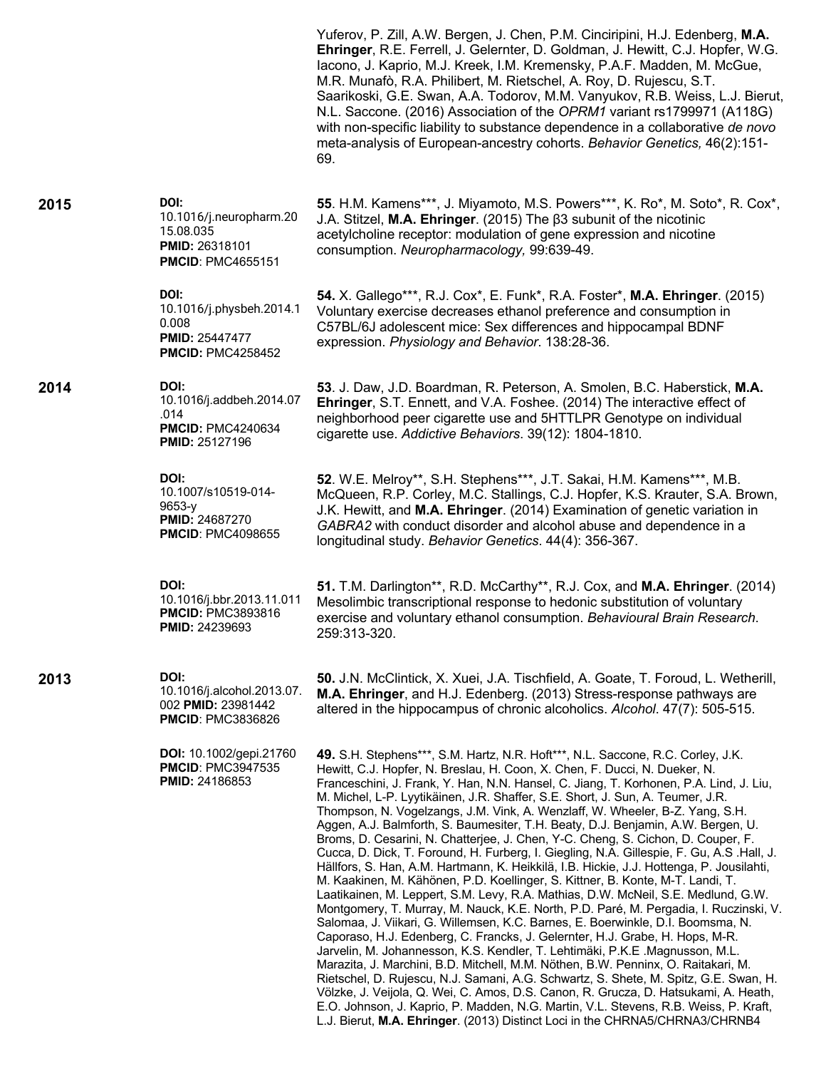Yuferov, P. Zill, A.W. Bergen, J. Chen, P.M. Cinciripini, H.J. Edenberg, **M.A. Ehringer**, R.E. Ferrell, J. Gelernter, D. Goldman, J. Hewitt, C.J. Hopfer, W.G. Iacono, J. Kaprio, M.J. Kreek, I.M. Kremensky, P.A.F. Madden, M. McGue, M.R. Munafò, R.A. Philibert, M. Rietschel, A. Roy, D. Rujescu, S.T. Saarikoski, G.E. Swan, A.A. Todorov, M.M. Vanyukov, R.B. Weiss, L.J. Bierut, N.L. Saccone. (2016) Association of the *OPRM1* variant rs1799971 (A118G) with non-specific liability to substance dependence in a collaborative *de novo* meta-analysis of European-ancestry cohorts. *Behavior Genetics,* 46(2):151-69.

**2015**

**DOI:** 10.1016/j.neuropharm.2015.08.035 **PMID:** 26318101 **PMCID**: PMC4655151

**55**. H.M. Kamens***, J. Miyamoto, M.S. Powers***, K. Ro*, M. Soto*, R. Cox*, J.A. Stitzel, **M.A. Ehringer**. (2015) The β3 subunit of the nicotinic acetylcholine receptor: modulation of gene expression and nicotine consumption. *Neuropharmacology,* 99:639-49.

**DOI:** 10.1016/j.physbeh.2014.10.008 **PMID:** 25447477 **PMCID:** PMC4258452

**54.** X. Gallego***, R.J. Cox*, E. Funk*, R.A. Foster*, **M.A. Ehringer**. (2015) Voluntary exercise decreases ethanol preference and consumption in C57BL/6J adolescent mice: Sex differences and hippocampal BDNF expression. *Physiology and Behavior*. 138:28-36.

**2014**

**DOI:** 10.1016/j.addbeh.2014.07.014 **PMCID:** PMC4240634 **PMID:** 25127196

**53**. J. Daw, J.D. Boardman, R. Peterson, A. Smolen, B.C. Haberstick, **M.A. Ehringer**, S.T. Ennett, and V.A. Foshee. (2014) The interactive effect of neighborhood peer cigarette use and 5HTTLPR Genotype on individual cigarette use. *Addictive Behaviors*. 39(12): 1804-1810.

**DOI:** 10.1007/s10519-014-9653-y **PMID:** 24687270 **PMCID**: PMC4098655

**52**. W.E. Melroy**, S.H. Stephens***, J.T. Sakai, H.M. Kamens***, M.B. McQueen, R.P. Corley, M.C. Stallings, C.J. Hopfer, K.S. Krauter, S.A. Brown, J.K. Hewitt, and **M.A. Ehringer**. (2014) Examination of genetic variation in *GABRA2* with conduct disorder and alcohol abuse and dependence in a longitudinal study. *Behavior Genetics*. 44(4): 356-367.

**DOI:** 10.1016/j.bbr.2013.11.011 **PMCID:** PMC3893816 **PMID:** 24239693

**51.** T.M. Darlington**, R.D. McCarthy**, R.J. Cox, and **M.A. Ehringer**. (2014) Mesolimbic transcriptional response to hedonic substitution of voluntary exercise and voluntary ethanol consumption. *Behavioural Brain Research*. 259:313-320.

**2013**

**DOI:** 10.1016/j.alcohol.2013.07.002 **PMID:** 23981442 **PMCID**: PMC3836826

**50.** J.N. McClintick, X. Xuei, J.A. Tischfield, A. Goate, T. Foroud, L. Wetherill, **M.A. Ehringer**, and H.J. Edenberg. (2013) Stress-response pathways are altered in the hippocampus of chronic alcoholics. *Alcohol*. 47(7): 505-515.

**DOI:** 10.1002/gepi.21760 **PMCID**: PMC3947535 **PMID:** 24186853

**49.** S.H. Stephens***, S.M. Hartz, N.R. Hoft***, N.L. Saccone, R.C. Corley, J.K. Hewitt, C.J. Hopfer, N. Breslau, H. Coon, X. Chen, F. Ducci, N. Dueker, N. Franceschini, J. Frank, Y. Han, N.N. Hansel, C. Jiang, T. Korhonen, P.A. Lind, J. Liu, M. Michel, L-P. Lyytikäinen, J.R. Shaffer, S.E. Short, J. Sun, A. Teumer, J.R. Thompson, N. Vogelzangs, J.M. Vink, A. Wenzlaff, W. Wheeler, B-Z. Yang, S.H. Aggen, A.J. Balmforth, S. Baumesiter, T.H. Beaty, D.J. Benjamin, A.W. Bergen, U. Broms, D. Cesarini, N. Chatterjee, J. Chen, Y-C. Cheng, S. Cichon, D. Couper, F. Cucca, D. Dick, T. Foround, H. Furberg, I. Giegling, N.A. Gillespie, F. Gu, A.S .Hall, J. Hällfors, S. Han, A.M. Hartmann, K. Heikkilä, I.B. Hickie, J.J. Hottenga, P. Jousilahti, M. Kaakinen, M. Kähönen, P.D. Koellinger, S. Kittner, B. Konte, M-T. Landi, T. Laatikainen, M. Leppert, S.M. Levy, R.A. Mathias, D.W. McNeil, S.E. Medlund, G.W. Montgomery, T. Murray, M. Nauck, K.E. North, P.D. Paré, M. Pergadia, I. Ruczinski, V. Salomaa, J. Viikari, G. Willemsen, K.C. Barnes, E. Boerwinkle, D.I. Boomsma, N. Caporaso, H.J. Edenberg, C. Francks, J. Gelernter, H.J. Grabe, H. Hops, M-R. Jarvelin, M. Johannesson, K.S. Kendler, T. Lehtimäki, P.K.E .Magnusson, M.L. Marazita, J. Marchini, B.D. Mitchell, M.M. Nöthen, B.W. Penninx, O. Raitakari, M. Rietschel, D. Rujescu, N.J. Samani, A.G. Schwartz, S. Shete, M. Spitz, G.E. Swan, H. Völzke, J. Veijola, Q. Wei, C. Amos, D.S. Canon, R. Grucza, D. Hatsukami, A. Heath, E.O. Johnson, J. Kaprio, P. Madden, N.G. Martin, V.L. Stevens, R.B. Weiss, P. Kraft, L.J. Bierut, **M.A. Ehringer**. (2013) Distinct Loci in the CHRNA5/CHRNA3/CHRNB4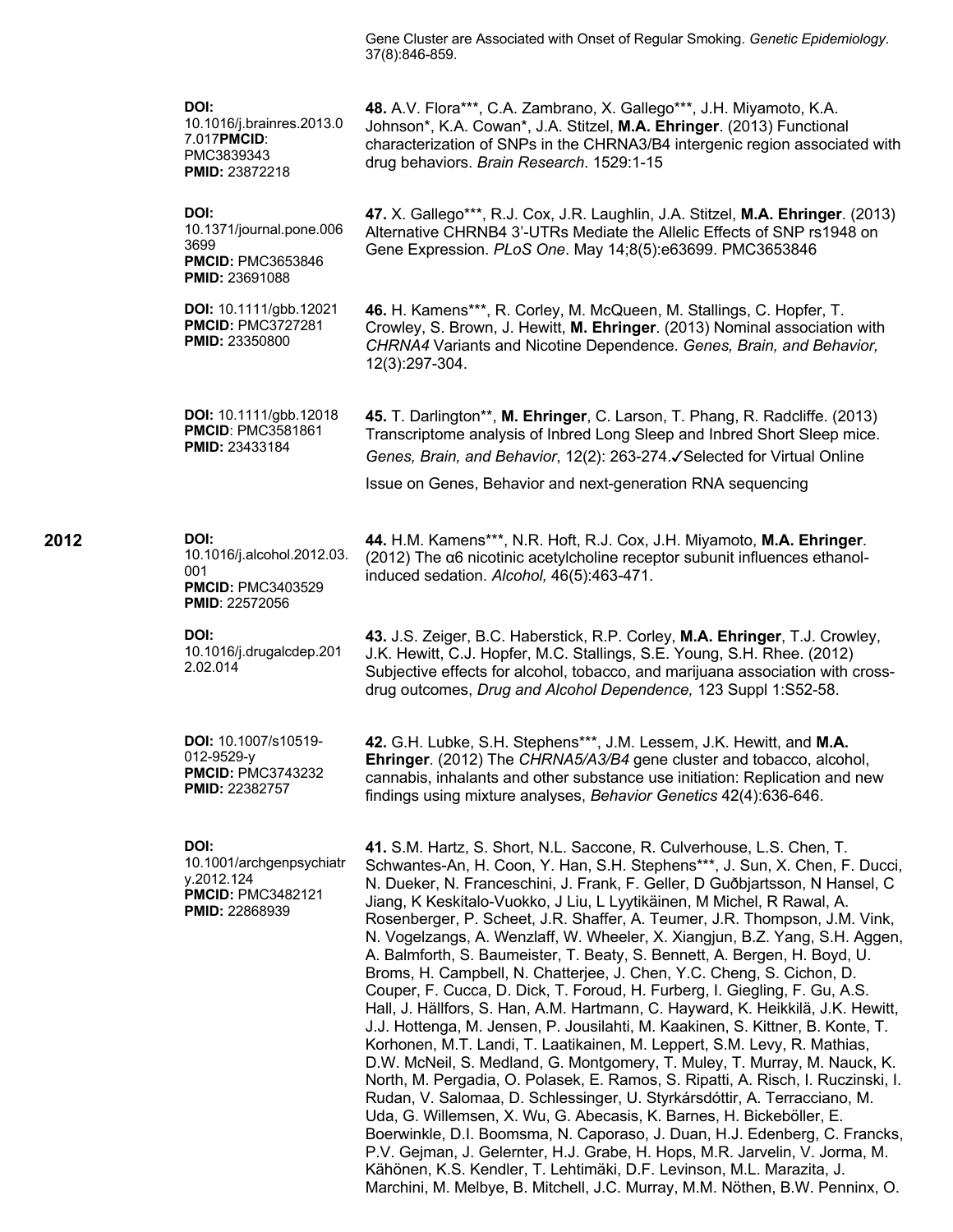Gene Cluster are Associated with Onset of Regular Smoking. *Genetic Epidemiology*. 37(8):846-859.

**DOI:** 10.1016/j.brainres.2013.07.017 **PMCID**: PMC3839343 **PMID:** 23872218

**48.** A.V. Flora***, C.A. Zambrano, X. Gallego***, J.H. Miyamoto, K.A. Johnson*, K.A. Cowan*, J.A. Stitzel, **M.A. Ehringer**. (2013) Functional characterization of SNPs in the CHRNA3/B4 intergenic region associated with drug behaviors. *Brain Research*. 1529:1-15

**DOI:** 10.1371/journal.pone.0063699 **PMCID:** PMC3653846 **PMID:** 23691088

**47.** X. Gallego***, R.J. Cox, J.R. Laughlin, J.A. Stitzel, **M.A. Ehringer**. (2013) Alternative CHRNB4 3'-UTRs Mediate the Allelic Effects of SNP rs1948 on Gene Expression. *PLoS One*. May 14;8(5):e63699. PMC3653846

**DOI:** 10.1111/gbb.12021 **PMCID:** PMC3727281 **PMID:** 23350800

**46.** H. Kamens***, R. Corley, M. McQueen, M. Stallings, C. Hopfer, T. Crowley, S. Brown, J. Hewitt, **M. Ehringer**. (2013) Nominal association with *CHRNA4* Variants and Nicotine Dependence. *Genes, Brain, and Behavior,* 12(3):297-304.

**DOI:** 10.1111/gbb.12018 **PMCID**: PMC3581861 **PMID:** 23433184

**45.** T. Darlington**, **M. Ehringer**, C. Larson, T. Phang, R. Radcliffe. (2013) Transcriptome analysis of Inbred Long Sleep and Inbred Short Sleep mice. *Genes, Brain, and Behavior*, 12(2): 263-274.✓Selected for Virtual Online Issue on Genes, Behavior and next-generation RNA sequencing

## 2012

**DOI:** 10.1016/j.alcohol.2012.03.001 **PMCID:** PMC3403529 **PMID**: 22572056

**44.** H.M. Kamens***, N.R. Hoft, R.J. Cox, J.H. Miyamoto, **M.A. Ehringer**. (2012) The α6 nicotinic acetylcholine receptor subunit influences ethanol-induced sedation. *Alcohol,* 46(5):463-471.

**DOI:** 10.1016/j.drugalcdep.2012.02.014

**43.** J.S. Zeiger, B.C. Haberstick, R.P. Corley, **M.A. Ehringer**, T.J. Crowley, J.K. Hewitt, C.J. Hopfer, M.C. Stallings, S.E. Young, S.H. Rhee. (2012) Subjective effects for alcohol, tobacco, and marijuana association with cross-drug outcomes, *Drug and Alcohol Dependence,* 123 Suppl 1:S52-58.

**DOI:** 10.1007/s10519-012-9529-y **PMCID:** PMC3743232 **PMID:** 22382757

**42.** G.H. Lubke, S.H. Stephens***, J.M. Lessem, J.K. Hewitt, and **M.A. Ehringer**. (2012) The *CHRNA5/A3/B4* gene cluster and tobacco, alcohol, cannabis, inhalants and other substance use initiation: Replication and new findings using mixture analyses, *Behavior Genetics* 42(4):636-646.

**DOI:** 10.1001/archgenpsychiatry.2012.124 **PMCID:** PMC3482121 **PMID:** 22868939

**41.** S.M. Hartz, S. Short, N.L. Saccone, R. Culverhouse, L.S. Chen, T. Schwantes-An, H. Coon, Y. Han, S.H. Stephens***, J. Sun, X. Chen, F. Ducci, N. Dueker, N. Franceschini, J. Frank, F. Geller, D Guðbjartsson, N Hansel, C Jiang, K Keskitalo-Vuokko, J Liu, L Lyytikäinen, M Michel, R Rawal, A. Rosenberger, P. Scheet, J.R. Shaffer, A. Teumer, J.R. Thompson, J.M. Vink, N. Vogelzangs, A. Wenzlaff, W. Wheeler, X. Xiangjun, B.Z. Yang, S.H. Aggen, A. Balmforth, S. Baumeister, T. Beaty, S. Bennett, A. Bergen, H. Boyd, U. Broms, H. Campbell, N. Chatterjee, J. Chen, Y.C. Cheng, S. Cichon, D. Couper, F. Cucca, D. Dick, T. Foroud, H. Furberg, I. Giegling, F. Gu, A.S. Hall, J. Hällfors, S. Han, A.M. Hartmann, C. Hayward, K. Heikkilä, J.K. Hewitt, J.J. Hottenga, M. Jensen, P. Jousilahti, M. Kaakinen, S. Kittner, B. Konte, T. Korhonen, M.T. Landi, T. Laatikainen, M. Leppert, S.M. Levy, R. Mathias, D.W. McNeil, S. Medland, G. Montgomery, T. Muley, T. Murray, M. Nauck, K. North, M. Pergadia, O. Polasek, E. Ramos, S. Ripatti, A. Risch, I. Ruczinski, I. Rudan, V. Salomaa, D. Schlessinger, U. Styrkársdóttir, A. Terracciano, M. Uda, G. Willemsen, X. Wu, G. Abecasis, K. Barnes, H. Bickeböller, E. Boerwinkle, D.I. Boomsma, N. Caporaso, J. Duan, H.J. Edenberg, C. Francks, P.V. Gejman, J. Gelernter, H.J. Grabe, H. Hops, M.R. Jarvelin, V. Jorma, M. Kähönen, K.S. Kendler, T. Lehtimäki, D.F. Levinson, M.L. Marazita, J. Marchini, M. Melbye, B. Mitchell, J.C. Murray, M.M. Nöthen, B.W. Penninx, O.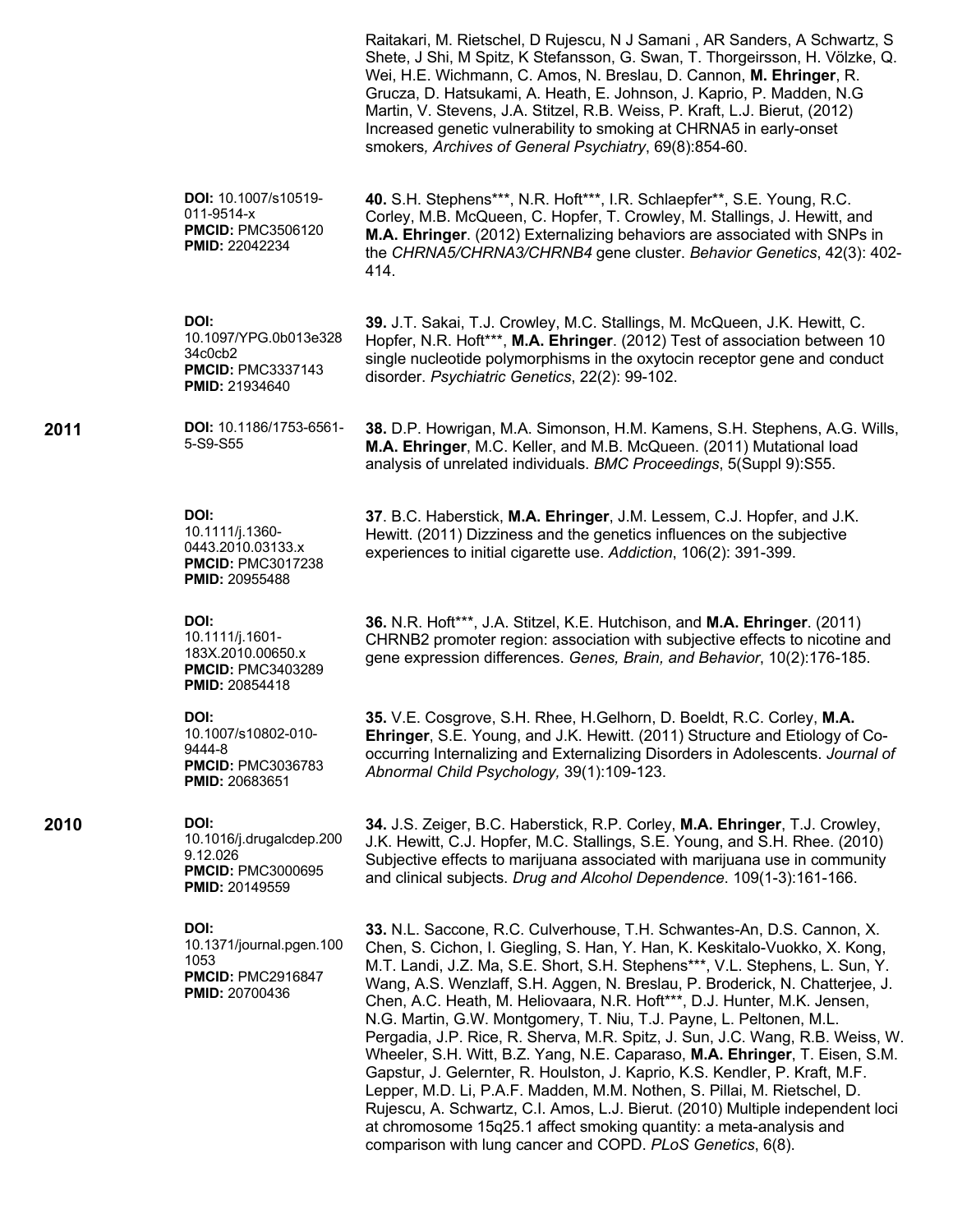Raitakari, M. Rietschel, D Rujescu, N J Samani , AR Sanders, A Schwartz, S Shete, J Shi, M Spitz, K Stefansson, G. Swan, T. Thorgeirsson, H. Völzke, Q. Wei, H.E. Wichmann, C. Amos, N. Breslau, D. Cannon, **M. Ehringer**, R. Grucza, D. Hatsukami, A. Heath, E. Johnson, J. Kaprio, P. Madden, N.G Martin, V. Stevens, J.A. Stitzel, R.B. Weiss, P. Kraft, L.J. Bierut, (2012) Increased genetic vulnerability to smoking at CHRNA5 in early-onset smokers*, Archives of General Psychiatry*, 69(8):854-60.

**DOI:** 10.1007/s10519-011-9514-x
**PMCID:** PMC3506120
**PMID:** 22042234

**40.** S.H. Stephens***, N.R. Hoft***, I.R. Schlaepfer**, S.E. Young, R.C. Corley, M.B. McQueen, C. Hopfer, T. Crowley, M. Stallings, J. Hewitt, and **M.A. Ehringer**. (2012) Externalizing behaviors are associated with SNPs in the *CHRNA5/CHRNA3/CHRNB4* gene cluster. *Behavior Genetics*, 42(3): 402-414.

**DOI:** 10.1097/YPG.0b013e32834c0cb2
**PMCID:** PMC3337143
**PMID:** 21934640

**39.** J.T. Sakai, T.J. Crowley, M.C. Stallings, M. McQueen, J.K. Hewitt, C. Hopfer, N.R. Hoft***, **M.A. Ehringer**. (2012) Test of association between 10 single nucleotide polymorphisms in the oxytocin receptor gene and conduct disorder. *Psychiatric Genetics*, 22(2): 99-102.

**2011**

**DOI:** 10.1186/1753-6561-5-S9-S55

**38.** D.P. Howrigan, M.A. Simonson, H.M. Kamens, S.H. Stephens, A.G. Wills, **M.A. Ehringer**, M.C. Keller, and M.B. McQueen. (2011) Mutational load analysis of unrelated individuals. *BMC Proceedings*, 5(Suppl 9):S55.

**DOI:** 10.1111/j.1360-0443.2010.03133.x
**PMCID:** PMC3017238
**PMID:** 20955488

**37**. B.C. Haberstick, **M.A. Ehringer**, J.M. Lessem, C.J. Hopfer, and J.K. Hewitt. (2011) Dizziness and the genetics influences on the subjective experiences to initial cigarette use. *Addiction*, 106(2): 391-399.

**DOI:** 10.1111/j.1601-183X.2010.00650.x
**PMCID:** PMC3403289
**PMID:** 20854418

**36.** N.R. Hoft***, J.A. Stitzel, K.E. Hutchison, and **M.A. Ehringer**. (2011) CHRNB2 promoter region: association with subjective effects to nicotine and gene expression differences. *Genes, Brain, and Behavior*, 10(2):176-185.

**DOI:** 10.1007/s10802-010-9444-8
**PMCID:** PMC3036783
**PMID:** 20683651

**35.** V.E. Cosgrove, S.H. Rhee, H.Gelhorn, D. Boeldt, R.C. Corley, **M.A. Ehringer**, S.E. Young, and J.K. Hewitt. (2011) Structure and Etiology of Co-occurring Internalizing and Externalizing Disorders in Adolescents. *Journal of Abnormal Child Psychology,* 39(1):109-123.

**2010**

**DOI:** 10.1016/j.drugalcdep.2009.12.026
**PMCID:** PMC3000695
**PMID:** 20149559

**34.** J.S. Zeiger, B.C. Haberstick, R.P. Corley, **M.A. Ehringer**, T.J. Crowley, J.K. Hewitt, C.J. Hopfer, M.C. Stallings, S.E. Young, and S.H. Rhee. (2010) Subjective effects to marijuana associated with marijuana use in community and clinical subjects. *Drug and Alcohol Dependence*. 109(1-3):161-166.

**DOI:** 10.1371/journal.pgen.1001053
**PMCID:** PMC2916847
**PMID:** 20700436

**33.** N.L. Saccone, R.C. Culverhouse, T.H. Schwantes-An, D.S. Cannon, X. Chen, S. Cichon, I. Giegling, S. Han, Y. Han, K. Keskitalo-Vuokko, X. Kong, M.T. Landi, J.Z. Ma, S.E. Short, S.H. Stephens***, V.L. Stephens, L. Sun, Y. Wang, A.S. Wenzlaff, S.H. Aggen, N. Breslau, P. Broderick, N. Chatterjee, J. Chen, A.C. Heath, M. Heliovaara, N.R. Hoft***, D.J. Hunter, M.K. Jensen, N.G. Martin, G.W. Montgomery, T. Niu, T.J. Payne, L. Peltonen, M.L. Pergadia, J.P. Rice, R. Sherva, M.R. Spitz, J. Sun, J.C. Wang, R.B. Weiss, W. Wheeler, S.H. Witt, B.Z. Yang, N.E. Caparaso, **M.A. Ehringer**, T. Eisen, S.M. Gapstur, J. Gelernter, R. Houlston, J. Kaprio, K.S. Kendler, P. Kraft, M.F. Lepper, M.D. Li, P.A.F. Madden, M.M. Nothen, S. Pillai, M. Rietschel, D. Rujescu, A. Schwartz, C.I. Amos, L.J. Bierut. (2010) Multiple independent loci at chromosome 15q25.1 affect smoking quantity: a meta-analysis and comparison with lung cancer and COPD. *PLoS Genetics*, 6(8).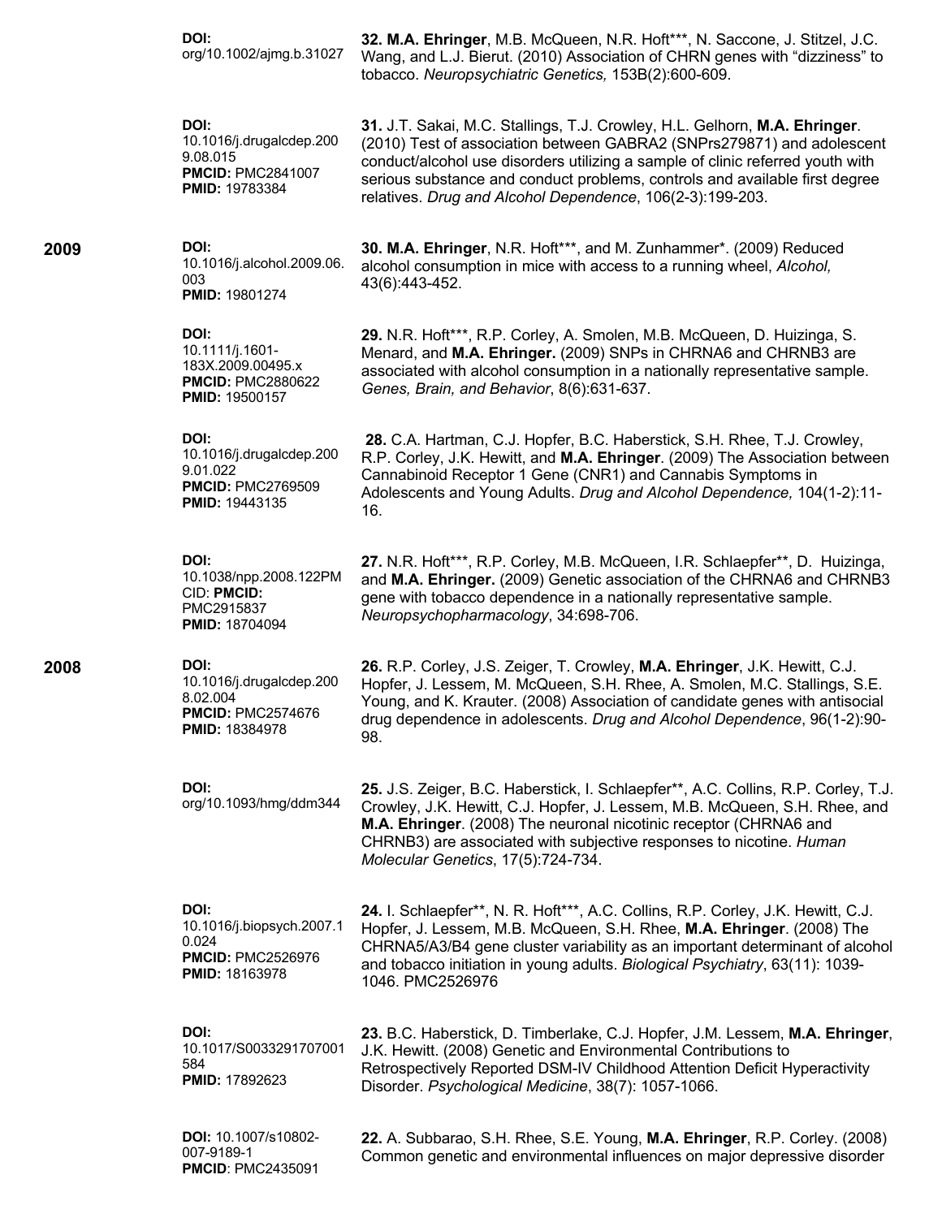| Year | Identifiers | Publication |
|---|---|---|
| | **DOI:** org/10.1002/ajmg.b.31027 | **32. M.A. Ehringer**, M.B. McQueen, N.R. Hoft***, N. Saccone, J. Stitzel, J.C. Wang, and L.J. Bierut. (2010) Association of CHRN genes with "dizziness" to tobacco. *Neuropsychiatric Genetics,* 153B(2):600-609. |
| | **DOI:** 10.1016/j.drugalcdep.2009.08.015 **PMCID:** PMC2841007 **PMID:** 19783384 | **31.** J.T. Sakai, M.C. Stallings, T.J. Crowley, H.L. Gelhorn, **M.A. Ehringer**. (2010) Test of association between GABRA2 (SNPrs279871) and adolescent conduct/alcohol use disorders utilizing a sample of clinic referred youth with serious substance and conduct problems, controls and available first degree relatives. *Drug and Alcohol Dependence*, 106(2-3):199-203. |
| **2009** | **DOI:** 10.1016/j.alcohol.2009.06.003 **PMID:** 19801274 | **30. M.A. Ehringer**, N.R. Hoft***, and M. Zunhammer*. (2009) Reduced alcohol consumption in mice with access to a running wheel, *Alcohol,* 43(6):443-452. |
| | **DOI:** 10.1111/j.1601-183X.2009.00495.x **PMCID:** PMC2880622 **PMID:** 19500157 | **29.** N.R. Hoft***, R.P. Corley, A. Smolen, M.B. McQueen, D. Huizinga, S. Menard, and **M.A. Ehringer.** (2009) SNPs in CHRNA6 and CHRNB3 are associated with alcohol consumption in a nationally representative sample. *Genes, Brain, and Behavior*, 8(6):631-637. |
| | **DOI:** 10.1016/j.drugalcdep.2009.01.022 **PMCID:** PMC2769509 **PMID:** 19443135 | **28.** C.A. Hartman, C.J. Hopfer, B.C. Haberstick, S.H. Rhee, T.J. Crowley, R.P. Corley, J.K. Hewitt, and **M.A. Ehringer**. (2009) The Association between Cannabinoid Receptor 1 Gene (CNR1) and Cannabis Symptoms in Adolescents and Young Adults. *Drug and Alcohol Dependence,* 104(1-2):11-16. |
| | **DOI:** 10.1038/npp.2008.122PMCID: **PMCID:** PMC2915837 **PMID:** 18704094 | **27.** N.R. Hoft***, R.P. Corley, M.B. McQueen, I.R. Schlaepfer**, D. Huizinga, and **M.A. Ehringer.** (2009) Genetic association of the CHRNA6 and CHRNB3 gene with tobacco dependence in a nationally representative sample. *Neuropsychopharmacology*, 34:698-706. |
| **2008** | **DOI:** 10.1016/j.drugalcdep.2008.02.004 **PMCID:** PMC2574676 **PMID:** 18384978 | **26.** R.P. Corley, J.S. Zeiger, T. Crowley, **M.A. Ehringer**, J.K. Hewitt, C.J. Hopfer, J. Lessem, M. McQueen, S.H. Rhee, A. Smolen, M.C. Stallings, S.E. Young, and K. Krauter. (2008) Association of candidate genes with antisocial drug dependence in adolescents. *Drug and Alcohol Dependence*, 96(1-2):90-98. |
| | **DOI:** org/10.1093/hmg/ddm344 | **25.** J.S. Zeiger, B.C. Haberstick, I. Schlaepfer**, A.C. Collins, R.P. Corley, T.J. Crowley, J.K. Hewitt, C.J. Hopfer, J. Lessem, M.B. McQueen, S.H. Rhee, and **M.A. Ehringer**. (2008) The neuronal nicotinic receptor (CHRNA6 and CHRNB3) are associated with subjective responses to nicotine. *Human Molecular Genetics*, 17(5):724-734. |
| | **DOI:** 10.1016/j.biopsych.2007.10.024 **PMCID:** PMC2526976 **PMID:** 18163978 | **24.** I. Schlaepfer**, N. R. Hoft***, A.C. Collins, R.P. Corley, J.K. Hewitt, C.J. Hopfer, J. Lessem, M.B. McQueen, S.H. Rhee, **M.A. Ehringer**. (2008) The CHRNA5/A3/B4 gene cluster variability as an important determinant of alcohol and tobacco initiation in young adults. *Biological Psychiatry*, 63(11): 1039-1046. PMC2526976 |
| | **DOI:** 10.1017/S0033291707001584 **PMID:** 17892623 | **23.** B.C. Haberstick, D. Timberlake, C.J. Hopfer, J.M. Lessem, **M.A. Ehringer**, J.K. Hewitt. (2008) Genetic and Environmental Contributions to Retrospectively Reported DSM-IV Childhood Attention Deficit Hyperactivity Disorder. *Psychological Medicine*, 38(7): 1057-1066. |
| | **DOI:** 10.1007/s10802-007-9189-1 **PMCID**: PMC2435091 | **22.** A. Subbarao, S.H. Rhee, S.E. Young, **M.A. Ehringer**, R.P. Corley. (2008) Common genetic and environmental influences on major depressive disorder |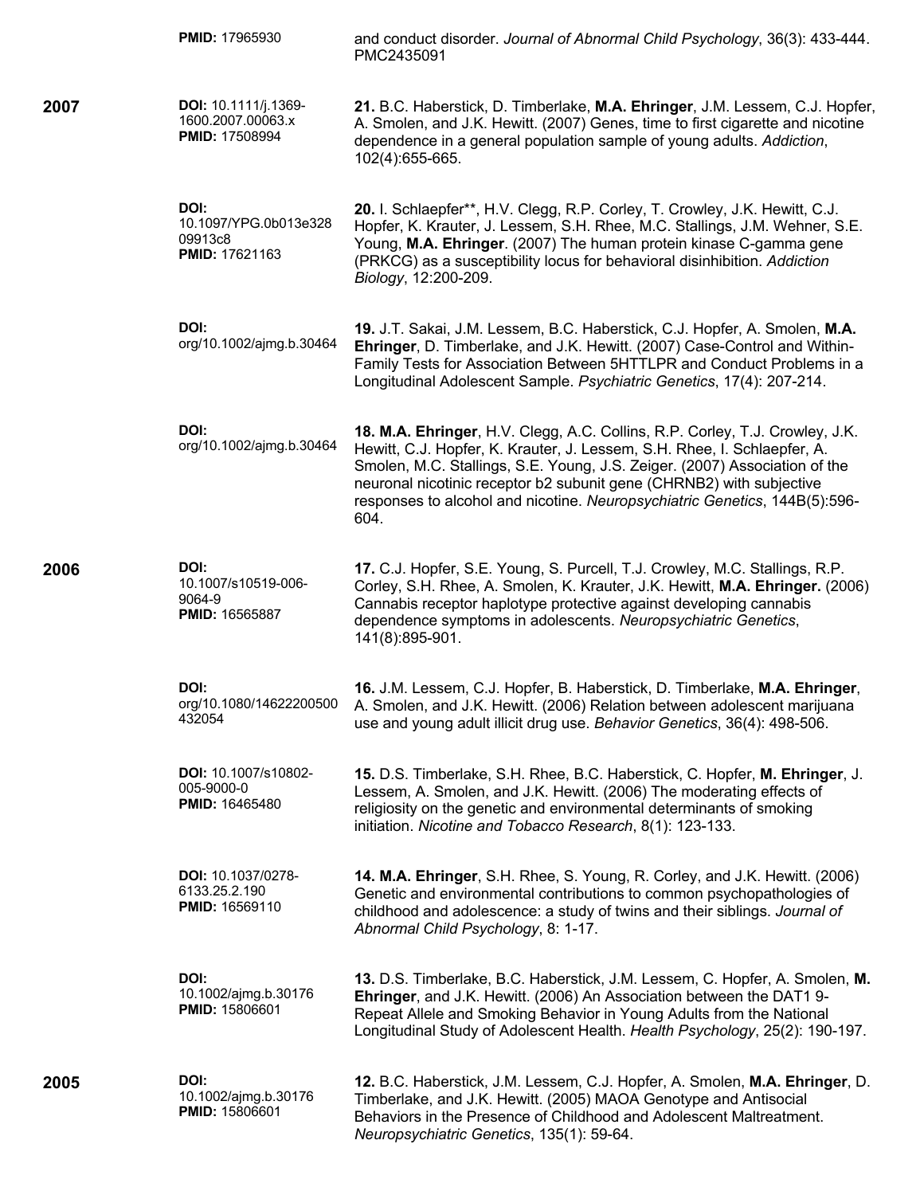| | | |
|---|---|---|
| | **PMID:** 17965930 | and conduct disorder. *Journal of Abnormal Child Psychology*, 36(3): 433-444. PMC2435091 |
| **2007** | **DOI:** 10.1111/j.1369-1600.2007.00063.x **PMID:** 17508994 | **21.** B.C. Haberstick, D. Timberlake, **M.A. Ehringer**, J.M. Lessem, C.J. Hopfer, A. Smolen, and J.K. Hewitt. (2007) Genes, time to first cigarette and nicotine dependence in a general population sample of young adults. *Addiction*, 102(4):655-665. |
| | **DOI:** 10.1097/YPG.0b013e32809913c8 **PMID:** 17621163 | **20.** I. Schlaepfer**, H.V. Clegg, R.P. Corley, T. Crowley, J.K. Hewitt, C.J. Hopfer, K. Krauter, J. Lessem, S.H. Rhee, M.C. Stallings, J.M. Wehner, S.E. Young, **M.A. Ehringer**. (2007) The human protein kinase C-gamma gene (PRKCG) as a susceptibility locus for behavioral disinhibition. *Addiction Biology*, 12:200-209. |
| | **DOI:** org/10.1002/ajmg.b.30464 | **19.** J.T. Sakai, J.M. Lessem, B.C. Haberstick, C.J. Hopfer, A. Smolen, **M.A. Ehringer**, D. Timberlake, and J.K. Hewitt. (2007) Case-Control and Within-Family Tests for Association Between 5HTTLPR and Conduct Problems in a Longitudinal Adolescent Sample. *Psychiatric Genetics*, 17(4): 207-214. |
| | **DOI:** org/10.1002/ajmg.b.30464 | **18. M.A. Ehringer**, H.V. Clegg, A.C. Collins, R.P. Corley, T.J. Crowley, J.K. Hewitt, C.J. Hopfer, K. Krauter, J. Lessem, S.H. Rhee, I. Schlaepfer, A. Smolen, M.C. Stallings, S.E. Young, J.S. Zeiger. (2007) Association of the neuronal nicotinic receptor b2 subunit gene (CHRNB2) with subjective responses to alcohol and nicotine. *Neuropsychiatric Genetics*, 144B(5):596-604. |
| **2006** | **DOI:** 10.1007/s10519-006-9064-9 **PMID:** 16565887 | **17.** C.J. Hopfer, S.E. Young, S. Purcell, T.J. Crowley, M.C. Stallings, R.P. Corley, S.H. Rhee, A. Smolen, K. Krauter, J.K. Hewitt, **M.A. Ehringer.** (2006) Cannabis receptor haplotype protective against developing cannabis dependence symptoms in adolescents. *Neuropsychiatric Genetics*, 141(8):895-901. |
| | **DOI:** org/10.1080/14622200500432054 | **16.** J.M. Lessem, C.J. Hopfer, B. Haberstick, D. Timberlake, **M.A. Ehringer**, A. Smolen, and J.K. Hewitt. (2006) Relation between adolescent marijuana use and young adult illicit drug use. *Behavior Genetics*, 36(4): 498-506. |
| | **DOI:** 10.1007/s10802-005-9000-0 **PMID:** 16465480 | **15.** D.S. Timberlake, S.H. Rhee, B.C. Haberstick, C. Hopfer, **M. Ehringer**, J. Lessem, A. Smolen, and J.K. Hewitt. (2006) The moderating effects of religiosity on the genetic and environmental determinants of smoking initiation. *Nicotine and Tobacco Research*, 8(1): 123-133. |
| | **DOI:** 10.1037/0278-6133.25.2.190 **PMID:** 16569110 | **14. M.A. Ehringer**, S.H. Rhee, S. Young, R. Corley, and J.K. Hewitt. (2006) Genetic and environmental contributions to common psychopathologies of childhood and adolescence: a study of twins and their siblings. *Journal of Abnormal Child Psychology*, 8: 1-17. |
| | **DOI:** 10.1002/ajmg.b.30176 **PMID:** 15806601 | **13.** D.S. Timberlake, B.C. Haberstick, J.M. Lessem, C. Hopfer, A. Smolen, **M. Ehringer**, and J.K. Hewitt. (2006) An Association between the DAT1 9-Repeat Allele and Smoking Behavior in Young Adults from the National Longitudinal Study of Adolescent Health. *Health Psychology*, 25(2): 190-197. |
| **2005** | **DOI:** 10.1002/ajmg.b.30176 **PMID:** 15806601 | **12.** B.C. Haberstick, J.M. Lessem, C.J. Hopfer, A. Smolen, **M.A. Ehringer**, D. Timberlake, and J.K. Hewitt. (2005) MAOA Genotype and Antisocial Behaviors in the Presence of Childhood and Adolescent Maltreatment. *Neuropsychiatric Genetics*, 135(1): 59-64. |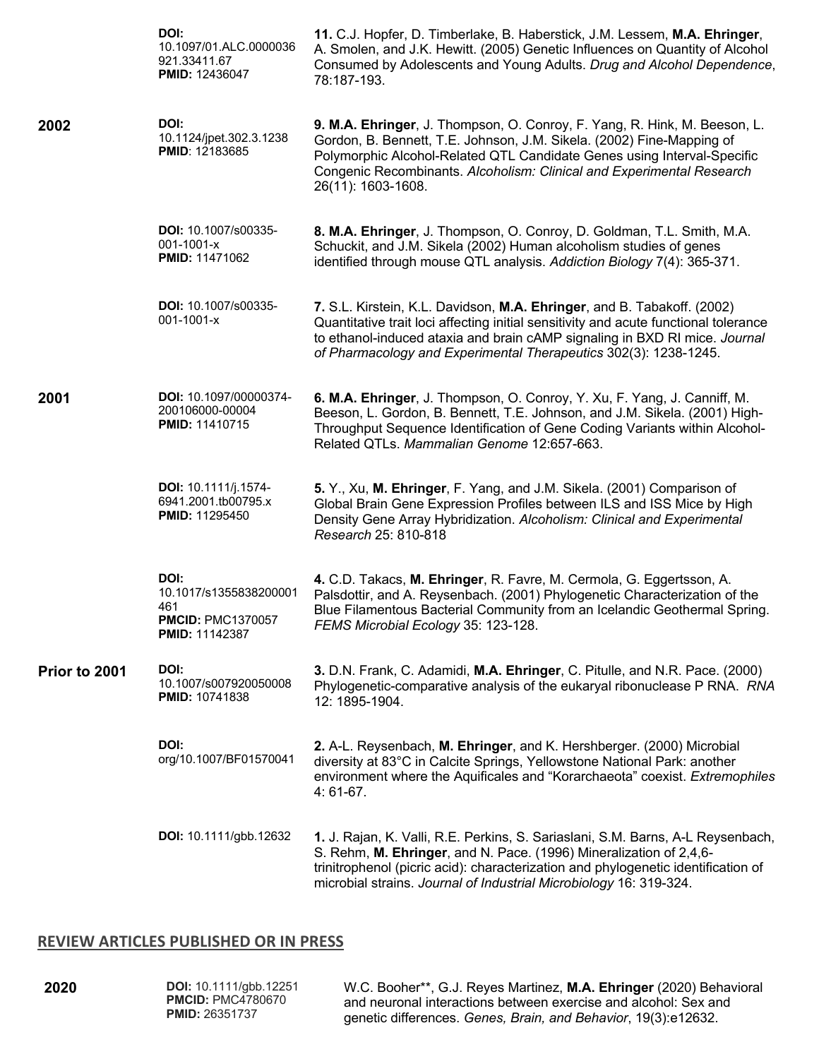| | | |
|---|---|---|
| | **DOI:** 10.1097/01.ALC.0000036921.33411.67 **PMID:** 12436047 | **11.** C.J. Hopfer, D. Timberlake, B. Haberstick, J.M. Lessem, **M.A. Ehringer**, A. Smolen, and J.K. Hewitt. (2005) Genetic Influences on Quantity of Alcohol Consumed by Adolescents and Young Adults. *Drug and Alcohol Dependence*, 78:187-193. |
| **2002** | **DOI:** 10.1124/jpet.302.3.1238 **PMID**: 12183685 | **9. M.A. Ehringer**, J. Thompson, O. Conroy, F. Yang, R. Hink, M. Beeson, L. Gordon, B. Bennett, T.E. Johnson, J.M. Sikela. (2002) Fine-Mapping of Polymorphic Alcohol-Related QTL Candidate Genes using Interval-Specific Congenic Recombinants. *Alcoholism: Clinical and Experimental Research* 26(11): 1603-1608. |
| | **DOI:** 10.1007/s00335-001-1001-x **PMID:** 11471062 | **8. M.A. Ehringer**, J. Thompson, O. Conroy, D. Goldman, T.L. Smith, M.A. Schuckit, and J.M. Sikela (2002) Human alcoholism studies of genes identified through mouse QTL analysis. *Addiction Biology* 7(4): 365-371. |
| | **DOI:** 10.1007/s00335-001-1001-x | **7.** S.L. Kirstein, K.L. Davidson, **M.A. Ehringer**, and B. Tabakoff. (2002) Quantitative trait loci affecting initial sensitivity and acute functional tolerance to ethanol-induced ataxia and brain cAMP signaling in BXD RI mice. *Journal of Pharmacology and Experimental Therapeutics* 302(3): 1238-1245. |
| **2001** | **DOI:** 10.1097/00000374-200106000-00004 **PMID:** 11410715 | **6. M.A. Ehringer**, J. Thompson, O. Conroy, Y. Xu, F. Yang, J. Canniff, M. Beeson, L. Gordon, B. Bennett, T.E. Johnson, and J.M. Sikela. (2001) High-Throughput Sequence Identification of Gene Coding Variants within Alcohol-Related QTLs. *Mammalian Genome* 12:657-663. |
| | **DOI:** 10.1111/j.1574-6941.2001.tb00795.x **PMID:** 11295450 | **5.** Y., Xu, **M. Ehringer**, F. Yang, and J.M. Sikela. (2001) Comparison of Global Brain Gene Expression Profiles between ILS and ISS Mice by High Density Gene Array Hybridization. *Alcoholism: Clinical and Experimental Research* 25: 810-818 |
| | **DOI:** 10.1017/s1355838200001461 **PMCID:** PMC1370057 **PMID:** 11142387 | **4.** C.D. Takacs, **M. Ehringer**, R. Favre, M. Cermola, G. Eggertsson, A. Palsdottir, and A. Reysenbach. (2001) Phylogenetic Characterization of the Blue Filamentous Bacterial Community from an Icelandic Geothermal Spring. *FEMS Microbial Ecology* 35: 123-128. |
| **Prior to 2001** | **DOI:** 10.1007/s007920050008 **PMID:** 10741838 | **3.** D.N. Frank, C. Adamidi, **M.A. Ehringer**, C. Pitulle, and N.R. Pace. (2000) Phylogenetic-comparative analysis of the eukaryal ribonuclease P RNA. *RNA* 12: 1895-1904. |
| | **DOI:** org/10.1007/BF01570041 | **2.** A-L. Reysenbach, **M. Ehringer**, and K. Hershberger. (2000) Microbial diversity at 83°C in Calcite Springs, Yellowstone National Park: another environment where the Aquificales and "Korarchaeota" coexist. *Extremophiles* 4: 61-67. |
| | **DOI:** 10.1111/gbb.12632 | **1.** J. Rajan, K. Valli, R.E. Perkins, S. Sariaslani, S.M. Barns, A-L Reysenbach, S. Rehm, **M. Ehringer**, and N. Pace. (1996) Mineralization of 2,4,6-trinitrophenol (picric acid): characterization and phylogenetic identification of microbial strains. *Journal of Industrial Microbiology* 16: 319-324. |

## REVIEW ARTICLES PUBLISHED OR IN PRESS

| | | |
|---|---|---|
| **2020** | **DOI:** 10.1111/gbb.12251 **PMCID:** PMC4780670 **PMID:** 26351737 | W.C. Booher**, G.J. Reyes Martinez, **M.A. Ehringer** (2020) Behavioral and neuronal interactions between exercise and alcohol: Sex and genetic differences. *Genes, Brain, and Behavior*, 19(3):e12632. |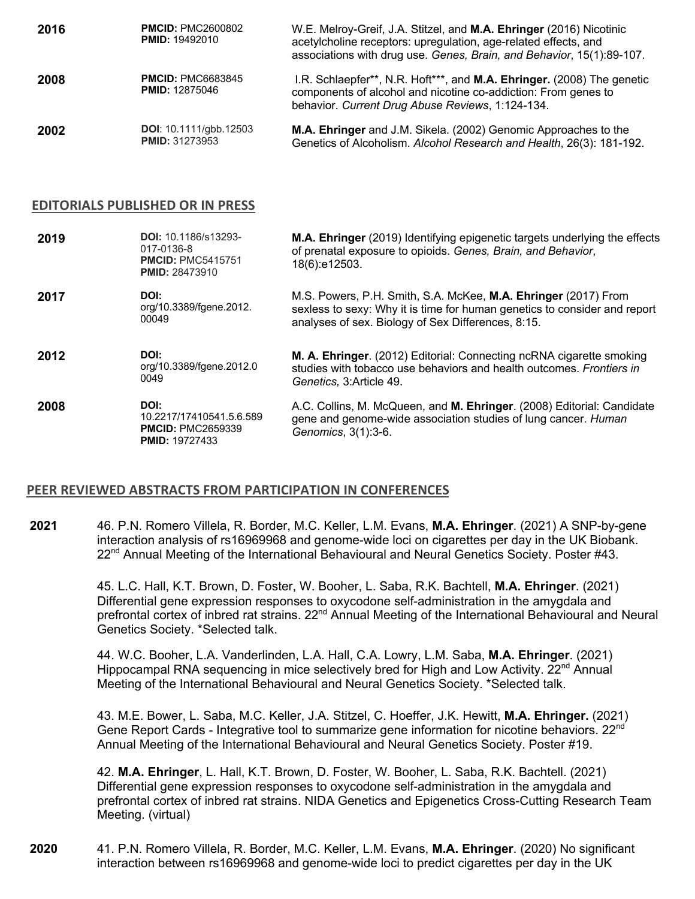| | | |
|---|---|---|
| **2016** | **PMCID:** PMC2600802 **PMID:** 19492010 | W.E. Melroy-Greif, J.A. Stitzel, and **M.A. Ehringer** (2016) Nicotinic acetylcholine receptors: upregulation, age-related effects, and associations with drug use. *Genes, Brain, and Behavior*, 15(1):89-107. |
| **2008** | **PMCID:** PMC6683845 **PMID:** 12875046 | I.R. Schlaepfer**, N.R. Hoft***, and **M.A. Ehringer.** (2008) The genetic components of alcohol and nicotine co-addiction: From genes to behavior. *Current Drug Abuse Reviews*, 1:124-134. |
| **2002** | **DOI**: 10.1111/gbb.12503 **PMID:** 31273953 | **M.A. Ehringer** and J.M. Sikela. (2002) Genomic Approaches to the Genetics of Alcoholism. *Alcohol Research and Health*, 26(3): 181-192. |

## EDITORIALS PUBLISHED OR IN PRESS

| | | |
|---|---|---|
| **2019** | **DOI:** 10.1186/s13293-017-0136-8 **PMCID:** PMC5415751 **PMID:** 28473910 | **M.A. Ehringer** (2019) Identifying epigenetic targets underlying the effects of prenatal exposure to opioids. *Genes, Brain, and Behavior*, 18(6):e12503. |
| **2017** | **DOI:** org/10.3389/fgene.2012.00049 | M.S. Powers, P.H. Smith, S.A. McKee, **M.A. Ehringer** (2017) From sexless to sexy: Why it is time for human genetics to consider and report analyses of sex. Biology of Sex Differences, 8:15. |
| **2012** | **DOI:** org/10.3389/fgene.2012.00049 | **M. A. Ehringer**. (2012) Editorial: Connecting ncRNA cigarette smoking studies with tobacco use behaviors and health outcomes. *Frontiers in Genetics,* 3:Article 49. |
| **2008** | **DOI:** 10.2217/17410541.5.6.589 **PMCID:** PMC2659339 **PMID:** 19727433 | A.C. Collins, M. McQueen, and **M. Ehringer**. (2008) Editorial: Candidate gene and genome-wide association studies of lung cancer. *Human Genomics*, 3(1):3-6. |

## PEER REVIEWED ABSTRACTS FROM PARTICIPATION IN CONFERENCES

**2021**

46. P.N. Romero Villela, R. Border, M.C. Keller, L.M. Evans, **M.A. Ehringer**. (2021) A SNP-by-gene interaction analysis of rs16969968 and genome-wide loci on cigarettes per day in the UK Biobank. 22nd Annual Meeting of the International Behavioural and Neural Genetics Society. Poster #43.

45. L.C. Hall, K.T. Brown, D. Foster, W. Booher, L. Saba, R.K. Bachtell, **M.A. Ehringer**. (2021) Differential gene expression responses to oxycodone self-administration in the amygdala and prefrontal cortex of inbred rat strains. 22nd Annual Meeting of the International Behavioural and Neural Genetics Society. *Selected talk.

44. W.C. Booher, L.A. Vanderlinden, L.A. Hall, C.A. Lowry, L.M. Saba, **M.A. Ehringer**. (2021) Hippocampal RNA sequencing in mice selectively bred for High and Low Activity. 22nd Annual Meeting of the International Behavioural and Neural Genetics Society. *Selected talk.

43. M.E. Bower, L. Saba, M.C. Keller, J.A. Stitzel, C. Hoeffer, J.K. Hewitt, **M.A. Ehringer.** (2021) Gene Report Cards - Integrative tool to summarize gene information for nicotine behaviors. 22nd Annual Meeting of the International Behavioural and Neural Genetics Society. Poster #19.

42. **M.A. Ehringer**, L. Hall, K.T. Brown, D. Foster, W. Booher, L. Saba, R.K. Bachtell. (2021) Differential gene expression responses to oxycodone self-administration in the amygdala and prefrontal cortex of inbred rat strains. NIDA Genetics and Epigenetics Cross-Cutting Research Team Meeting. (virtual)

**2020**

41. P.N. Romero Villela, R. Border, M.C. Keller, L.M. Evans, **M.A. Ehringer**. (2020) No significant interaction between rs16969968 and genome-wide loci to predict cigarettes per day in the UK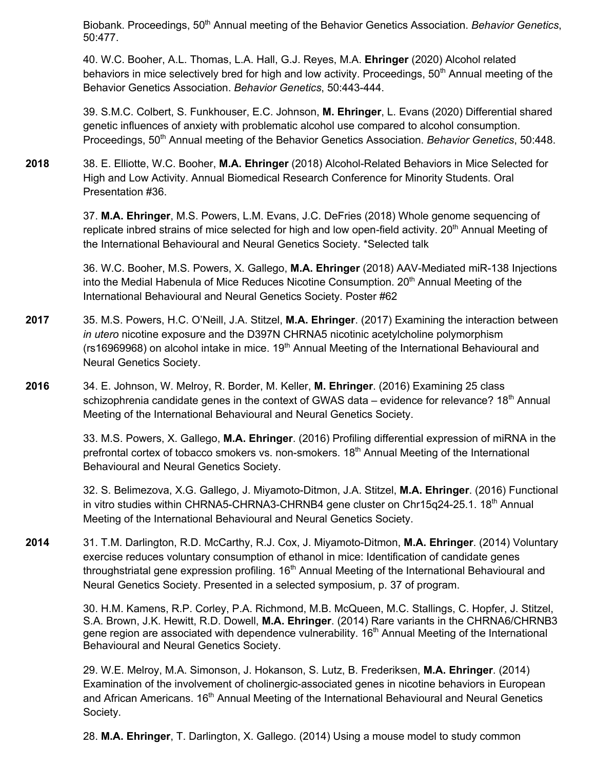Biobank. Proceedings, 50th Annual meeting of the Behavior Genetics Association. *Behavior Genetics*, 50:477.

40. W.C. Booher, A.L. Thomas, L.A. Hall, G.J. Reyes, M.A. **Ehringer** (2020) Alcohol related behaviors in mice selectively bred for high and low activity. Proceedings, 50th Annual meeting of the Behavior Genetics Association. *Behavior Genetics*, 50:443-444.

39. S.M.C. Colbert, S. Funkhouser, E.C. Johnson, **M. Ehringer**, L. Evans (2020) Differential shared genetic influences of anxiety with problematic alcohol use compared to alcohol consumption. Proceedings, 50th Annual meeting of the Behavior Genetics Association. *Behavior Genetics*, 50:448.

**2018**

38. E. Elliotte, W.C. Booher, **M.A. Ehringer** (2018) Alcohol-Related Behaviors in Mice Selected for High and Low Activity. Annual Biomedical Research Conference for Minority Students. Oral Presentation #36.

37. **M.A. Ehringer**, M.S. Powers, L.M. Evans, J.C. DeFries (2018) Whole genome sequencing of replicate inbred strains of mice selected for high and low open-field activity. 20th Annual Meeting of the International Behavioural and Neural Genetics Society. *Selected talk

36. W.C. Booher, M.S. Powers, X. Gallego, **M.A. Ehringer** (2018) AAV-Mediated miR-138 Injections into the Medial Habenula of Mice Reduces Nicotine Consumption. 20th Annual Meeting of the International Behavioural and Neural Genetics Society. Poster #62

**2017**

35. M.S. Powers, H.C. O'Neill, J.A. Stitzel, **M.A. Ehringer**. (2017) Examining the interaction between *in utero* nicotine exposure and the D397N CHRNA5 nicotinic acetylcholine polymorphism (rs16969968) on alcohol intake in mice. 19th Annual Meeting of the International Behavioural and Neural Genetics Society.

**2016**

34. E. Johnson, W. Melroy, R. Border, M. Keller, **M. Ehringer**. (2016) Examining 25 class schizophrenia candidate genes in the context of GWAS data – evidence for relevance? 18th Annual Meeting of the International Behavioural and Neural Genetics Society.

33. M.S. Powers, X. Gallego, **M.A. Ehringer**. (2016) Profiling differential expression of miRNA in the prefrontal cortex of tobacco smokers vs. non-smokers. 18th Annual Meeting of the International Behavioural and Neural Genetics Society.

32. S. Belimezova, X.G. Gallego, J. Miyamoto-Ditmon, J.A. Stitzel, **M.A. Ehringer**. (2016) Functional in vitro studies within CHRNA5-CHRNA3-CHRNB4 gene cluster on Chr15q24-25.1. 18th Annual Meeting of the International Behavioural and Neural Genetics Society.

**2014**

31. T.M. Darlington, R.D. McCarthy, R.J. Cox, J. Miyamoto-Ditmon, **M.A. Ehringer**. (2014) Voluntary exercise reduces voluntary consumption of ethanol in mice: Identification of candidate genes throughstriatal gene expression profiling. 16th Annual Meeting of the International Behavioural and Neural Genetics Society. Presented in a selected symposium, p. 37 of program.

30. H.M. Kamens, R.P. Corley, P.A. Richmond, M.B. McQueen, M.C. Stallings, C. Hopfer, J. Stitzel, S.A. Brown, J.K. Hewitt, R.D. Dowell, **M.A. Ehringer**. (2014) Rare variants in the CHRNA6/CHRNB3 gene region are associated with dependence vulnerability. 16th Annual Meeting of the International Behavioural and Neural Genetics Society.

29. W.E. Melroy, M.A. Simonson, J. Hokanson, S. Lutz, B. Frederiksen, **M.A. Ehringer**. (2014) Examination of the involvement of cholinergic-associated genes in nicotine behaviors in European and African Americans. 16th Annual Meeting of the International Behavioural and Neural Genetics Society.

28. **M.A. Ehringer**, T. Darlington, X. Gallego. (2014) Using a mouse model to study common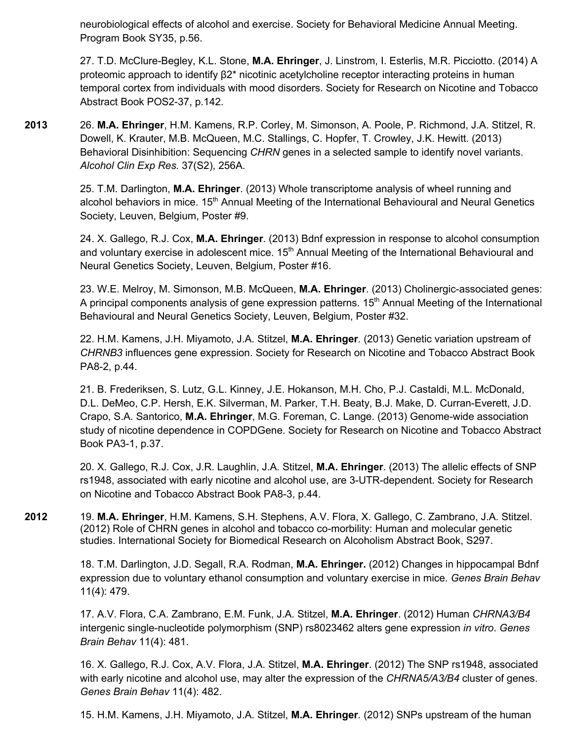neurobiological effects of alcohol and exercise. Society for Behavioral Medicine Annual Meeting. Program Book SY35, p.56.

27. T.D. McClure-Begley, K.L. Stone, **M.A. Ehringer**, J. Linstrom, I. Esterlis, M.R. Picciotto. (2014) A proteomic approach to identify β2* nicotinic acetylcholine receptor interacting proteins in human temporal cortex from individuals with mood disorders. Society for Research on Nicotine and Tobacco Abstract Book POS2-37, p.142.

**2013**

26. **M.A. Ehringer**, H.M. Kamens, R.P. Corley, M. Simonson, A. Poole, P. Richmond, J.A. Stitzel, R. Dowell, K. Krauter, M.B. McQueen, M.C. Stallings, C. Hopfer, T. Crowley, J.K. Hewitt. (2013) Behavioral Disinhibition: Sequencing *CHRN* genes in a selected sample to identify novel variants. *Alcohol Clin Exp Res.* 37(S2), 256A.

25. T.M. Darlington, **M.A. Ehringer**. (2013) Whole transcriptome analysis of wheel running and alcohol behaviors in mice. 15th Annual Meeting of the International Behavioural and Neural Genetics Society, Leuven, Belgium, Poster #9.

24. X. Gallego, R.J. Cox, **M.A. Ehringer**. (2013) Bdnf expression in response to alcohol consumption and voluntary exercise in adolescent mice. 15th Annual Meeting of the International Behavioural and Neural Genetics Society, Leuven, Belgium, Poster #16.

23. W.E. Melroy, M. Simonson, M.B. McQueen, **M.A. Ehringer**. (2013) Cholinergic-associated genes: A principal components analysis of gene expression patterns. 15th Annual Meeting of the International Behavioural and Neural Genetics Society, Leuven, Belgium, Poster #32.

22. H.M. Kamens, J.H. Miyamoto, J.A. Stitzel, **M.A. Ehringer**. (2013) Genetic variation upstream of *CHRNB3* influences gene expression. Society for Research on Nicotine and Tobacco Abstract Book PA8-2, p.44.

21. B. Frederiksen, S. Lutz, G.L. Kinney, J.E. Hokanson, M.H. Cho, P.J. Castaldi, M.L. McDonald, D.L. DeMeo, C.P. Hersh, E.K. Silverman, M. Parker, T.H. Beaty, B.J. Make, D. Curran-Everett, J.D. Crapo, S.A. Santorico, **M.A. Ehringer**, M.G. Foreman, C. Lange. (2013) Genome-wide association study of nicotine dependence in COPDGene. Society for Research on Nicotine and Tobacco Abstract Book PA3-1, p.37.

20. X. Gallego, R.J. Cox, J.R. Laughlin, J.A. Stitzel, **M.A. Ehringer**. (2013) The allelic effects of SNP rs1948, associated with early nicotine and alcohol use, are 3-UTR-dependent. Society for Research on Nicotine and Tobacco Abstract Book PA8-3, p.44.

**2012**

19. **M.A. Ehringer**, H.M. Kamens, S.H. Stephens, A.V. Flora, X. Gallego, C. Zambrano, J.A. Stitzel. (2012) Role of CHRN genes in alcohol and tobacco co-morbidity: Human and molecular genetic studies. International Society for Biomedical Research on Alcoholism Abstract Book, S297.

18. T.M. Darlington, J.D. Segall, R.A. Rodman, **M.A. Ehringer.** (2012) Changes in hippocampal Bdnf expression due to voluntary ethanol consumption and voluntary exercise in mice. *Genes Brain Behav* 11(4): 479.

17. A.V. Flora, C.A. Zambrano, E.M. Funk, J.A. Stitzel, **M.A. Ehringer**. (2012) Human *CHRNA3/B4* intergenic single-nucleotide polymorphism (SNP) rs8023462 alters gene expression *in vitro*. *Genes Brain Behav* 11(4): 481.

16. X. Gallego, R.J. Cox, A.V. Flora, J.A. Stitzel, **M.A. Ehringer**. (2012) The SNP rs1948, associated with early nicotine and alcohol use, may alter the expression of the *CHRNA5/A3/B4* cluster of genes. *Genes Brain Behav* 11(4): 482.

15. H.M. Kamens, J.H. Miyamoto, J.A. Stitzel, **M.A. Ehringer**. (2012) SNPs upstream of the human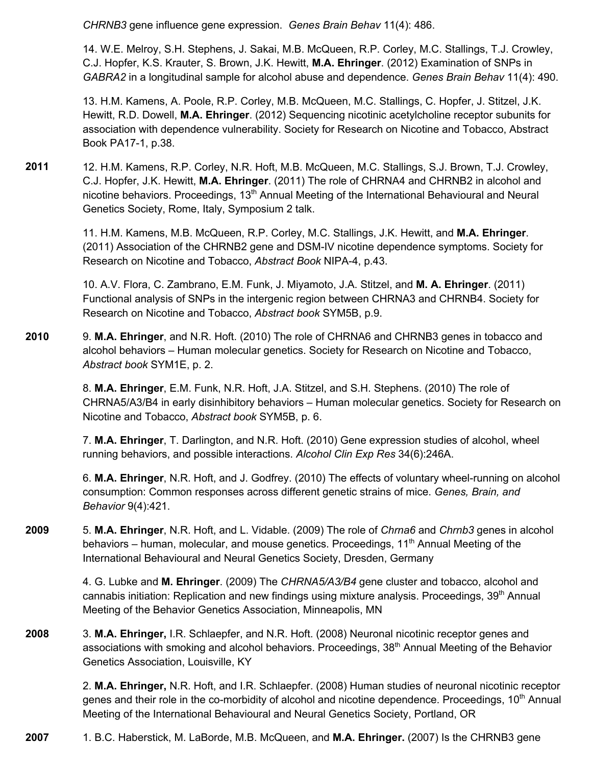*CHRNB3* gene influence gene expression. *Genes Brain Behav* 11(4): 486.

14. W.E. Melroy, S.H. Stephens, J. Sakai, M.B. McQueen, R.P. Corley, M.C. Stallings, T.J. Crowley, C.J. Hopfer, K.S. Krauter, S. Brown, J.K. Hewitt, **M.A. Ehringer**. (2012) Examination of SNPs in *GABRA2* in a longitudinal sample for alcohol abuse and dependence. *Genes Brain Behav* 11(4): 490.

13. H.M. Kamens, A. Poole, R.P. Corley, M.B. McQueen, M.C. Stallings, C. Hopfer, J. Stitzel, J.K. Hewitt, R.D. Dowell, **M.A. Ehringer**. (2012) Sequencing nicotinic acetylcholine receptor subunits for association with dependence vulnerability. Society for Research on Nicotine and Tobacco, Abstract Book PA17-1, p.38.

**2011**

12. H.M. Kamens, R.P. Corley, N.R. Hoft, M.B. McQueen, M.C. Stallings, S.J. Brown, T.J. Crowley, C.J. Hopfer, J.K. Hewitt, **M.A. Ehringer**. (2011) The role of CHRNA4 and CHRNB2 in alcohol and nicotine behaviors. Proceedings, 13th Annual Meeting of the International Behavioural and Neural Genetics Society, Rome, Italy, Symposium 2 talk.

11. H.M. Kamens, M.B. McQueen, R.P. Corley, M.C. Stallings, J.K. Hewitt, and **M.A. Ehringer**. (2011) Association of the CHRNB2 gene and DSM-IV nicotine dependence symptoms. Society for Research on Nicotine and Tobacco, *Abstract Book* NIPA-4, p.43.

10. A.V. Flora, C. Zambrano, E.M. Funk, J. Miyamoto, J.A. Stitzel, and **M. A. Ehringer**. (2011) Functional analysis of SNPs in the intergenic region between CHRNA3 and CHRNB4. Society for Research on Nicotine and Tobacco, *Abstract book* SYM5B, p.9.

**2010**

9. **M.A. Ehringer**, and N.R. Hoft. (2010) The role of CHRNA6 and CHRNB3 genes in tobacco and alcohol behaviors – Human molecular genetics. Society for Research on Nicotine and Tobacco, *Abstract book* SYM1E, p. 2.

8. **M.A. Ehringer**, E.M. Funk, N.R. Hoft, J.A. Stitzel, and S.H. Stephens. (2010) The role of CHRNA5/A3/B4 in early disinhibitory behaviors – Human molecular genetics. Society for Research on Nicotine and Tobacco, *Abstract book* SYM5B, p. 6.

7. **M.A. Ehringer**, T. Darlington, and N.R. Hoft. (2010) Gene expression studies of alcohol, wheel running behaviors, and possible interactions. *Alcohol Clin Exp Res* 34(6):246A.

6. **M.A. Ehringer**, N.R. Hoft, and J. Godfrey. (2010) The effects of voluntary wheel-running on alcohol consumption: Common responses across different genetic strains of mice. *Genes, Brain, and Behavior* 9(4):421.

**2009**

5. **M.A. Ehringer**, N.R. Hoft, and L. Vidable. (2009) The role of *Chrna6* and *Chrnb3* genes in alcohol behaviors – human, molecular, and mouse genetics. Proceedings, 11th Annual Meeting of the International Behavioural and Neural Genetics Society, Dresden, Germany

4. G. Lubke and **M. Ehringer**. (2009) The *CHRNA5/A3/B4* gene cluster and tobacco, alcohol and cannabis initiation: Replication and new findings using mixture analysis. Proceedings, 39th Annual Meeting of the Behavior Genetics Association, Minneapolis, MN

**2008**

3. **M.A. Ehringer,** I.R. Schlaepfer, and N.R. Hoft. (2008) Neuronal nicotinic receptor genes and associations with smoking and alcohol behaviors. Proceedings, 38th Annual Meeting of the Behavior Genetics Association, Louisville, KY

2. **M.A. Ehringer,** N.R. Hoft, and I.R. Schlaepfer. (2008) Human studies of neuronal nicotinic receptor genes and their role in the co-morbidity of alcohol and nicotine dependence. Proceedings, 10th Annual Meeting of the International Behavioural and Neural Genetics Society, Portland, OR

**2007**

1. B.C. Haberstick, M. LaBorde, M.B. McQueen, and **M.A. Ehringer.** (2007) Is the CHRNB3 gene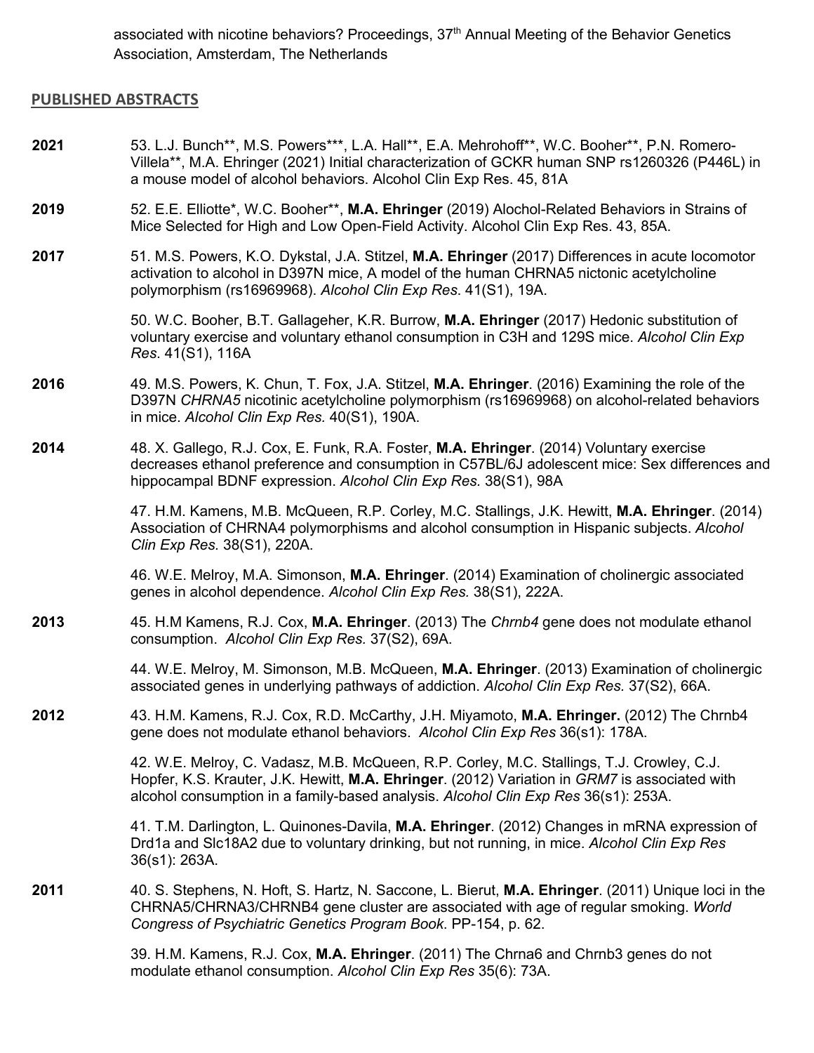associated with nicotine behaviors? Proceedings, 37th Annual Meeting of the Behavior Genetics Association, Amsterdam, The Netherlands

## PUBLISHED ABSTRACTS

**2021** 53. L.J. Bunch**, M.S. Powers***, L.A. Hall**, E.A. Mehrohoff**, W.C. Booher**, P.N. Romero-Villela**, M.A. Ehringer (2021) Initial characterization of GCKR human SNP rs1260326 (P446L) in a mouse model of alcohol behaviors. Alcohol Clin Exp Res. 45, 81A

**2019** 52. E.E. Elliotte*, W.C. Booher**, **M.A. Ehringer** (2019) Alochol-Related Behaviors in Strains of Mice Selected for High and Low Open-Field Activity. Alcohol Clin Exp Res. 43, 85A.

**2017** 51. M.S. Powers, K.O. Dykstal, J.A. Stitzel, **M.A. Ehringer** (2017) Differences in acute locomotor activation to alcohol in D397N mice, A model of the human CHRNA5 nictonic acetylcholine polymorphism (rs16969968). *Alcohol Clin Exp Res*. 41(S1), 19A.

50. W.C. Booher, B.T. Gallageher, K.R. Burrow, **M.A. Ehringer** (2017) Hedonic substitution of voluntary exercise and voluntary ethanol consumption in C3H and 129S mice. *Alcohol Clin Exp Res*. 41(S1), 116A

**2016** 49. M.S. Powers, K. Chun, T. Fox, J.A. Stitzel, **M.A. Ehringer**. (2016) Examining the role of the D397N *CHRNA5* nicotinic acetylcholine polymorphism (rs16969968) on alcohol-related behaviors in mice. *Alcohol Clin Exp Res.* 40(S1), 190A.

**2014** 48. X. Gallego, R.J. Cox, E. Funk, R.A. Foster, **M.A. Ehringer**. (2014) Voluntary exercise decreases ethanol preference and consumption in C57BL/6J adolescent mice: Sex differences and hippocampal BDNF expression. *Alcohol Clin Exp Res.* 38(S1), 98A

47. H.M. Kamens, M.B. McQueen, R.P. Corley, M.C. Stallings, J.K. Hewitt, **M.A. Ehringer**. (2014) Association of CHRNA4 polymorphisms and alcohol consumption in Hispanic subjects. *Alcohol Clin Exp Res.* 38(S1), 220A.

46. W.E. Melroy, M.A. Simonson, **M.A. Ehringer**. (2014) Examination of cholinergic associated genes in alcohol dependence. *Alcohol Clin Exp Res.* 38(S1), 222A.

**2013** 45. H.M Kamens, R.J. Cox, **M.A. Ehringer**. (2013) The *Chrnb4* gene does not modulate ethanol consumption. *Alcohol Clin Exp Res.* 37(S2), 69A.

44. W.E. Melroy, M. Simonson, M.B. McQueen, **M.A. Ehringer**. (2013) Examination of cholinergic associated genes in underlying pathways of addiction. *Alcohol Clin Exp Res.* 37(S2), 66A.

**2012** 43. H.M. Kamens, R.J. Cox, R.D. McCarthy, J.H. Miyamoto, **M.A. Ehringer.** (2012) The Chrnb4 gene does not modulate ethanol behaviors. *Alcohol Clin Exp Res* 36(s1): 178A.

42. W.E. Melroy, C. Vadasz, M.B. McQueen, R.P. Corley, M.C. Stallings, T.J. Crowley, C.J. Hopfer, K.S. Krauter, J.K. Hewitt, **M.A. Ehringer**. (2012) Variation in *GRM7* is associated with alcohol consumption in a family-based analysis. *Alcohol Clin Exp Res* 36(s1): 253A.

41. T.M. Darlington, L. Quinones-Davila, **M.A. Ehringer**. (2012) Changes in mRNA expression of Drd1a and Slc18A2 due to voluntary drinking, but not running, in mice. *Alcohol Clin Exp Res* 36(s1): 263A.

**2011** 40. S. Stephens, N. Hoft, S. Hartz, N. Saccone, L. Bierut, **M.A. Ehringer**. (2011) Unique loci in the CHRNA5/CHRNA3/CHRNB4 gene cluster are associated with age of regular smoking. *World Congress of Psychiatric Genetics Program Book*. PP-154, p. 62.

39. H.M. Kamens, R.J. Cox, **M.A. Ehringer**. (2011) The Chrna6 and Chrnb3 genes do not modulate ethanol consumption. *Alcohol Clin Exp Res* 35(6): 73A.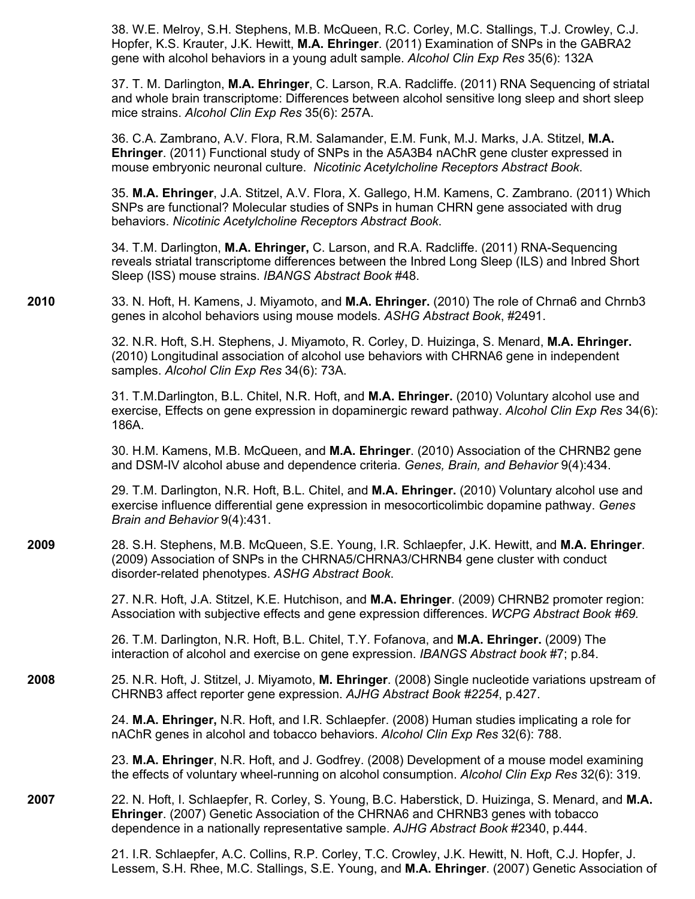38. W.E. Melroy, S.H. Stephens, M.B. McQueen, R.C. Corley, M.C. Stallings, T.J. Crowley, C.J. Hopfer, K.S. Krauter, J.K. Hewitt, **M.A. Ehringer**. (2011) Examination of SNPs in the GABRA2 gene with alcohol behaviors in a young adult sample. *Alcohol Clin Exp Res* 35(6): 132A

37. T. M. Darlington, **M.A. Ehringer**, C. Larson, R.A. Radcliffe. (2011) RNA Sequencing of striatal and whole brain transcriptome: Differences between alcohol sensitive long sleep and short sleep mice strains. *Alcohol Clin Exp Res* 35(6): 257A.

36. C.A. Zambrano, A.V. Flora, R.M. Salamander, E.M. Funk, M.J. Marks, J.A. Stitzel, **M.A. Ehringer**. (2011) Functional study of SNPs in the A5A3B4 nAChR gene cluster expressed in mouse embryonic neuronal culture. *Nicotinic Acetylcholine Receptors Abstract Book*.

35. **M.A. Ehringer**, J.A. Stitzel, A.V. Flora, X. Gallego, H.M. Kamens, C. Zambrano. (2011) Which SNPs are functional? Molecular studies of SNPs in human CHRN gene associated with drug behaviors. *Nicotinic Acetylcholine Receptors Abstract Book*.

34. T.M. Darlington, **M.A. Ehringer,** C. Larson, and R.A. Radcliffe. (2011) RNA-Sequencing reveals striatal transcriptome differences between the Inbred Long Sleep (ILS) and Inbred Short Sleep (ISS) mouse strains. *IBANGS Abstract Book* #48.

**2010**

33. N. Hoft, H. Kamens, J. Miyamoto, and **M.A. Ehringer.** (2010) The role of Chrna6 and Chrnb3 genes in alcohol behaviors using mouse models. *ASHG Abstract Book*, #2491.

32. N.R. Hoft, S.H. Stephens, J. Miyamoto, R. Corley, D. Huizinga, S. Menard, **M.A. Ehringer.** (2010) Longitudinal association of alcohol use behaviors with CHRNA6 gene in independent samples. *Alcohol Clin Exp Res* 34(6): 73A.

31. T.M.Darlington, B.L. Chitel, N.R. Hoft, and **M.A. Ehringer.** (2010) Voluntary alcohol use and exercise, Effects on gene expression in dopaminergic reward pathway. *Alcohol Clin Exp Res* 34(6): 186A.

30. H.M. Kamens, M.B. McQueen, and **M.A. Ehringer**. (2010) Association of the CHRNB2 gene and DSM-IV alcohol abuse and dependence criteria. *Genes, Brain, and Behavior* 9(4):434.

29. T.M. Darlington, N.R. Hoft, B.L. Chitel, and **M.A. Ehringer.** (2010) Voluntary alcohol use and exercise influence differential gene expression in mesocorticolimbic dopamine pathway. *Genes Brain and Behavior* 9(4):431.

**2009**

28. S.H. Stephens, M.B. McQueen, S.E. Young, I.R. Schlaepfer, J.K. Hewitt, and **M.A. Ehringer**. (2009) Association of SNPs in the CHRNA5/CHRNA3/CHRNB4 gene cluster with conduct disorder-related phenotypes. *ASHG Abstract Book.*

27. N.R. Hoft, J.A. Stitzel, K.E. Hutchison, and **M.A. Ehringer**. (2009) CHRNB2 promoter region: Association with subjective effects and gene expression differences. *WCPG Abstract Book #69.*

26. T.M. Darlington, N.R. Hoft, B.L. Chitel, T.Y. Fofanova, and **M.A. Ehringer.** (2009) The interaction of alcohol and exercise on gene expression. *IBANGS Abstract book* #7; p.84.

**2008**

25. N.R. Hoft, J. Stitzel, J. Miyamoto, **M. Ehringer**. (2008) Single nucleotide variations upstream of CHRNB3 affect reporter gene expression. *AJHG Abstract Book #2254*, p.427.

24. **M.A. Ehringer,** N.R. Hoft, and I.R. Schlaepfer. (2008) Human studies implicating a role for nAChR genes in alcohol and tobacco behaviors. *Alcohol Clin Exp Res* 32(6): 788.

23. **M.A. Ehringer**, N.R. Hoft, and J. Godfrey. (2008) Development of a mouse model examining the effects of voluntary wheel-running on alcohol consumption. *Alcohol Clin Exp Res* 32(6): 319.

**2007**

22. N. Hoft, I. Schlaepfer, R. Corley, S. Young, B.C. Haberstick, D. Huizinga, S. Menard, and **M.A. Ehringer**. (2007) Genetic Association of the CHRNA6 and CHRNB3 genes with tobacco dependence in a nationally representative sample. *AJHG Abstract Book* #2340, p.444.

21. I.R. Schlaepfer, A.C. Collins, R.P. Corley, T.C. Crowley, J.K. Hewitt, N. Hoft, C.J. Hopfer, J. Lessem, S.H. Rhee, M.C. Stallings, S.E. Young, and **M.A. Ehringer**. (2007) Genetic Association of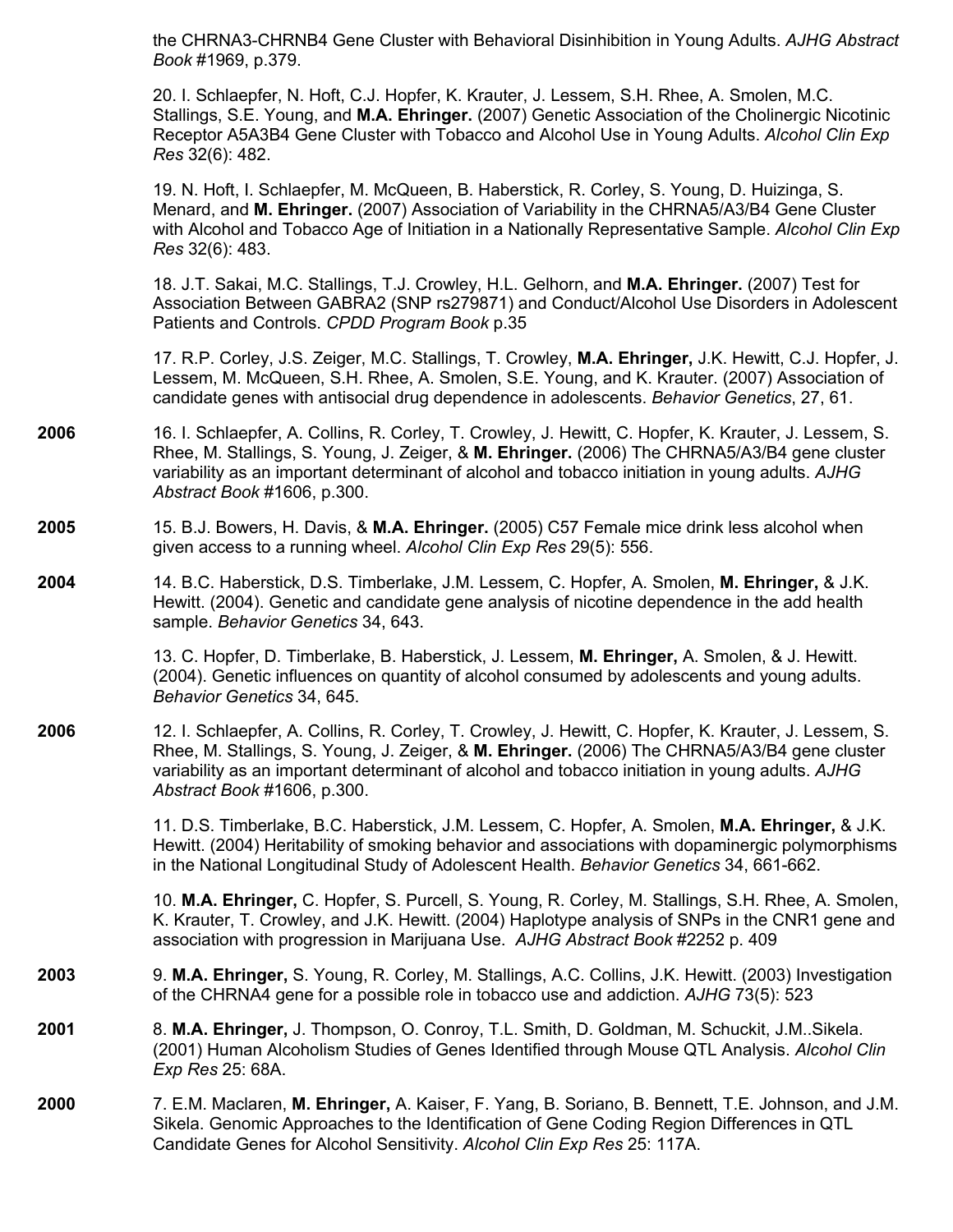the CHRNA3-CHRNB4 Gene Cluster with Behavioral Disinhibition in Young Adults. *AJHG Abstract Book* #1969, p.379.

20. I. Schlaepfer, N. Hoft, C.J. Hopfer, K. Krauter, J. Lessem, S.H. Rhee, A. Smolen, M.C. Stallings, S.E. Young, and **M.A. Ehringer.** (2007) Genetic Association of the Cholinergic Nicotinic Receptor A5A3B4 Gene Cluster with Tobacco and Alcohol Use in Young Adults. *Alcohol Clin Exp Res* 32(6): 482.

19. N. Hoft, I. Schlaepfer, M. McQueen, B. Haberstick, R. Corley, S. Young, D. Huizinga, S. Menard, and **M. Ehringer.** (2007) Association of Variability in the CHRNA5/A3/B4 Gene Cluster with Alcohol and Tobacco Age of Initiation in a Nationally Representative Sample. *Alcohol Clin Exp Res* 32(6): 483.

18. J.T. Sakai, M.C. Stallings, T.J. Crowley, H.L. Gelhorn, and **M.A. Ehringer.** (2007) Test for Association Between GABRA2 (SNP rs279871) and Conduct/Alcohol Use Disorders in Adolescent Patients and Controls. *CPDD Program Book* p.35

17. R.P. Corley, J.S. Zeiger, M.C. Stallings, T. Crowley, **M.A. Ehringer,** J.K. Hewitt, C.J. Hopfer, J. Lessem, M. McQueen, S.H. Rhee, A. Smolen, S.E. Young, and K. Krauter. (2007) Association of candidate genes with antisocial drug dependence in adolescents. *Behavior Genetics*, 27, 61.

**2006** 16. I. Schlaepfer, A. Collins, R. Corley, T. Crowley, J. Hewitt, C. Hopfer, K. Krauter, J. Lessem, S. Rhee, M. Stallings, S. Young, J. Zeiger, & **M. Ehringer.** (2006) The CHRNA5/A3/B4 gene cluster variability as an important determinant of alcohol and tobacco initiation in young adults. *AJHG Abstract Book* #1606, p.300.

**2005** 15. B.J. Bowers, H. Davis, & **M.A. Ehringer.** (2005) C57 Female mice drink less alcohol when given access to a running wheel. *Alcohol Clin Exp Res* 29(5): 556.

**2004** 14. B.C. Haberstick, D.S. Timberlake, J.M. Lessem, C. Hopfer, A. Smolen, **M. Ehringer,** & J.K. Hewitt. (2004). Genetic and candidate gene analysis of nicotine dependence in the add health sample. *Behavior Genetics* 34, 643.

13. C. Hopfer, D. Timberlake, B. Haberstick, J. Lessem, **M. Ehringer,** A. Smolen, & J. Hewitt. (2004). Genetic influences on quantity of alcohol consumed by adolescents and young adults. *Behavior Genetics* 34, 645.

**2006** 12. I. Schlaepfer, A. Collins, R. Corley, T. Crowley, J. Hewitt, C. Hopfer, K. Krauter, J. Lessem, S. Rhee, M. Stallings, S. Young, J. Zeiger, & **M. Ehringer.** (2006) The CHRNA5/A3/B4 gene cluster variability as an important determinant of alcohol and tobacco initiation in young adults. *AJHG Abstract Book* #1606, p.300.

11. D.S. Timberlake, B.C. Haberstick, J.M. Lessem, C. Hopfer, A. Smolen, **M.A. Ehringer,** & J.K. Hewitt. (2004) Heritability of smoking behavior and associations with dopaminergic polymorphisms in the National Longitudinal Study of Adolescent Health. *Behavior Genetics* 34, 661-662.

10. **M.A. Ehringer,** C. Hopfer, S. Purcell, S. Young, R. Corley, M. Stallings, S.H. Rhee, A. Smolen, K. Krauter, T. Crowley, and J.K. Hewitt. (2004) Haplotype analysis of SNPs in the CNR1 gene and association with progression in Marijuana Use. *AJHG Abstract Book* #2252 p. 409

**2003** 9. **M.A. Ehringer,** S. Young, R. Corley, M. Stallings, A.C. Collins, J.K. Hewitt. (2003) Investigation of the CHRNA4 gene for a possible role in tobacco use and addiction. *AJHG* 73(5): 523

**2001** 8. **M.A. Ehringer,** J. Thompson, O. Conroy, T.L. Smith, D. Goldman, M. Schuckit, J.M..Sikela. (2001) Human Alcoholism Studies of Genes Identified through Mouse QTL Analysis. *Alcohol Clin Exp Res* 25: 68A.

**2000** 7. E.M. Maclaren, **M. Ehringer,** A. Kaiser, F. Yang, B. Soriano, B. Bennett, T.E. Johnson, and J.M. Sikela. Genomic Approaches to the Identification of Gene Coding Region Differences in QTL Candidate Genes for Alcohol Sensitivity. *Alcohol Clin Exp Res* 25: 117A.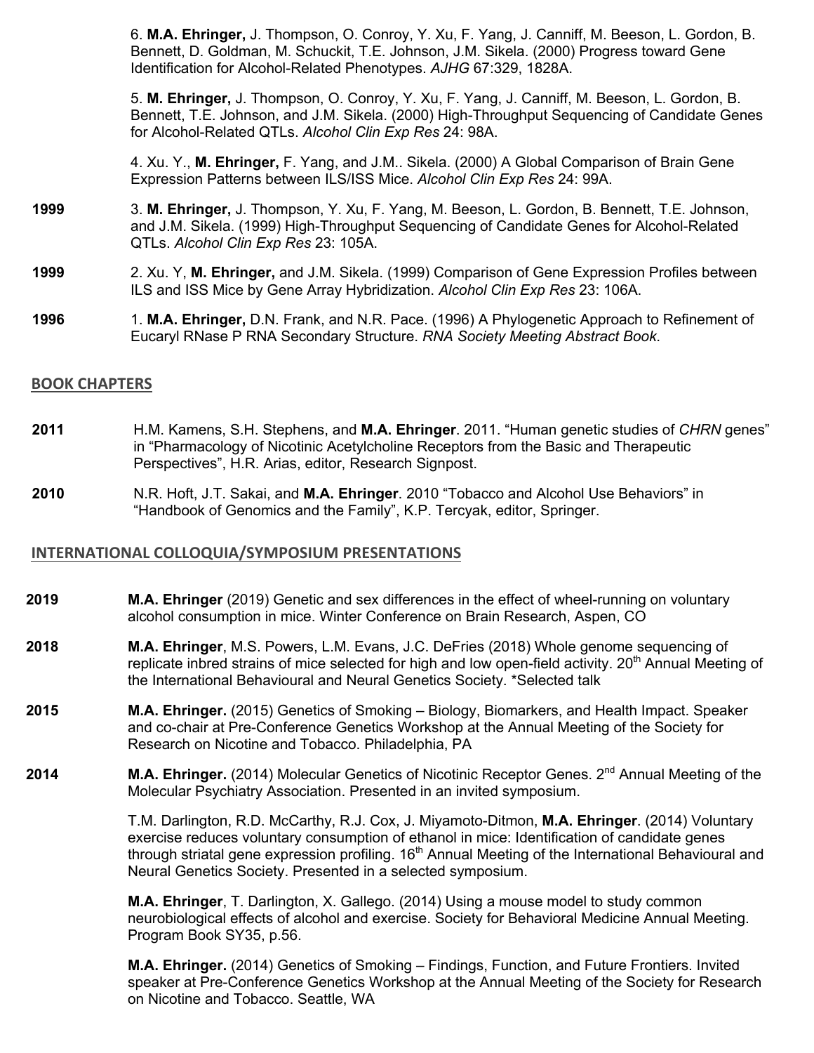6. **M.A. Ehringer,** J. Thompson, O. Conroy, Y. Xu, F. Yang, J. Canniff, M. Beeson, L. Gordon, B. Bennett, D. Goldman, M. Schuckit, T.E. Johnson, J.M. Sikela. (2000) Progress toward Gene Identification for Alcohol-Related Phenotypes. *AJHG* 67:329, 1828A.

5. **M. Ehringer,** J. Thompson, O. Conroy, Y. Xu, F. Yang, J. Canniff, M. Beeson, L. Gordon, B. Bennett, T.E. Johnson, and J.M. Sikela. (2000) High-Throughput Sequencing of Candidate Genes for Alcohol-Related QTLs. *Alcohol Clin Exp Res* 24: 98A.

4. Xu. Y., **M. Ehringer,** F. Yang, and J.M.. Sikela. (2000) A Global Comparison of Brain Gene Expression Patterns between ILS/ISS Mice. *Alcohol Clin Exp Res* 24: 99A.

**1999** 3. **M. Ehringer,** J. Thompson, Y. Xu, F. Yang, M. Beeson, L. Gordon, B. Bennett, T.E. Johnson, and J.M. Sikela. (1999) High-Throughput Sequencing of Candidate Genes for Alcohol-Related QTLs. *Alcohol Clin Exp Res* 23: 105A.

**1999** 2. Xu. Y, **M. Ehringer,** and J.M. Sikela. (1999) Comparison of Gene Expression Profiles between ILS and ISS Mice by Gene Array Hybridization. *Alcohol Clin Exp Res* 23: 106A.

**1996** 1. **M.A. Ehringer,** D.N. Frank, and N.R. Pace. (1996) A Phylogenetic Approach to Refinement of Eucaryl RNase P RNA Secondary Structure. *RNA Society Meeting Abstract Book.*

## BOOK CHAPTERS

**2011** H.M. Kamens, S.H. Stephens, and **M.A. Ehringer**. 2011. "Human genetic studies of *CHRN* genes" in "Pharmacology of Nicotinic Acetylcholine Receptors from the Basic and Therapeutic Perspectives", H.R. Arias, editor, Research Signpost.

**2010** N.R. Hoft, J.T. Sakai, and **M.A. Ehringer**. 2010 "Tobacco and Alcohol Use Behaviors" in "Handbook of Genomics and the Family", K.P. Tercyak, editor, Springer.

## INTERNATIONAL COLLOQUIA/SYMPOSIUM PRESENTATIONS

**2019** **M.A. Ehringer** (2019) Genetic and sex differences in the effect of wheel-running on voluntary alcohol consumption in mice. Winter Conference on Brain Research, Aspen, CO

**2018** **M.A. Ehringer**, M.S. Powers, L.M. Evans, J.C. DeFries (2018) Whole genome sequencing of replicate inbred strains of mice selected for high and low open-field activity. 20th Annual Meeting of the International Behavioural and Neural Genetics Society. *Selected talk

**2015** **M.A. Ehringer.** (2015) Genetics of Smoking – Biology, Biomarkers, and Health Impact. Speaker and co-chair at Pre-Conference Genetics Workshop at the Annual Meeting of the Society for Research on Nicotine and Tobacco. Philadelphia, PA

**2014** **M.A. Ehringer.** (2014) Molecular Genetics of Nicotinic Receptor Genes. 2nd Annual Meeting of the Molecular Psychiatry Association. Presented in an invited symposium.

T.M. Darlington, R.D. McCarthy, R.J. Cox, J. Miyamoto-Ditmon, **M.A. Ehringer**. (2014) Voluntary exercise reduces voluntary consumption of ethanol in mice: Identification of candidate genes through striatal gene expression profiling. 16th Annual Meeting of the International Behavioural and Neural Genetics Society. Presented in a selected symposium.

**M.A. Ehringer**, T. Darlington, X. Gallego. (2014) Using a mouse model to study common neurobiological effects of alcohol and exercise. Society for Behavioral Medicine Annual Meeting. Program Book SY35, p.56.

**M.A. Ehringer.** (2014) Genetics of Smoking – Findings, Function, and Future Frontiers. Invited speaker at Pre-Conference Genetics Workshop at the Annual Meeting of the Society for Research on Nicotine and Tobacco. Seattle, WA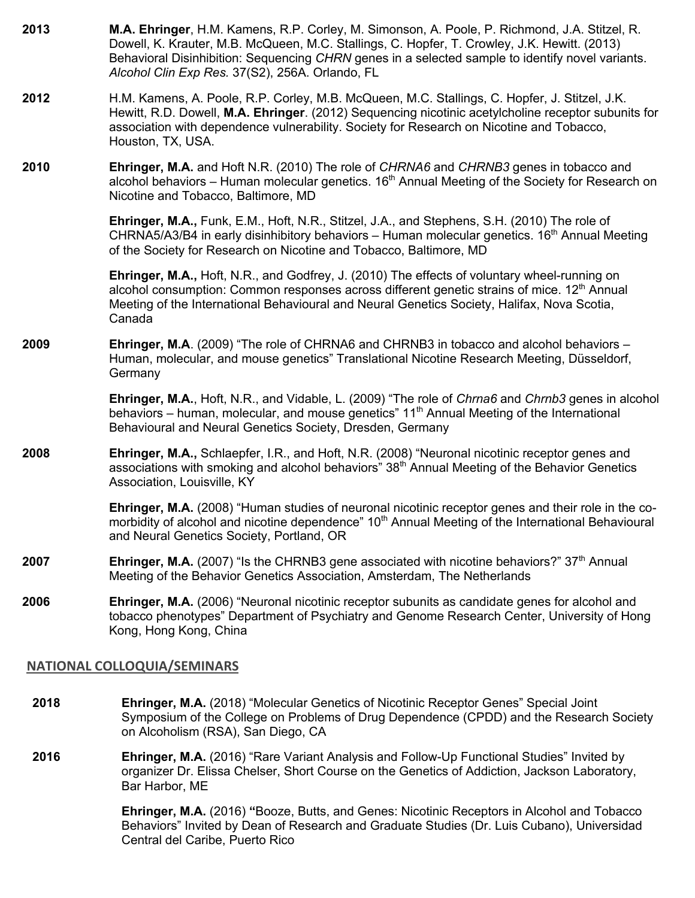**2013** **M.A. Ehringer**, H.M. Kamens, R.P. Corley, M. Simonson, A. Poole, P. Richmond, J.A. Stitzel, R. Dowell, K. Krauter, M.B. McQueen, M.C. Stallings, C. Hopfer, T. Crowley, J.K. Hewitt. (2013) Behavioral Disinhibition: Sequencing *CHRN* genes in a selected sample to identify novel variants. *Alcohol Clin Exp Res.* 37(S2), 256A. Orlando, FL

**2012** H.M. Kamens, A. Poole, R.P. Corley, M.B. McQueen, M.C. Stallings, C. Hopfer, J. Stitzel, J.K. Hewitt, R.D. Dowell, **M.A. Ehringer**. (2012) Sequencing nicotinic acetylcholine receptor subunits for association with dependence vulnerability. Society for Research on Nicotine and Tobacco, Houston, TX, USA.

**2010** **Ehringer, M.A.** and Hoft N.R. (2010) The role of *CHRNA6* and *CHRNB3* genes in tobacco and alcohol behaviors – Human molecular genetics. 16th Annual Meeting of the Society for Research on Nicotine and Tobacco, Baltimore, MD

**Ehringer, M.A.,** Funk, E.M., Hoft, N.R., Stitzel, J.A., and Stephens, S.H. (2010) The role of CHRNA5/A3/B4 in early disinhibitory behaviors – Human molecular genetics. 16th Annual Meeting of the Society for Research on Nicotine and Tobacco, Baltimore, MD

**Ehringer, M.A.,** Hoft, N.R., and Godfrey, J. (2010) The effects of voluntary wheel-running on alcohol consumption: Common responses across different genetic strains of mice. 12th Annual Meeting of the International Behavioural and Neural Genetics Society, Halifax, Nova Scotia, Canada

**2009** **Ehringer, M.A**. (2009) "The role of CHRNA6 and CHRNB3 in tobacco and alcohol behaviors – Human, molecular, and mouse genetics" Translational Nicotine Research Meeting, Düsseldorf, Germany

**Ehringer, M.A.**, Hoft, N.R., and Vidable, L. (2009) "The role of *Chrna6* and *Chrnb3* genes in alcohol behaviors – human, molecular, and mouse genetics" 11th Annual Meeting of the International Behavioural and Neural Genetics Society, Dresden, Germany

**2008** **Ehringer, M.A.,** Schlaepfer, I.R., and Hoft, N.R. (2008) "Neuronal nicotinic receptor genes and associations with smoking and alcohol behaviors" 38th Annual Meeting of the Behavior Genetics Association, Louisville, KY

**Ehringer, M.A.** (2008) "Human studies of neuronal nicotinic receptor genes and their role in the co-morbidity of alcohol and nicotine dependence" 10th Annual Meeting of the International Behavioural and Neural Genetics Society, Portland, OR

**2007** **Ehringer, M.A.** (2007) "Is the CHRNB3 gene associated with nicotine behaviors?" 37th Annual Meeting of the Behavior Genetics Association, Amsterdam, The Netherlands

**2006** **Ehringer, M.A.** (2006) "Neuronal nicotinic receptor subunits as candidate genes for alcohol and tobacco phenotypes" Department of Psychiatry and Genome Research Center, University of Hong Kong, Hong Kong, China

## NATIONAL COLLOQUIA/SEMINARS

**2018** **Ehringer, M.A.** (2018) "Molecular Genetics of Nicotinic Receptor Genes" Special Joint Symposium of the College on Problems of Drug Dependence (CPDD) and the Research Society on Alcoholism (RSA), San Diego, CA

**2016** **Ehringer, M.A.** (2016) "Rare Variant Analysis and Follow-Up Functional Studies" Invited by organizer Dr. Elissa Chelser, Short Course on the Genetics of Addiction, Jackson Laboratory, Bar Harbor, ME

**Ehringer, M.A.** (2016) "Booze, Butts, and Genes: Nicotinic Receptors in Alcohol and Tobacco Behaviors" Invited by Dean of Research and Graduate Studies (Dr. Luis Cubano), Universidad Central del Caribe, Puerto Rico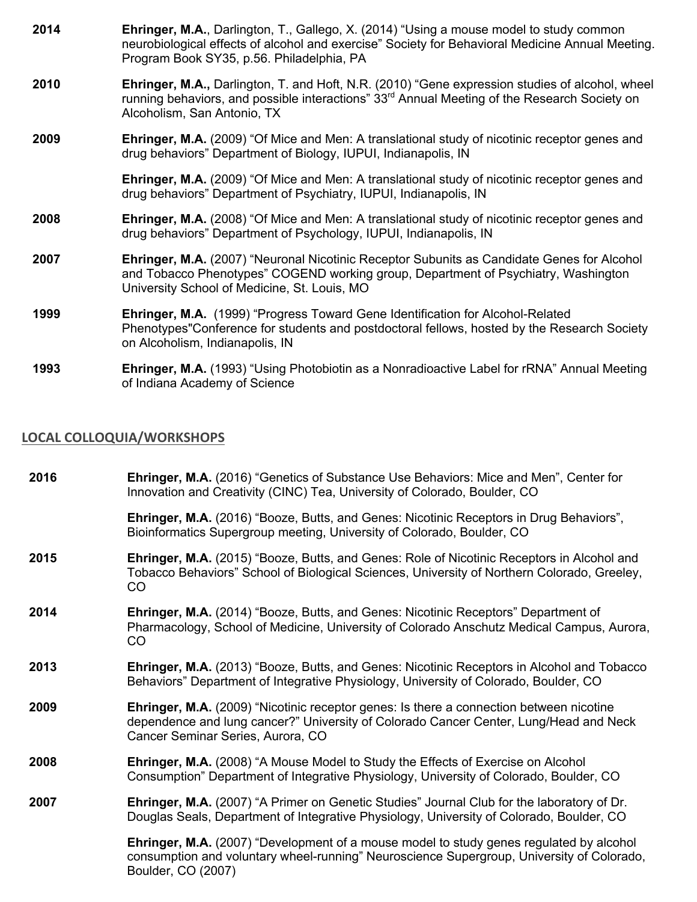**2014** **Ehringer, M.A.**, Darlington, T., Gallego, X. (2014) "Using a mouse model to study common neurobiological effects of alcohol and exercise" Society for Behavioral Medicine Annual Meeting. Program Book SY35, p.56. Philadelphia, PA

**2010** **Ehringer, M.A.,** Darlington, T. and Hoft, N.R. (2010) "Gene expression studies of alcohol, wheel running behaviors, and possible interactions" 33rd Annual Meeting of the Research Society on Alcoholism, San Antonio, TX

**2009** **Ehringer, M.A.** (2009) "Of Mice and Men: A translational study of nicotinic receptor genes and drug behaviors" Department of Biology, IUPUI, Indianapolis, IN

**Ehringer, M.A.** (2009) "Of Mice and Men: A translational study of nicotinic receptor genes and drug behaviors" Department of Psychiatry, IUPUI, Indianapolis, IN

**2008** **Ehringer, M.A.** (2008) "Of Mice and Men: A translational study of nicotinic receptor genes and drug behaviors" Department of Psychology, IUPUI, Indianapolis, IN

**2007** **Ehringer, M.A.** (2007) "Neuronal Nicotinic Receptor Subunits as Candidate Genes for Alcohol and Tobacco Phenotypes" COGEND working group, Department of Psychiatry, Washington University School of Medicine, St. Louis, MO

**1999** **Ehringer, M.A.** (1999) "Progress Toward Gene Identification for Alcohol-Related Phenotypes"Conference for students and postdoctoral fellows, hosted by the Research Society on Alcoholism, Indianapolis, IN

**1993** **Ehringer, M.A.** (1993) "Using Photobiotin as a Nonradioactive Label for rRNA" Annual Meeting of Indiana Academy of Science

## LOCAL COLLOQUIA/WORKSHOPS

**2016** **Ehringer, M.A.** (2016) "Genetics of Substance Use Behaviors: Mice and Men", Center for Innovation and Creativity (CINC) Tea, University of Colorado, Boulder, CO

**Ehringer, M.A.** (2016) "Booze, Butts, and Genes: Nicotinic Receptors in Drug Behaviors", Bioinformatics Supergroup meeting, University of Colorado, Boulder, CO

**2015** **Ehringer, M.A.** (2015) "Booze, Butts, and Genes: Role of Nicotinic Receptors in Alcohol and Tobacco Behaviors" School of Biological Sciences, University of Northern Colorado, Greeley, CO

**2014** **Ehringer, M.A.** (2014) "Booze, Butts, and Genes: Nicotinic Receptors" Department of Pharmacology, School of Medicine, University of Colorado Anschutz Medical Campus, Aurora, CO

**2013** **Ehringer, M.A.** (2013) "Booze, Butts, and Genes: Nicotinic Receptors in Alcohol and Tobacco Behaviors" Department of Integrative Physiology, University of Colorado, Boulder, CO

**2009** **Ehringer, M.A.** (2009) "Nicotinic receptor genes: Is there a connection between nicotine dependence and lung cancer?" University of Colorado Cancer Center, Lung/Head and Neck Cancer Seminar Series, Aurora, CO

**2008** **Ehringer, M.A.** (2008) "A Mouse Model to Study the Effects of Exercise on Alcohol Consumption" Department of Integrative Physiology, University of Colorado, Boulder, CO

**2007** **Ehringer, M.A.** (2007) "A Primer on Genetic Studies" Journal Club for the laboratory of Dr. Douglas Seals, Department of Integrative Physiology, University of Colorado, Boulder, CO

**Ehringer, M.A.** (2007) "Development of a mouse model to study genes regulated by alcohol consumption and voluntary wheel-running" Neuroscience Supergroup, University of Colorado, Boulder, CO (2007)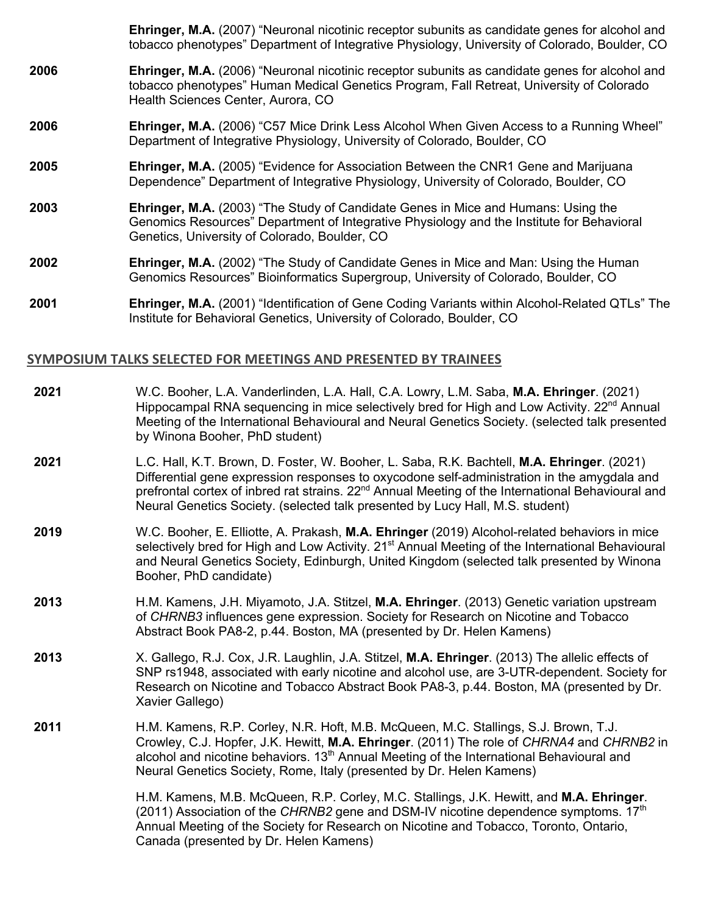**Ehringer, M.A.** (2007) "Neuronal nicotinic receptor subunits as candidate genes for alcohol and tobacco phenotypes" Department of Integrative Physiology, University of Colorado, Boulder, CO

**2006** **Ehringer, M.A.** (2006) "Neuronal nicotinic receptor subunits as candidate genes for alcohol and tobacco phenotypes" Human Medical Genetics Program, Fall Retreat, University of Colorado Health Sciences Center, Aurora, CO

**2006** **Ehringer, M.A.** (2006) "C57 Mice Drink Less Alcohol When Given Access to a Running Wheel" Department of Integrative Physiology, University of Colorado, Boulder, CO

**2005** **Ehringer, M.A.** (2005) "Evidence for Association Between the CNR1 Gene and Marijuana Dependence" Department of Integrative Physiology, University of Colorado, Boulder, CO

**2003** **Ehringer, M.A.** (2003) "The Study of Candidate Genes in Mice and Humans: Using the Genomics Resources" Department of Integrative Physiology and the Institute for Behavioral Genetics, University of Colorado, Boulder, CO

**2002** **Ehringer, M.A.** (2002) "The Study of Candidate Genes in Mice and Man: Using the Human Genomics Resources" Bioinformatics Supergroup, University of Colorado, Boulder, CO

**2001** **Ehringer, M.A.** (2001) "Identification of Gene Coding Variants within Alcohol-Related QTLs" The Institute for Behavioral Genetics, University of Colorado, Boulder, CO

## SYMPOSIUM TALKS SELECTED FOR MEETINGS AND PRESENTED BY TRAINEES

**2021** W.C. Booher, L.A. Vanderlinden, L.A. Hall, C.A. Lowry, L.M. Saba, **M.A. Ehringer**. (2021) Hippocampal RNA sequencing in mice selectively bred for High and Low Activity. 22nd Annual Meeting of the International Behavioural and Neural Genetics Society. (selected talk presented by Winona Booher, PhD student)

**2021** L.C. Hall, K.T. Brown, D. Foster, W. Booher, L. Saba, R.K. Bachtell, **M.A. Ehringer**. (2021) Differential gene expression responses to oxycodone self-administration in the amygdala and prefrontal cortex of inbred rat strains. 22nd Annual Meeting of the International Behavioural and Neural Genetics Society. (selected talk presented by Lucy Hall, M.S. student)

**2019** W.C. Booher, E. Elliotte, A. Prakash, **M.A. Ehringer** (2019) Alcohol-related behaviors in mice selectively bred for High and Low Activity. 21st Annual Meeting of the International Behavioural and Neural Genetics Society, Edinburgh, United Kingdom (selected talk presented by Winona Booher, PhD candidate)

**2013** H.M. Kamens, J.H. Miyamoto, J.A. Stitzel, **M.A. Ehringer**. (2013) Genetic variation upstream of *CHRNB3* influences gene expression. Society for Research on Nicotine and Tobacco Abstract Book PA8-2, p.44. Boston, MA (presented by Dr. Helen Kamens)

**2013** X. Gallego, R.J. Cox, J.R. Laughlin, J.A. Stitzel, **M.A. Ehringer**. (2013) The allelic effects of SNP rs1948, associated with early nicotine and alcohol use, are 3-UTR-dependent. Society for Research on Nicotine and Tobacco Abstract Book PA8-3, p.44. Boston, MA (presented by Dr. Xavier Gallego)

**2011** H.M. Kamens, R.P. Corley, N.R. Hoft, M.B. McQueen, M.C. Stallings, S.J. Brown, T.J. Crowley, C.J. Hopfer, J.K. Hewitt, **M.A. Ehringer**. (2011) The role of *CHRNA4* and *CHRNB2* in alcohol and nicotine behaviors. 13th Annual Meeting of the International Behavioural and Neural Genetics Society, Rome, Italy (presented by Dr. Helen Kamens)

H.M. Kamens, M.B. McQueen, R.P. Corley, M.C. Stallings, J.K. Hewitt, and **M.A. Ehringer**. (2011) Association of the *CHRNB2* gene and DSM-IV nicotine dependence symptoms. 17th Annual Meeting of the Society for Research on Nicotine and Tobacco, Toronto, Ontario, Canada (presented by Dr. Helen Kamens)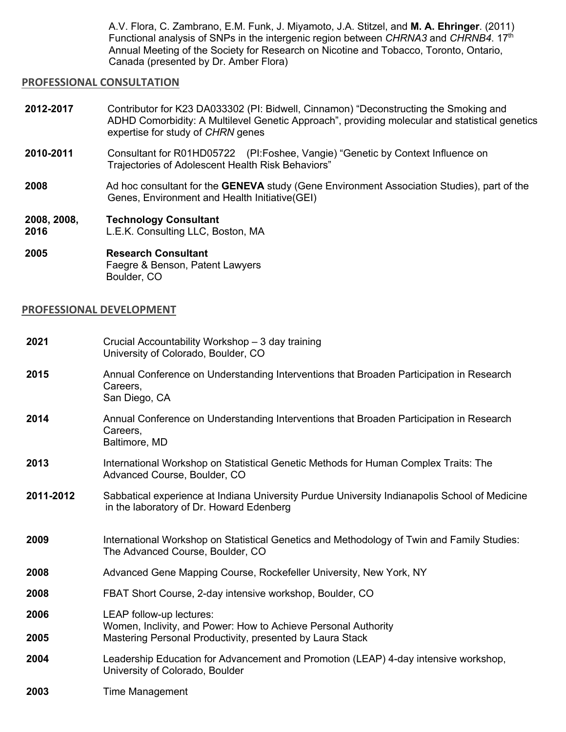A.V. Flora, C. Zambrano, E.M. Funk, J. Miyamoto, J.A. Stitzel, and **M. A. Ehringer**. (2011) Functional analysis of SNPs in the intergenic region between *CHRNA3* and *CHRNB4*. 17th Annual Meeting of the Society for Research on Nicotine and Tobacco, Toronto, Ontario, Canada (presented by Dr. Amber Flora)

## PROFESSIONAL CONSULTATION

**2012-2017** Contributor for K23 DA033302 (PI: Bidwell, Cinnamon) "Deconstructing the Smoking and ADHD Comorbidity: A Multilevel Genetic Approach", providing molecular and statistical genetics expertise for study of *CHRN* genes

**2010-2011** Consultant for R01HD05722 (PI:Foshee, Vangie) "Genetic by Context Influence on Trajectories of Adolescent Health Risk Behaviors"

**2008** Ad hoc consultant for the **GENEVA** study (Gene Environment Association Studies), part of the Genes, Environment and Health Initiative(GEI)

**2008, 2008, 2016** **Technology Consultant**
L.E.K. Consulting LLC, Boston, MA

**2005** **Research Consultant**
Faegre & Benson, Patent Lawyers
Boulder, CO

## PROFESSIONAL DEVELOPMENT

**2021** Crucial Accountability Workshop – 3 day training
University of Colorado, Boulder, CO

**2015** Annual Conference on Understanding Interventions that Broaden Participation in Research Careers,
San Diego, CA

**2014** Annual Conference on Understanding Interventions that Broaden Participation in Research Careers,
Baltimore, MD

**2013** International Workshop on Statistical Genetic Methods for Human Complex Traits: The Advanced Course, Boulder, CO

**2011-2012** Sabbatical experience at Indiana University Purdue University Indianapolis School of Medicine in the laboratory of Dr. Howard Edenberg

**2009** International Workshop on Statistical Genetics and Methodology of Twin and Family Studies: The Advanced Course, Boulder, CO

**2008** Advanced Gene Mapping Course, Rockefeller University, New York, NY

**2008** FBAT Short Course, 2-day intensive workshop, Boulder, CO

**2006** LEAP follow-up lectures:
Women, Inclivity, and Power: How to Achieve Personal Authority

**2005** Mastering Personal Productivity, presented by Laura Stack

**2004** Leadership Education for Advancement and Promotion (LEAP) 4-day intensive workshop, University of Colorado, Boulder

**2003** Time Management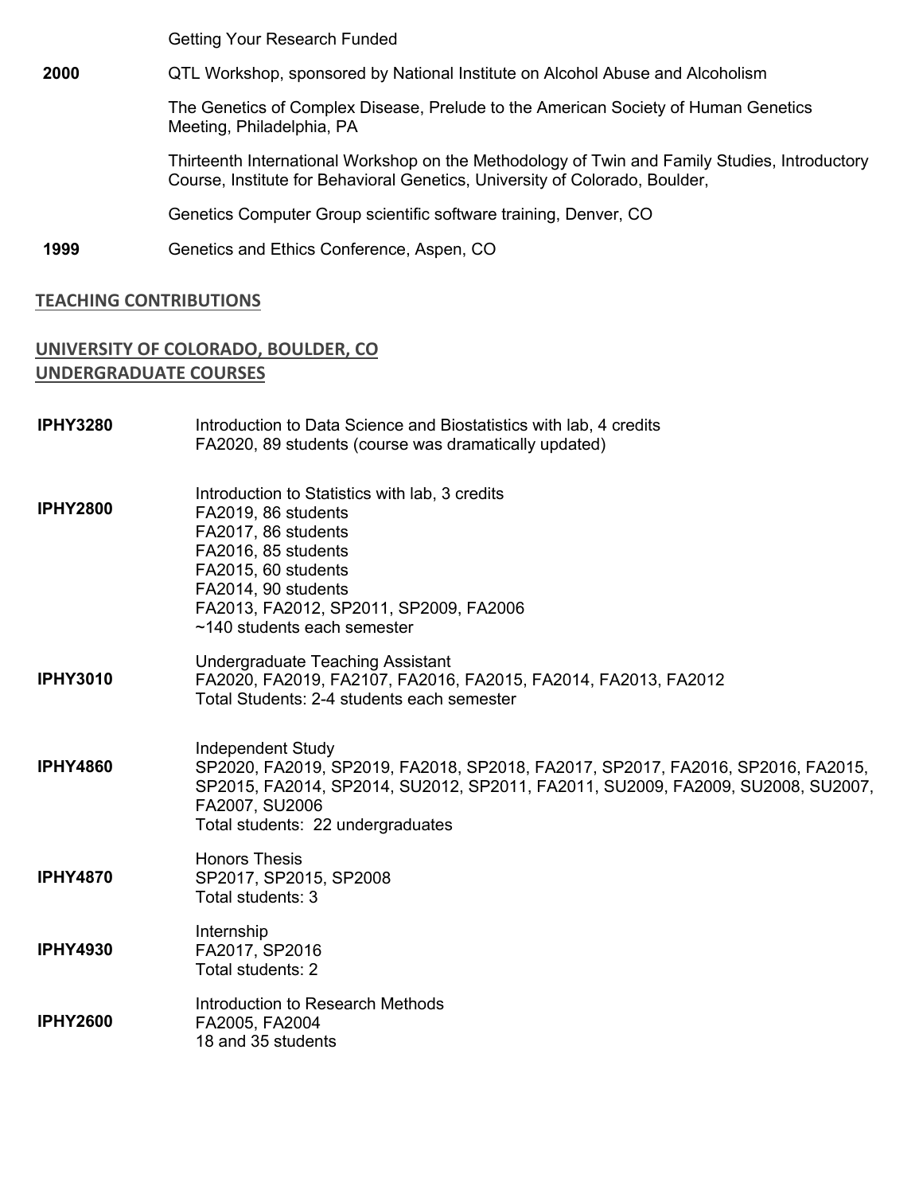Getting Your Research Funded

**2000** QTL Workshop, sponsored by National Institute on Alcohol Abuse and Alcoholism

The Genetics of Complex Disease, Prelude to the American Society of Human Genetics Meeting, Philadelphia, PA

Thirteenth International Workshop on the Methodology of Twin and Family Studies, Introductory Course, Institute for Behavioral Genetics, University of Colorado, Boulder,

Genetics Computer Group scientific software training, Denver, CO

**1999** Genetics and Ethics Conference, Aspen, CO

## TEACHING CONTRIBUTIONS

### UNIVERSITY OF COLORADO, BOULDER, CO
### UNDERGRADUATE COURSES

**IPHY3280** Introduction to Data Science and Biostatistics with lab, 4 credits
FA2020, 89 students (course was dramatically updated)

**IPHY2800** Introduction to Statistics with lab, 3 credits
FA2019, 86 students
FA2017, 86 students
FA2016, 85 students
FA2015, 60 students
FA2014, 90 students
FA2013, FA2012, SP2011, SP2009, FA2006
~140 students each semester

**IPHY3010** Undergraduate Teaching Assistant
FA2020, FA2019, FA2107, FA2016, FA2015, FA2014, FA2013, FA2012
Total Students: 2-4 students each semester

**IPHY4860** Independent Study
SP2020, FA2019, SP2019, FA2018, SP2018, FA2017, SP2017, FA2016, SP2016, FA2015, SP2015, FA2014, SP2014, SU2012, SP2011, FA2011, SU2009, FA2009, SU2008, SU2007, FA2007, SU2006
Total students: 22 undergraduates

**IPHY4870** Honors Thesis
SP2017, SP2015, SP2008
Total students: 3

**IPHY4930** Internship
FA2017, SP2016
Total students: 2

**IPHY2600** Introduction to Research Methods
FA2005, FA2004
18 and 35 students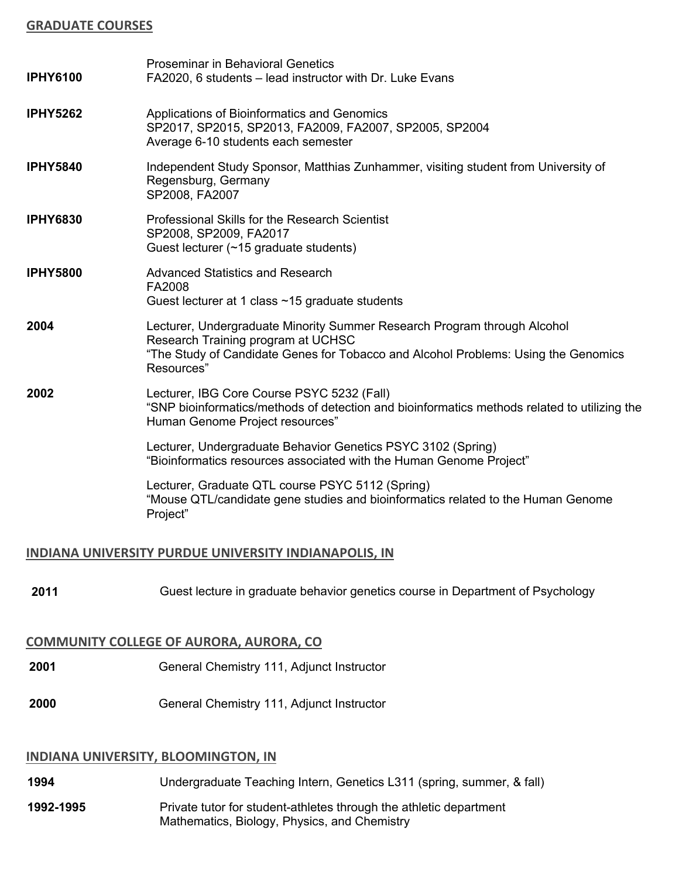## GRADUATE COURSES

**IPHY6100** Proseminar in Behavioral Genetics
FA2020, 6 students – lead instructor with Dr. Luke Evans

**IPHY5262** Applications of Bioinformatics and Genomics
SP2017, SP2015, SP2013, FA2009, FA2007, SP2005, SP2004
Average 6-10 students each semester

**IPHY5840** Independent Study Sponsor, Matthias Zunhammer, visiting student from University of Regensburg, Germany
SP2008, FA2007

**IPHY6830** Professional Skills for the Research Scientist
SP2008, SP2009, FA2017
Guest lecturer (~15 graduate students)

**IPHY5800** Advanced Statistics and Research
FA2008
Guest lecturer at 1 class ~15 graduate students

**2004** Lecturer, Undergraduate Minority Summer Research Program through Alcohol Research Training program at UCHSC
"The Study of Candidate Genes for Tobacco and Alcohol Problems: Using the Genomics Resources"

**2002** Lecturer, IBG Core Course PSYC 5232 (Fall)
"SNP bioinformatics/methods of detection and bioinformatics methods related to utilizing the Human Genome Project resources"

Lecturer, Undergraduate Behavior Genetics PSYC 3102 (Spring)
"Bioinformatics resources associated with the Human Genome Project"

Lecturer, Graduate QTL course PSYC 5112 (Spring)
"Mouse QTL/candidate gene studies and bioinformatics related to the Human Genome Project"

## INDIANA UNIVERSITY PURDUE UNIVERSITY INDIANAPOLIS, IN

**2011** Guest lecture in graduate behavior genetics course in Department of Psychology

## COMMUNITY COLLEGE OF AURORA, AURORA, CO

**2001** General Chemistry 111, Adjunct Instructor

**2000** General Chemistry 111, Adjunct Instructor

## INDIANA UNIVERSITY, BLOOMINGTON, IN

**1994** Undergraduate Teaching Intern, Genetics L311 (spring, summer, & fall)

**1992-1995** Private tutor for student-athletes through the athletic department
Mathematics, Biology, Physics, and Chemistry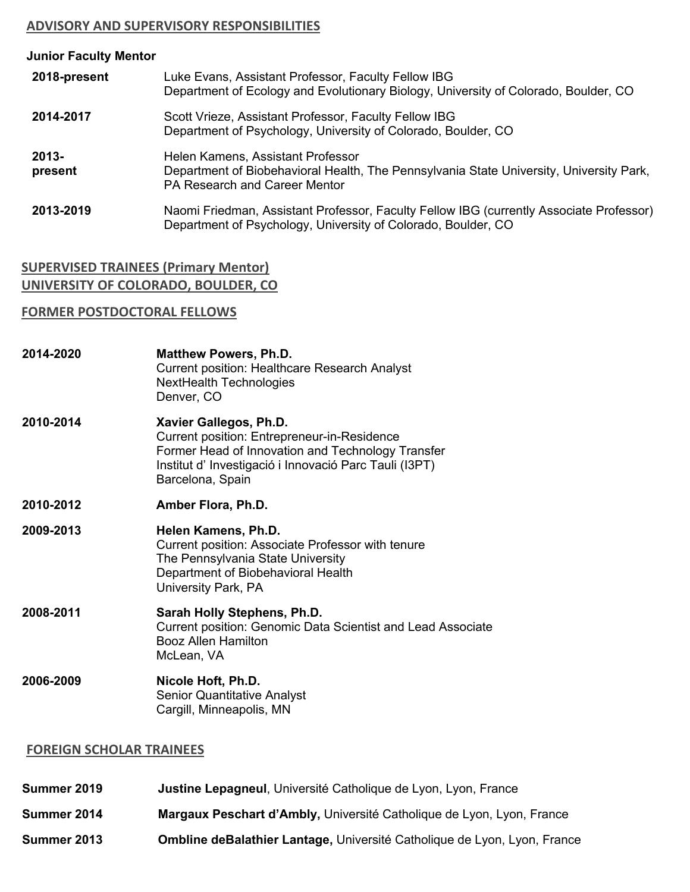## ADVISORY AND SUPERVISORY RESPONSIBILITIES

### Junior Faculty Mentor

**2018-present**
Luke Evans, Assistant Professor, Faculty Fellow IBG
Department of Ecology and Evolutionary Biology, University of Colorado, Boulder, CO

**2014-2017**
Scott Vrieze, Assistant Professor, Faculty Fellow IBG
Department of Psychology, University of Colorado, Boulder, CO

**2013-present**
Helen Kamens, Assistant Professor
Department of Biobehavioral Health, The Pennsylvania State University, University Park, PA Research and Career Mentor

**2013-2019**
Naomi Friedman, Assistant Professor, Faculty Fellow IBG (currently Associate Professor)
Department of Psychology, University of Colorado, Boulder, CO

## SUPERVISED TRAINEES (Primary Mentor)
## UNIVERSITY OF COLORADO, BOULDER, CO

### FORMER POSTDOCTORAL FELLOWS

**2014-2020**
**Matthew Powers, Ph.D.**
Current position: Healthcare Research Analyst
NextHealth Technologies
Denver, CO

**2010-2014**
**Xavier Gallegos, Ph.D.**
Current position: Entrepreneur-in-Residence
Former Head of Innovation and Technology Transfer
Institut d' Investigació i Innovació Parc Tauli (I3PT)
Barcelona, Spain

**2010-2012**
**Amber Flora, Ph.D.**

**2009-2013**
**Helen Kamens, Ph.D.**
Current position: Associate Professor with tenure
The Pennsylvania State University
Department of Biobehavioral Health
University Park, PA

**2008-2011**
**Sarah Holly Stephens, Ph.D.**
Current position: Genomic Data Scientist and Lead Associate
Booz Allen Hamilton
McLean, VA

**2006-2009**
**Nicole Hoft, Ph.D.**
Senior Quantitative Analyst
Cargill, Minneapolis, MN

### FOREIGN SCHOLAR TRAINEES

**Summer 2019** — **Justine Lepagneul**, Université Catholique de Lyon, Lyon, France

**Summer 2014** — **Margaux Peschart d'Ambly,** Université Catholique de Lyon, Lyon, France

**Summer 2013** — **Ombline deBalathier Lantage,** Université Catholique de Lyon, Lyon, France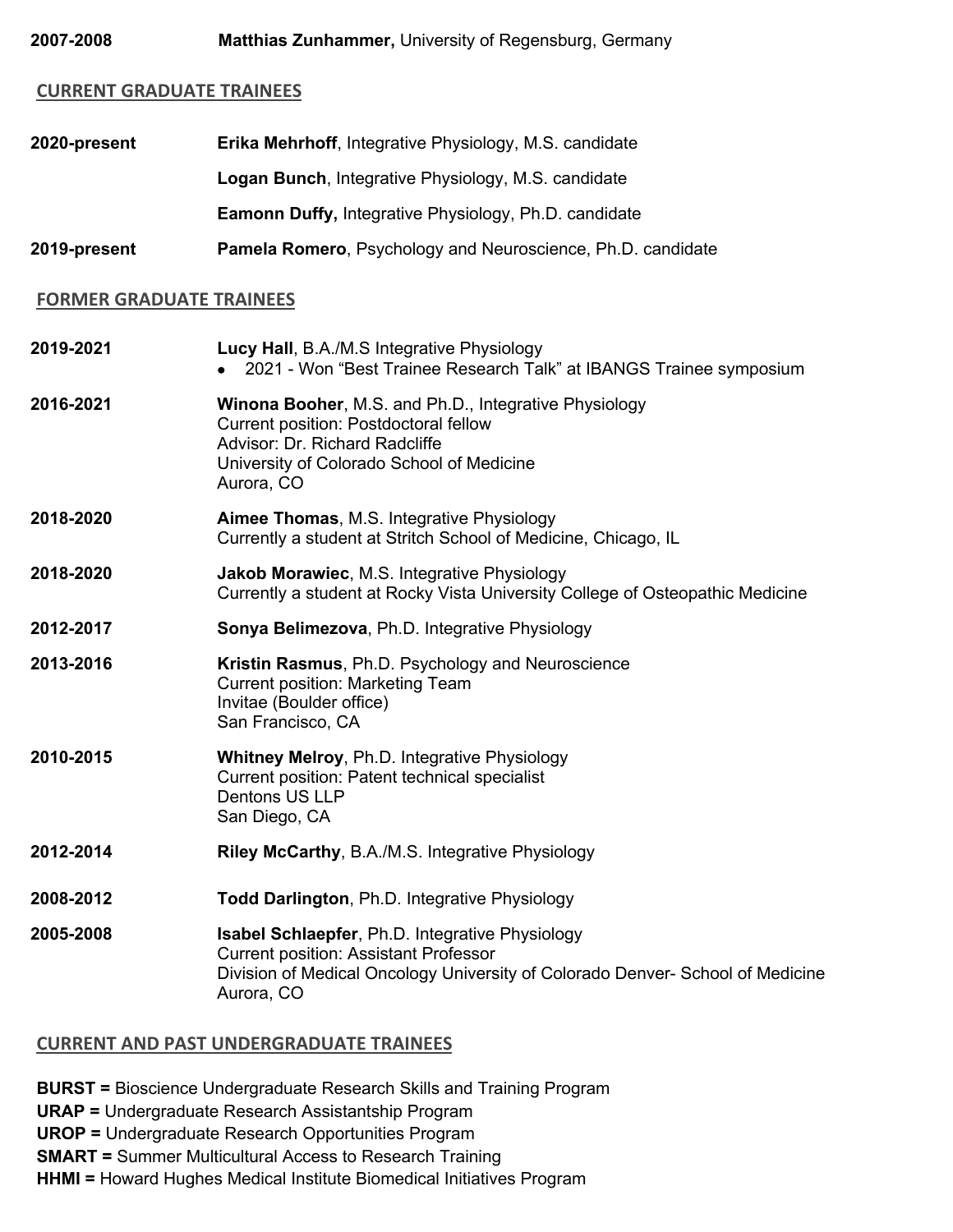**2007-2008** **Matthias Zunhammer,** University of Regensburg, Germany

## CURRENT GRADUATE TRAINEES

**2020-present** **Erika Mehrhoff**, Integrative Physiology, M.S. candidate

**Logan Bunch**, Integrative Physiology, M.S. candidate

**Eamonn Duffy,** Integrative Physiology, Ph.D. candidate

**2019-present** **Pamela Romero**, Psychology and Neuroscience, Ph.D. candidate

## FORMER GRADUATE TRAINEES

**2019-2021** **Lucy Hall**, B.A./M.S Integrative Physiology
- 2021 - Won "Best Trainee Research Talk" at IBANGS Trainee symposium

**2016-2021** **Winona Booher**, M.S. and Ph.D., Integrative Physiology
Current position: Postdoctoral fellow
Advisor: Dr. Richard Radcliffe
University of Colorado School of Medicine
Aurora, CO

**2018-2020** **Aimee Thomas**, M.S. Integrative Physiology
Currently a student at Stritch School of Medicine, Chicago, IL

**2018-2020** **Jakob Morawiec**, M.S. Integrative Physiology
Currently a student at Rocky Vista University College of Osteopathic Medicine

**2012-2017** **Sonya Belimezova**, Ph.D. Integrative Physiology

**2013-2016** **Kristin Rasmus**, Ph.D. Psychology and Neuroscience
Current position: Marketing Team
Invitae (Boulder office)
San Francisco, CA

**2010-2015** **Whitney Melroy**, Ph.D. Integrative Physiology
Current position: Patent technical specialist
Dentons US LLP
San Diego, CA

**2012-2014** **Riley McCarthy**, B.A./M.S. Integrative Physiology

**2008-2012** **Todd Darlington**, Ph.D. Integrative Physiology

**2005-2008** **Isabel Schlaepfer**, Ph.D. Integrative Physiology
Current position: Assistant Professor
Division of Medical Oncology University of Colorado Denver- School of Medicine
Aurora, CO

## CURRENT AND PAST UNDERGRADUATE TRAINEES

**BURST =** Bioscience Undergraduate Research Skills and Training Program
**URAP =** Undergraduate Research Assistantship Program
**UROP =** Undergraduate Research Opportunities Program
**SMART =** Summer Multicultural Access to Research Training
**HHMI =** Howard Hughes Medical Institute Biomedical Initiatives Program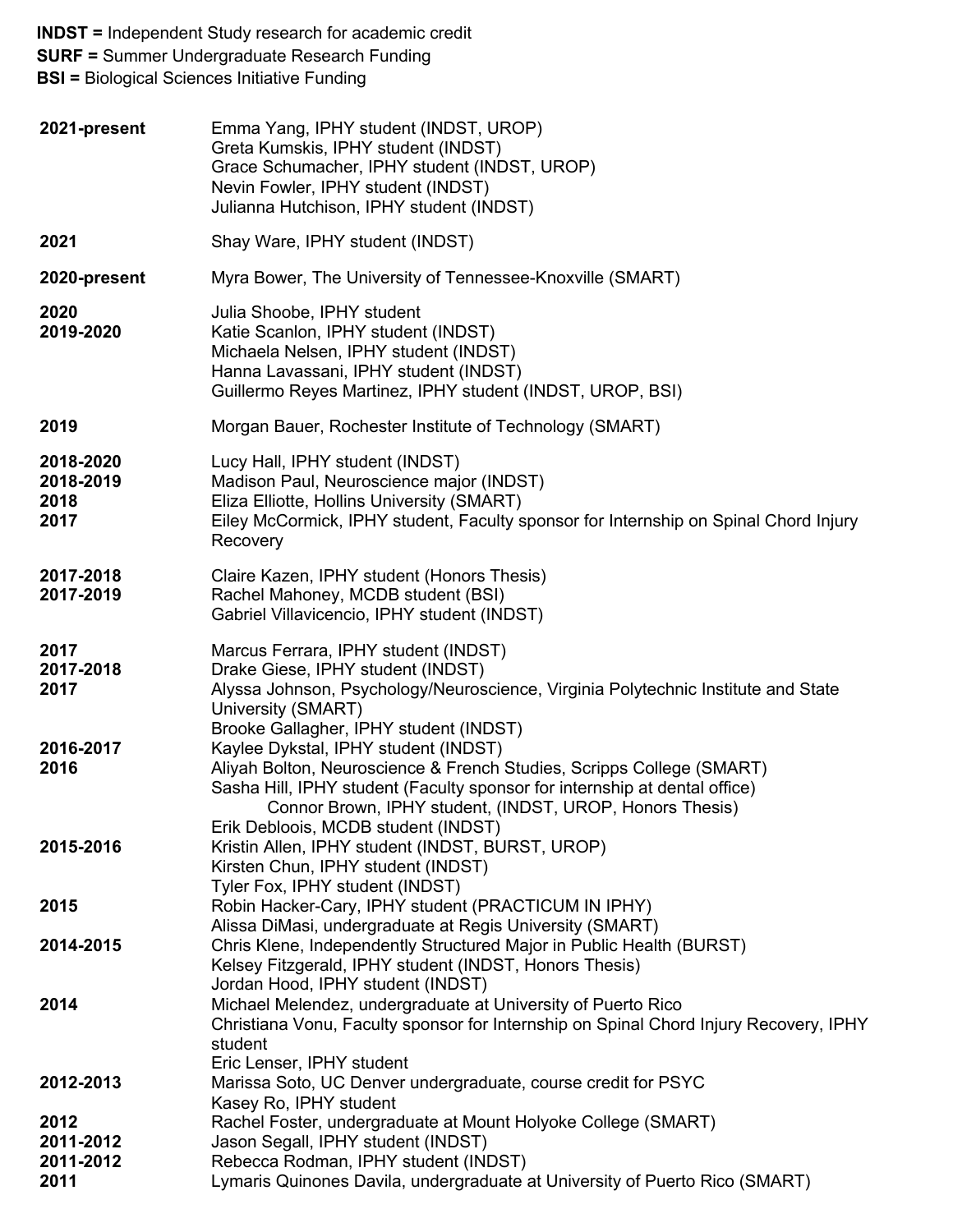**INDST =** Independent Study research for academic credit
**SURF =** Summer Undergraduate Research Funding
**BSI =** Biological Sciences Initiative Funding

| | |
|---|---|
| **2021-present** | Emma Yang, IPHY student (INDST, UROP) |
| | Greta Kumskis, IPHY student (INDST) |
| | Grace Schumacher, IPHY student (INDST, UROP) |
| | Nevin Fowler, IPHY student (INDST) |
| | Julianna Hutchison, IPHY student (INDST) |
| **2021** | Shay Ware, IPHY student (INDST) |
| **2020-present** | Myra Bower, The University of Tennessee-Knoxville (SMART) |
| **2020** | Julia Shoobe, IPHY student |
| **2019-2020** | Katie Scanlon, IPHY student (INDST) |
| | Michaela Nelsen, IPHY student (INDST) |
| | Hanna Lavassani, IPHY student (INDST) |
| | Guillermo Reyes Martinez, IPHY student (INDST, UROP, BSI) |
| **2019** | Morgan Bauer, Rochester Institute of Technology (SMART) |
| **2018-2020** | Lucy Hall, IPHY student (INDST) |
| **2018-2019** | Madison Paul, Neuroscience major (INDST) |
| **2018** | Eliza Elliotte, Hollins University (SMART) |
| **2017** | Eiley McCormick, IPHY student, Faculty sponsor for Internship on Spinal Chord Injury Recovery |
| **2017-2018** | Claire Kazen, IPHY student (Honors Thesis) |
| **2017-2019** | Rachel Mahoney, MCDB student (BSI) |
| | Gabriel Villavicencio, IPHY student (INDST) |
| **2017** | Marcus Ferrara, IPHY student (INDST) |
| **2017-2018** | Drake Giese, IPHY student (INDST) |
| **2017** | Alyssa Johnson, Psychology/Neuroscience, Virginia Polytechnic Institute and State University (SMART) |
| | Brooke Gallagher, IPHY student (INDST) |
| **2016-2017** | Kaylee Dykstal, IPHY student (INDST) |
| **2016** | Aliyah Bolton, Neuroscience & French Studies, Scripps College (SMART) |
| | Sasha Hill, IPHY student (Faculty sponsor for internship at dental office) |
| | Connor Brown, IPHY student, (INDST, UROP, Honors Thesis) |
| | Erik Debloois, MCDB student (INDST) |
| **2015-2016** | Kristin Allen, IPHY student (INDST, BURST, UROP) |
| | Kirsten Chun, IPHY student (INDST) |
| | Tyler Fox, IPHY student (INDST) |
| **2015** | Robin Hacker-Cary, IPHY student (PRACTICUM IN IPHY) |
| | Alissa DiMasi, undergraduate at Regis University (SMART) |
| **2014-2015** | Chris Klene, Independently Structured Major in Public Health (BURST) |
| | Kelsey Fitzgerald, IPHY student (INDST, Honors Thesis) |
| | Jordan Hood, IPHY student (INDST) |
| **2014** | Michael Melendez, undergraduate at University of Puerto Rico |
| | Christiana Vonu, Faculty sponsor for Internship on Spinal Chord Injury Recovery, IPHY student |
| | Eric Lenser, IPHY student |
| **2012-2013** | Marissa Soto, UC Denver undergraduate, course credit for PSYC |
| | Kasey Ro, IPHY student |
| **2012** | Rachel Foster, undergraduate at Mount Holyoke College (SMART) |
| **2011-2012** | Jason Segall, IPHY student (INDST) |
| **2011-2012** | Rebecca Rodman, IPHY student (INDST) |
| **2011** | Lymaris Quinones Davila, undergraduate at University of Puerto Rico (SMART) |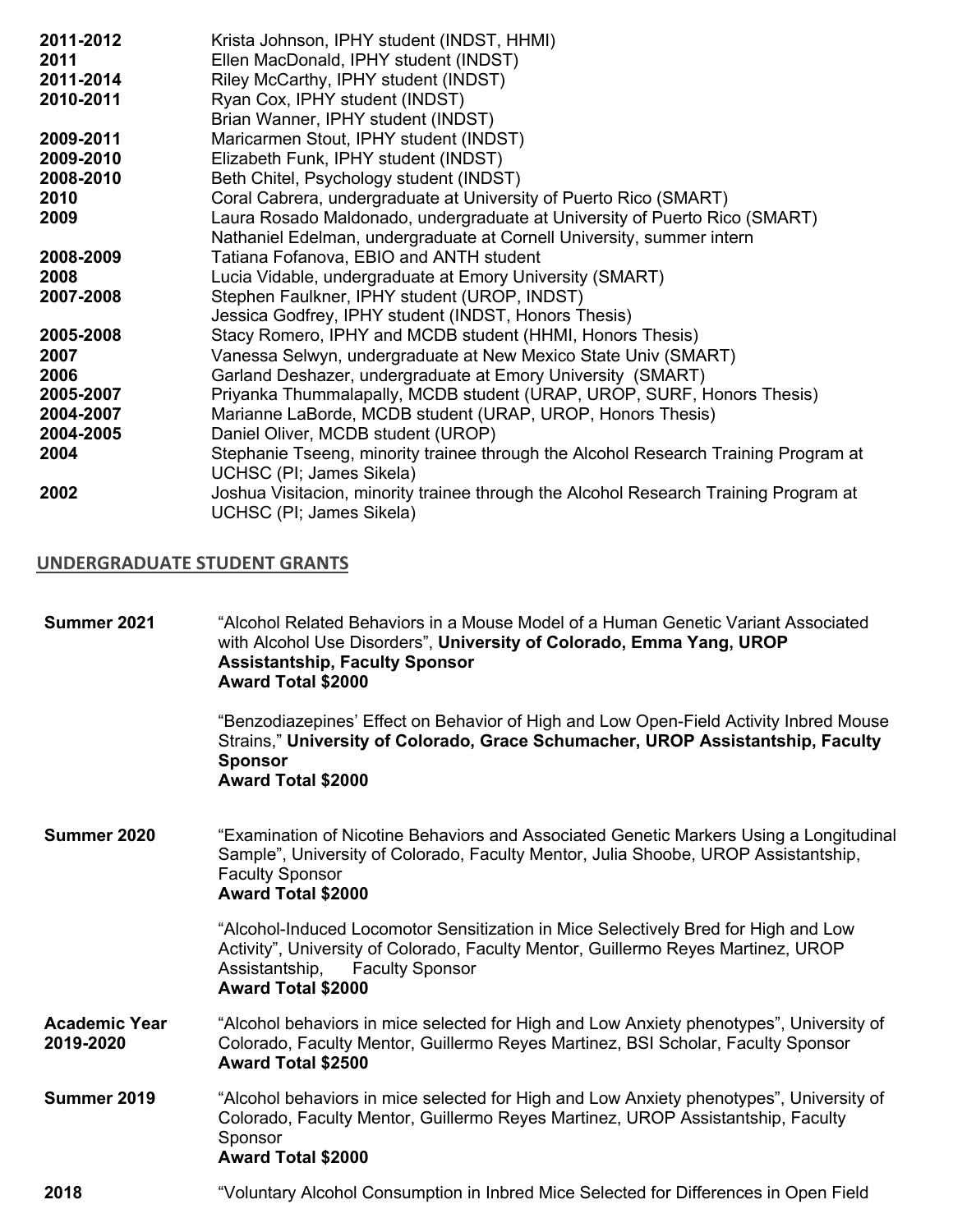| | |
|---|---|
| **2011-2012** | Krista Johnson, IPHY student (INDST, HHMI) |
| **2011** | Ellen MacDonald, IPHY student (INDST) |
| **2011-2014** | Riley McCarthy, IPHY student (INDST) |
| **2010-2011** | Ryan Cox, IPHY student (INDST) |
| | Brian Wanner, IPHY student (INDST) |
| **2009-2011** | Maricarmen Stout, IPHY student (INDST) |
| **2009-2010** | Elizabeth Funk, IPHY student (INDST) |
| **2008-2010** | Beth Chitel, Psychology student (INDST) |
| **2010** | Coral Cabrera, undergraduate at University of Puerto Rico (SMART) |
| **2009** | Laura Rosado Maldonado, undergraduate at University of Puerto Rico (SMART) |
| | Nathaniel Edelman, undergraduate at Cornell University, summer intern |
| **2008-2009** | Tatiana Fofanova, EBIO and ANTH student |
| **2008** | Lucia Vidable, undergraduate at Emory University (SMART) |
| **2007-2008** | Stephen Faulkner, IPHY student (UROP, INDST) |
| | Jessica Godfrey, IPHY student (INDST, Honors Thesis) |
| **2005-2008** | Stacy Romero, IPHY and MCDB student (HHMI, Honors Thesis) |
| **2007** | Vanessa Selwyn, undergraduate at New Mexico State Univ (SMART) |
| **2006** | Garland Deshazer, undergraduate at Emory University (SMART) |
| **2005-2007** | Priyanka Thummalapally, MCDB student (URAP, UROP, SURF, Honors Thesis) |
| **2004-2007** | Marianne LaBorde, MCDB student (URAP, UROP, Honors Thesis) |
| **2004-2005** | Daniel Oliver, MCDB student (UROP) |
| **2004** | Stephanie Tseeng, minority trainee through the Alcohol Research Training Program at UCHSC (PI; James Sikela) |
| **2002** | Joshua Visitacion, minority trainee through the Alcohol Research Training Program at UCHSC (PI; James Sikela) |

## UNDERGRADUATE STUDENT GRANTS

**Summer 2021**

"Alcohol Related Behaviors in a Mouse Model of a Human Genetic Variant Associated with Alcohol Use Disorders", **University of Colorado, Emma Yang, UROP Assistantship, Faculty Sponsor**
**Award Total $2000**

"Benzodiazepines' Effect on Behavior of High and Low Open-Field Activity Inbred Mouse Strains," **University of Colorado, Grace Schumacher, UROP Assistantship, Faculty Sponsor**
**Award Total $2000**

**Summer 2020**

"Examination of Nicotine Behaviors and Associated Genetic Markers Using a Longitudinal Sample", University of Colorado, Faculty Mentor, Julia Shoobe, UROP Assistantship, Faculty Sponsor
**Award Total $2000**

"Alcohol-Induced Locomotor Sensitization in Mice Selectively Bred for High and Low Activity", University of Colorado, Faculty Mentor, Guillermo Reyes Martinez, UROP Assistantship, Faculty Sponsor
**Award Total $2000**

**Academic Year 2019-2020**

"Alcohol behaviors in mice selected for High and Low Anxiety phenotypes", University of Colorado, Faculty Mentor, Guillermo Reyes Martinez, BSI Scholar, Faculty Sponsor
**Award Total $2500**

**Summer 2019**

"Alcohol behaviors in mice selected for High and Low Anxiety phenotypes", University of Colorado, Faculty Mentor, Guillermo Reyes Martinez, UROP Assistantship, Faculty Sponsor
**Award Total $2000**

**2018**

"Voluntary Alcohol Consumption in Inbred Mice Selected for Differences in Open Field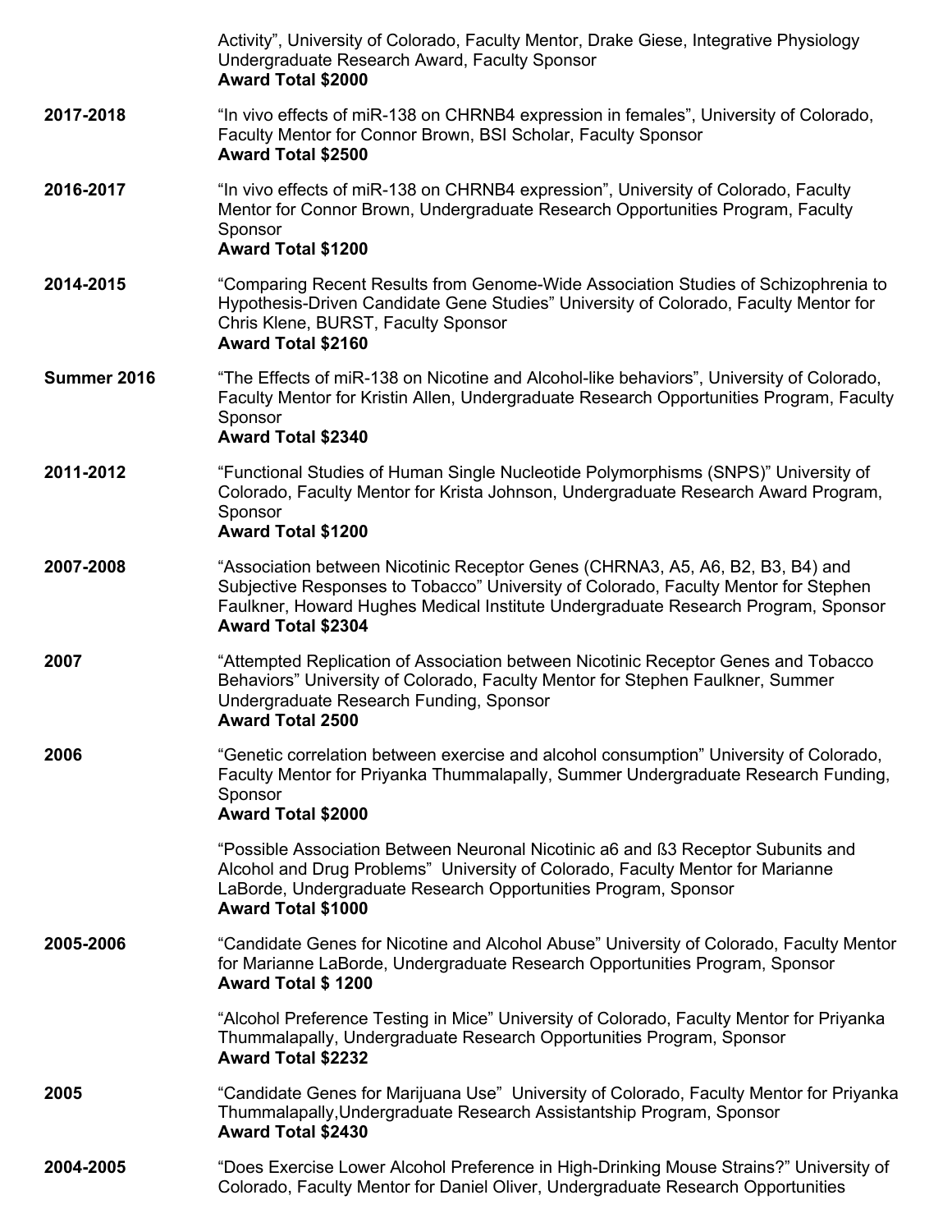Activity", University of Colorado, Faculty Mentor, Drake Giese, Integrative Physiology Undergraduate Research Award, Faculty Sponsor
**Award Total $2000**

**2017-2018** "In vivo effects of miR-138 on CHRNB4 expression in females", University of Colorado, Faculty Mentor for Connor Brown, BSI Scholar, Faculty Sponsor
**Award Total $2500**

**2016-2017** "In vivo effects of miR-138 on CHRNB4 expression", University of Colorado, Faculty Mentor for Connor Brown, Undergraduate Research Opportunities Program, Faculty Sponsor
**Award Total $1200**

**2014-2015** "Comparing Recent Results from Genome-Wide Association Studies of Schizophrenia to Hypothesis-Driven Candidate Gene Studies" University of Colorado, Faculty Mentor for Chris Klene, BURST, Faculty Sponsor
**Award Total $2160**

**Summer 2016** "The Effects of miR-138 on Nicotine and Alcohol-like behaviors", University of Colorado, Faculty Mentor for Kristin Allen, Undergraduate Research Opportunities Program, Faculty Sponsor
**Award Total $2340**

**2011-2012** "Functional Studies of Human Single Nucleotide Polymorphisms (SNPS)" University of Colorado, Faculty Mentor for Krista Johnson, Undergraduate Research Award Program, Sponsor
**Award Total $1200**

**2007-2008** "Association between Nicotinic Receptor Genes (CHRNA3, A5, A6, B2, B3, B4) and Subjective Responses to Tobacco" University of Colorado, Faculty Mentor for Stephen Faulkner, Howard Hughes Medical Institute Undergraduate Research Program, Sponsor
**Award Total $2304**

**2007** "Attempted Replication of Association between Nicotinic Receptor Genes and Tobacco Behaviors" University of Colorado, Faculty Mentor for Stephen Faulkner, Summer Undergraduate Research Funding, Sponsor
**Award Total 2500**

**2006** "Genetic correlation between exercise and alcohol consumption" University of Colorado, Faculty Mentor for Priyanka Thummalapally, Summer Undergraduate Research Funding, Sponsor
**Award Total $2000**

"Possible Association Between Neuronal Nicotinic a6 and ß3 Receptor Subunits and Alcohol and Drug Problems" University of Colorado, Faculty Mentor for Marianne LaBorde, Undergraduate Research Opportunities Program, Sponsor
**Award Total $1000**

**2005-2006** "Candidate Genes for Nicotine and Alcohol Abuse" University of Colorado, Faculty Mentor for Marianne LaBorde, Undergraduate Research Opportunities Program, Sponsor
**Award Total $ 1200**

"Alcohol Preference Testing in Mice" University of Colorado, Faculty Mentor for Priyanka Thummalapally, Undergraduate Research Opportunities Program, Sponsor
**Award Total $2232**

**2005** "Candidate Genes for Marijuana Use" University of Colorado, Faculty Mentor for Priyanka Thummalapally,Undergraduate Research Assistantship Program, Sponsor
**Award Total $2430**

**2004-2005** "Does Exercise Lower Alcohol Preference in High-Drinking Mouse Strains?" University of Colorado, Faculty Mentor for Daniel Oliver, Undergraduate Research Opportunities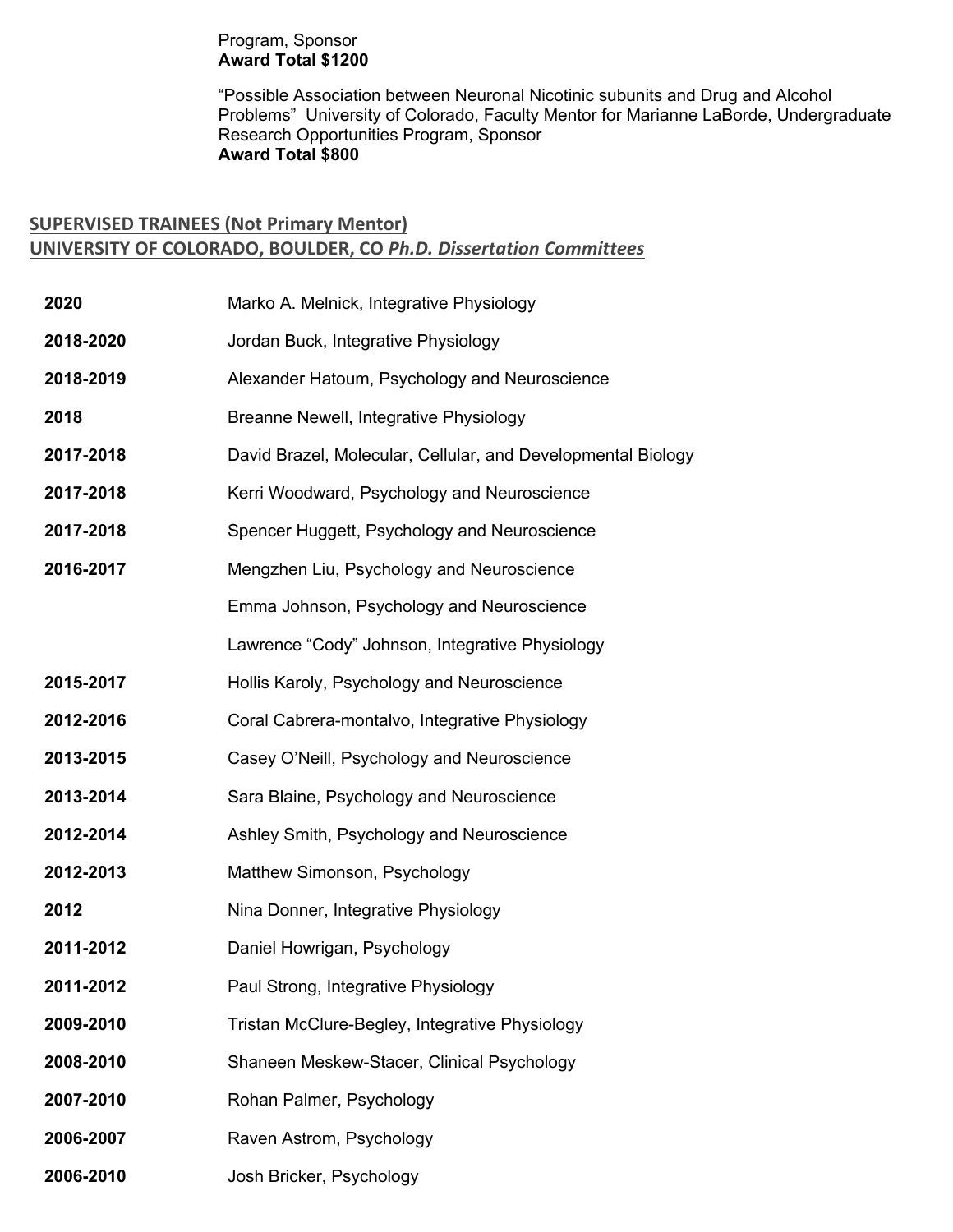Program, Sponsor
**Award Total $1200**

"Possible Association between Neuronal Nicotinic subunits and Drug and Alcohol Problems" University of Colorado, Faculty Mentor for Marianne LaBorde, Undergraduate Research Opportunities Program, Sponsor
**Award Total $800**

## SUPERVISED TRAINEES (Not Primary Mentor)

## UNIVERSITY OF COLORADO, BOULDER, CO *Ph.D. Dissertation Committees*

| | |
|---|---|
| **2020** | Marko A. Melnick, Integrative Physiology |
| **2018-2020** | Jordan Buck, Integrative Physiology |
| **2018-2019** | Alexander Hatoum, Psychology and Neuroscience |
| **2018** | Breanne Newell, Integrative Physiology |
| **2017-2018** | David Brazel, Molecular, Cellular, and Developmental Biology |
| **2017-2018** | Kerri Woodward, Psychology and Neuroscience |
| **2017-2018** | Spencer Huggett, Psychology and Neuroscience |
| **2016-2017** | Mengzhen Liu, Psychology and Neuroscience |
| | Emma Johnson, Psychology and Neuroscience |
| | Lawrence "Cody" Johnson, Integrative Physiology |
| **2015-2017** | Hollis Karoly, Psychology and Neuroscience |
| **2012-2016** | Coral Cabrera-montalvo, Integrative Physiology |
| **2013-2015** | Casey O'Neill, Psychology and Neuroscience |
| **2013-2014** | Sara Blaine, Psychology and Neuroscience |
| **2012-2014** | Ashley Smith, Psychology and Neuroscience |
| **2012-2013** | Matthew Simonson, Psychology |
| **2012** | Nina Donner, Integrative Physiology |
| **2011-2012** | Daniel Howrigan, Psychology |
| **2011-2012** | Paul Strong, Integrative Physiology |
| **2009-2010** | Tristan McClure-Begley, Integrative Physiology |
| **2008-2010** | Shaneen Meskew-Stacer, Clinical Psychology |
| **2007-2010** | Rohan Palmer, Psychology |
| **2006-2007** | Raven Astrom, Psychology |
| **2006-2010** | Josh Bricker, Psychology |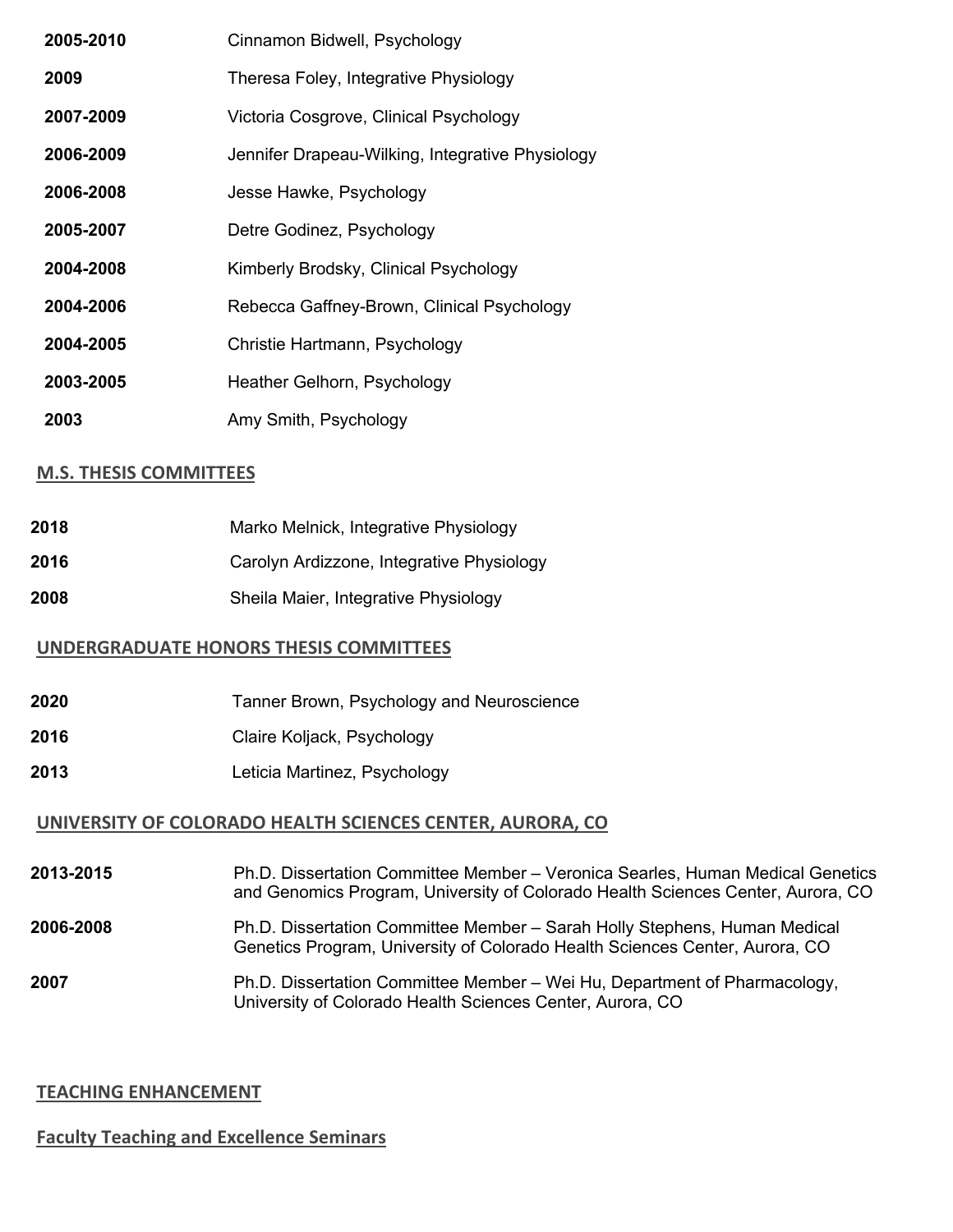| | |
|---|---|
| **2005-2010** | Cinnamon Bidwell, Psychology |
| **2009** | Theresa Foley, Integrative Physiology |
| **2007-2009** | Victoria Cosgrove, Clinical Psychology |
| **2006-2009** | Jennifer Drapeau-Wilking, Integrative Physiology |
| **2006-2008** | Jesse Hawke, Psychology |
| **2005-2007** | Detre Godinez, Psychology |
| **2004-2008** | Kimberly Brodsky, Clinical Psychology |
| **2004-2006** | Rebecca Gaffney-Brown, Clinical Psychology |
| **2004-2005** | Christie Hartmann, Psychology |
| **2003-2005** | Heather Gelhorn, Psychology |
| **2003** | Amy Smith, Psychology |

## M.S. THESIS COMMITTEES

| | |
|---|---|
| **2018** | Marko Melnick, Integrative Physiology |
| **2016** | Carolyn Ardizzone, Integrative Physiology |
| **2008** | Sheila Maier, Integrative Physiology |

## UNDERGRADUATE HONORS THESIS COMMITTEES

| | |
|---|---|
| **2020** | Tanner Brown, Psychology and Neuroscience |
| **2016** | Claire Koljack, Psychology |
| **2013** | Leticia Martinez, Psychology |

## UNIVERSITY OF COLORADO HEALTH SCIENCES CENTER, AURORA, CO

| | |
|---|---|
| **2013-2015** | Ph.D. Dissertation Committee Member – Veronica Searles, Human Medical Genetics and Genomics Program, University of Colorado Health Sciences Center, Aurora, CO |
| **2006-2008** | Ph.D. Dissertation Committee Member – Sarah Holly Stephens, Human Medical Genetics Program, University of Colorado Health Sciences Center, Aurora, CO |
| **2007** | Ph.D. Dissertation Committee Member – Wei Hu, Department of Pharmacology, University of Colorado Health Sciences Center, Aurora, CO |

## TEACHING ENHANCEMENT

### Faculty Teaching and Excellence Seminars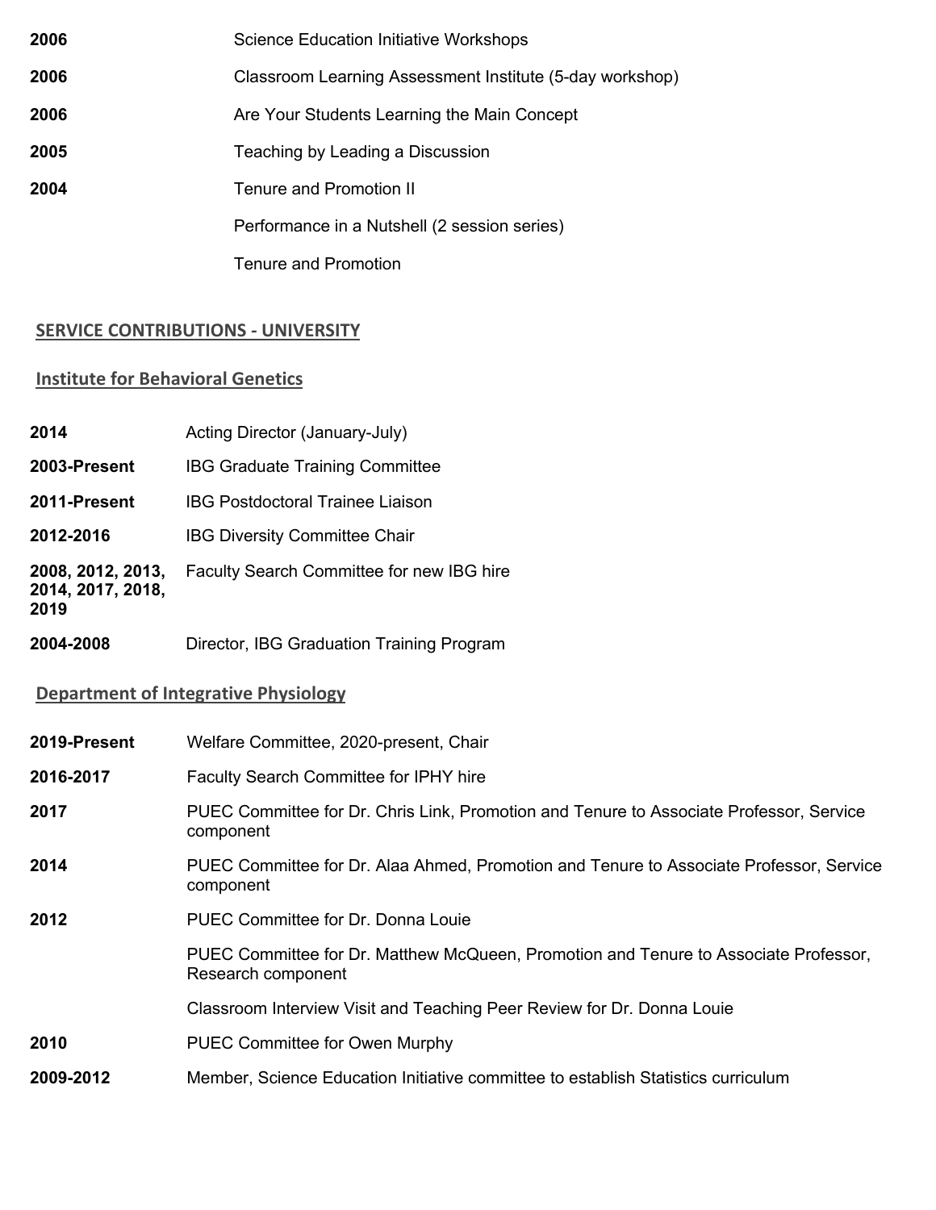| | |
|---|---|
| **2006** | Science Education Initiative Workshops |
| **2006** | Classroom Learning Assessment Institute (5-day workshop) |
| **2006** | Are Your Students Learning the Main Concept |
| **2005** | Teaching by Leading a Discussion |
| **2004** | Tenure and Promotion II |
| | Performance in a Nutshell (2 session series) |
| | Tenure and Promotion |

## SERVICE CONTRIBUTIONS - UNIVERSITY

### Institute for Behavioral Genetics

| | |
|---|---|
| **2014** | Acting Director (January-July) |
| **2003-Present** | IBG Graduate Training Committee |
| **2011-Present** | IBG Postdoctoral Trainee Liaison |
| **2012-2016** | IBG Diversity Committee Chair |
| **2008, 2012, 2013, 2014, 2017, 2018, 2019** | Faculty Search Committee for new IBG hire |
| **2004-2008** | Director, IBG Graduation Training Program |

### Department of Integrative Physiology

| | |
|---|---|
| **2019-Present** | Welfare Committee, 2020-present, Chair |
| **2016-2017** | Faculty Search Committee for IPHY hire |
| **2017** | PUEC Committee for Dr. Chris Link, Promotion and Tenure to Associate Professor, Service component |
| **2014** | PUEC Committee for Dr. Alaa Ahmed, Promotion and Tenure to Associate Professor, Service component |
| **2012** | PUEC Committee for Dr. Donna Louie |
| | PUEC Committee for Dr. Matthew McQueen, Promotion and Tenure to Associate Professor, Research component |
| | Classroom Interview Visit and Teaching Peer Review for Dr. Donna Louie |
| **2010** | PUEC Committee for Owen Murphy |
| **2009-2012** | Member, Science Education Initiative committee to establish Statistics curriculum |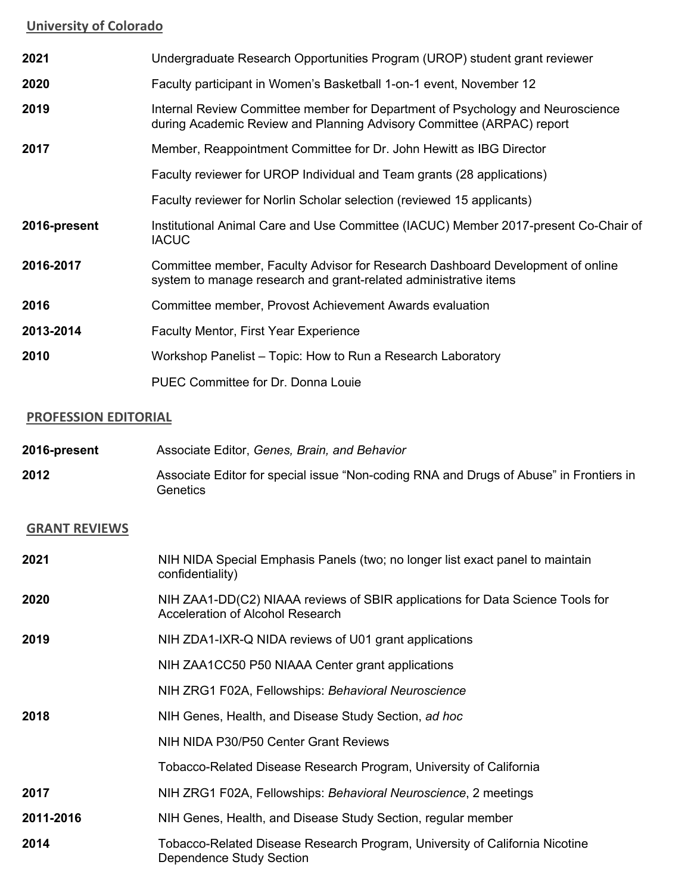## University of Colorado

| | |
|---|---|
| **2021** | Undergraduate Research Opportunities Program (UROP) student grant reviewer |
| **2020** | Faculty participant in Women's Basketball 1-on-1 event, November 12 |
| **2019** | Internal Review Committee member for Department of Psychology and Neuroscience during Academic Review and Planning Advisory Committee (ARPAC) report |
| **2017** | Member, Reappointment Committee for Dr. John Hewitt as IBG Director |
| | Faculty reviewer for UROP Individual and Team grants (28 applications) |
| | Faculty reviewer for Norlin Scholar selection (reviewed 15 applicants) |
| **2016-present** | Institutional Animal Care and Use Committee (IACUC) Member 2017-present Co-Chair of IACUC |
| **2016-2017** | Committee member, Faculty Advisor for Research Dashboard Development of online system to manage research and grant-related administrative items |
| **2016** | Committee member, Provost Achievement Awards evaluation |
| **2013-2014** | Faculty Mentor, First Year Experience |
| **2010** | Workshop Panelist – Topic: How to Run a Research Laboratory |
| | PUEC Committee for Dr. Donna Louie |

## PROFESSION EDITORIAL

| | |
|---|---|
| **2016-present** | Associate Editor, *Genes, Brain, and Behavior* |
| **2012** | Associate Editor for special issue "Non-coding RNA and Drugs of Abuse" in Frontiers in Genetics |

## GRANT REVIEWS

| | |
|---|---|
| **2021** | NIH NIDA Special Emphasis Panels (two; no longer list exact panel to maintain confidentiality) |
| **2020** | NIH ZAA1-DD(C2) NIAAA reviews of SBIR applications for Data Science Tools for Acceleration of Alcohol Research |
| **2019** | NIH ZDA1-IXR-Q NIDA reviews of U01 grant applications |
| | NIH ZAA1CC50 P50 NIAAA Center grant applications |
| | NIH ZRG1 F02A, Fellowships: *Behavioral Neuroscience* |
| **2018** | NIH Genes, Health, and Disease Study Section, *ad hoc* |
| | NIH NIDA P30/P50 Center Grant Reviews |
| | Tobacco-Related Disease Research Program, University of California |
| **2017** | NIH ZRG1 F02A, Fellowships: *Behavioral Neuroscience*, 2 meetings |
| **2011-2016** | NIH Genes, Health, and Disease Study Section, regular member |
| **2014** | Tobacco-Related Disease Research Program, University of California Nicotine Dependence Study Section |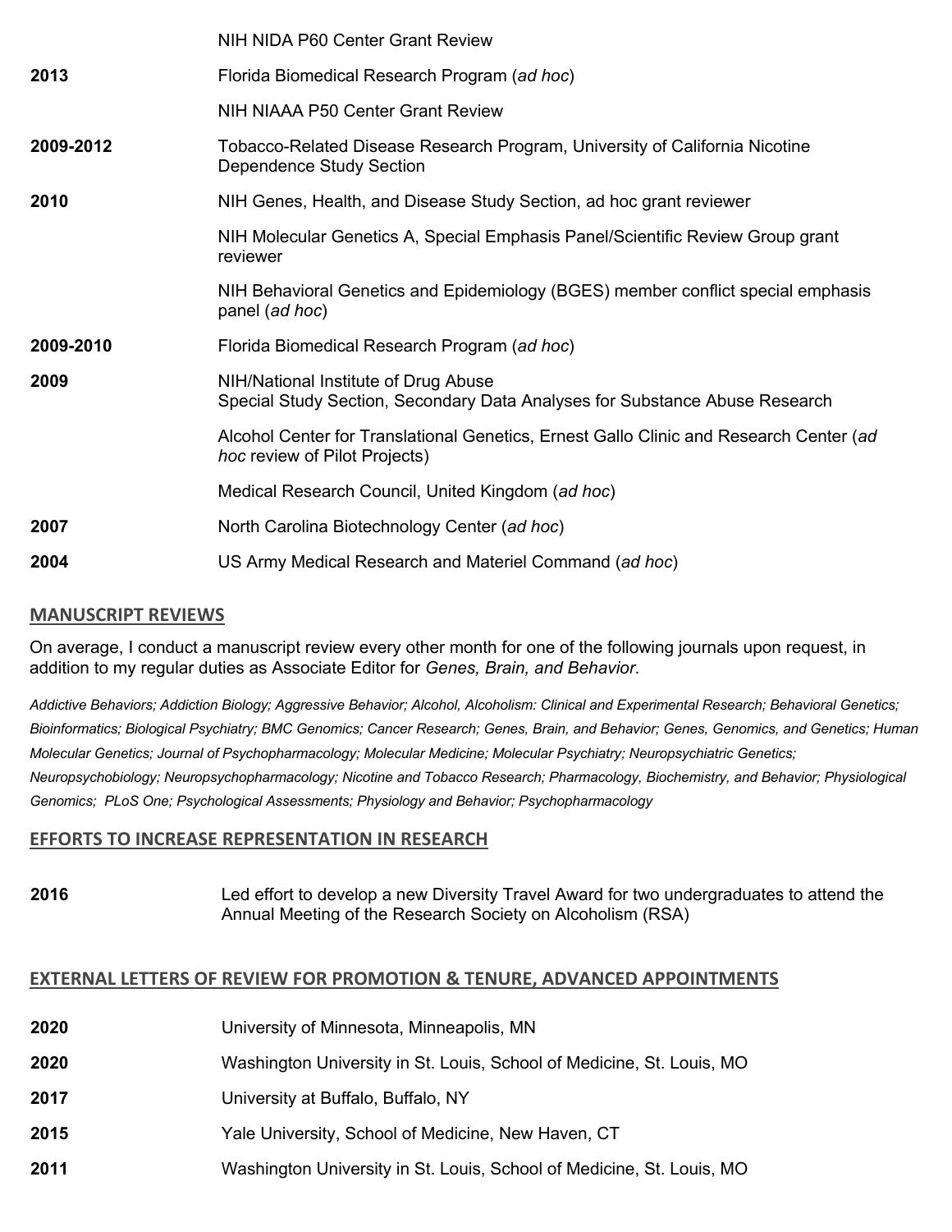| | |
|---|---|
| | NIH NIDA P60 Center Grant Review |
| **2013** | Florida Biomedical Research Program (*ad hoc*) |
| | NIH NIAAA P50 Center Grant Review |
| **2009-2012** | Tobacco-Related Disease Research Program, University of California Nicotine Dependence Study Section |
| **2010** | NIH Genes, Health, and Disease Study Section, ad hoc grant reviewer |
| | NIH Molecular Genetics A, Special Emphasis Panel/Scientific Review Group grant reviewer |
| | NIH Behavioral Genetics and Epidemiology (BGES) member conflict special emphasis panel (*ad hoc*) |
| **2009-2010** | Florida Biomedical Research Program (*ad hoc*) |
| **2009** | NIH/National Institute of Drug Abuse<br>Special Study Section, Secondary Data Analyses for Substance Abuse Research |
| | Alcohol Center for Translational Genetics, Ernest Gallo Clinic and Research Center (*ad hoc* review of Pilot Projects) |
| | Medical Research Council, United Kingdom (*ad hoc*) |
| **2007** | North Carolina Biotechnology Center (*ad hoc*) |
| **2004** | US Army Medical Research and Materiel Command (*ad hoc*) |

## MANUSCRIPT REVIEWS

On average, I conduct a manuscript review every other month for one of the following journals upon request, in addition to my regular duties as Associate Editor for *Genes, Brain, and Behavior*.

*Addictive Behaviors; Addiction Biology; Aggressive Behavior; Alcohol, Alcoholism: Clinical and Experimental Research; Behavioral Genetics; Bioinformatics; Biological Psychiatry; BMC Genomics; Cancer Research; Genes, Brain, and Behavior; Genes, Genomics, and Genetics; Human Molecular Genetics; Journal of Psychopharmacology; Molecular Medicine; Molecular Psychiatry; Neuropsychiatric Genetics; Neuropsychobiology; Neuropsychopharmacology; Nicotine and Tobacco Research; Pharmacology, Biochemistry, and Behavior; Physiological Genomics; PLoS One; Psychological Assessments; Physiology and Behavior; Psychopharmacology*

## EFFORTS TO INCREASE REPRESENTATION IN RESEARCH

| | |
|---|---|
| **2016** | Led effort to develop a new Diversity Travel Award for two undergraduates to attend the Annual Meeting of the Research Society on Alcoholism (RSA) |

## EXTERNAL LETTERS OF REVIEW FOR PROMOTION & TENURE, ADVANCED APPOINTMENTS

| | |
|---|---|
| **2020** | University of Minnesota, Minneapolis, MN |
| **2020** | Washington University in St. Louis, School of Medicine, St. Louis, MO |
| **2017** | University at Buffalo, Buffalo, NY |
| **2015** | Yale University, School of Medicine, New Haven, CT |
| **2011** | Washington University in St. Louis, School of Medicine, St. Louis, MO |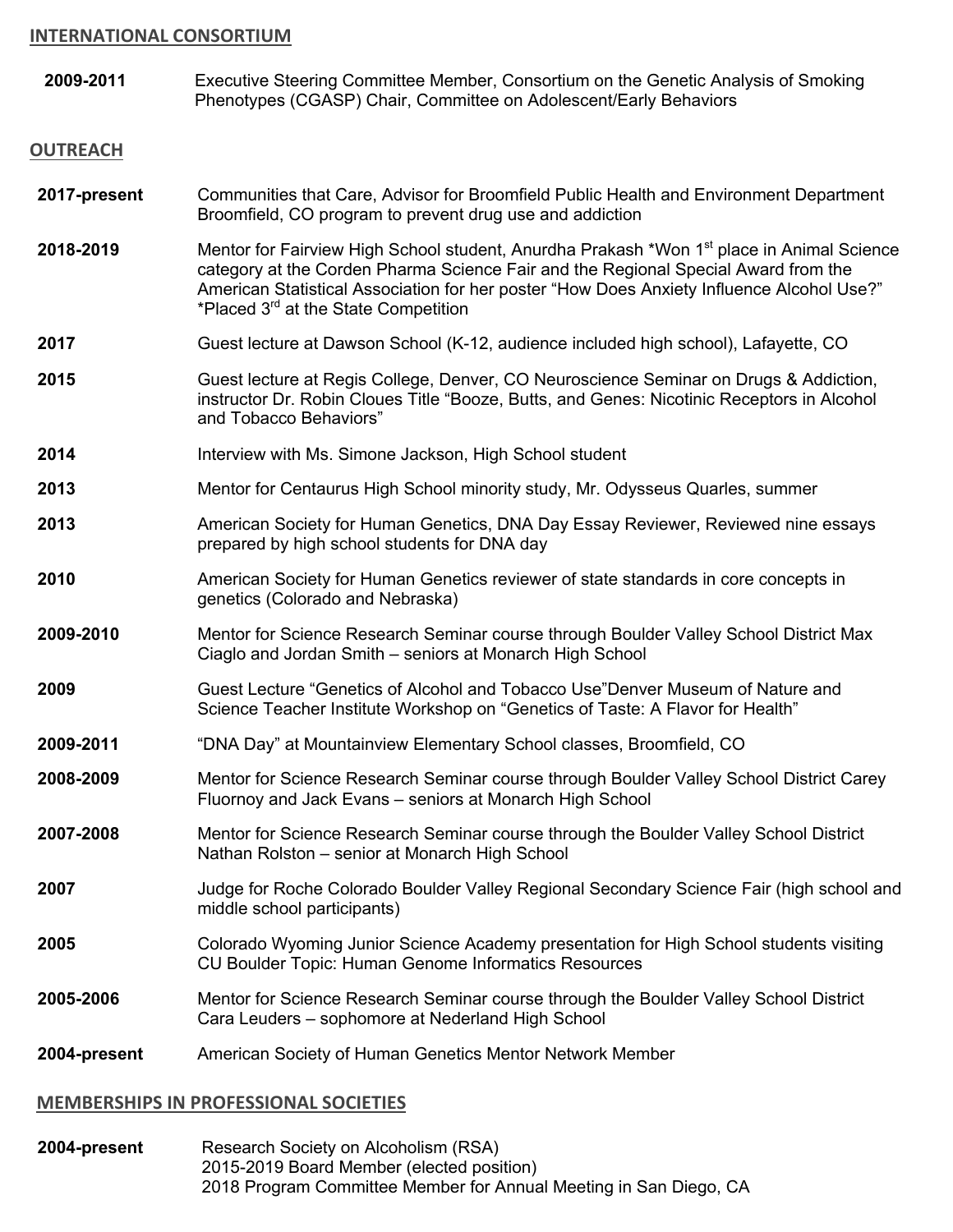## INTERNATIONAL CONSORTIUM

**2009-2011** Executive Steering Committee Member, Consortium on the Genetic Analysis of Smoking Phenotypes (CGASP) Chair, Committee on Adolescent/Early Behaviors

## OUTREACH

**2017-present** Communities that Care, Advisor for Broomfield Public Health and Environment Department Broomfield, CO program to prevent drug use and addiction

**2018-2019** Mentor for Fairview High School student, Anurdha Prakash *Won 1st place in Animal Science category at the Corden Pharma Science Fair and the Regional Special Award from the American Statistical Association for her poster "How Does Anxiety Influence Alcohol Use?" *Placed 3rd at the State Competition

**2017** Guest lecture at Dawson School (K-12, audience included high school), Lafayette, CO

**2015** Guest lecture at Regis College, Denver, CO Neuroscience Seminar on Drugs & Addiction, instructor Dr. Robin Cloues Title "Booze, Butts, and Genes: Nicotinic Receptors in Alcohol and Tobacco Behaviors"

**2014** Interview with Ms. Simone Jackson, High School student

**2013** Mentor for Centaurus High School minority study, Mr. Odysseus Quarles, summer

**2013** American Society for Human Genetics, DNA Day Essay Reviewer, Reviewed nine essays prepared by high school students for DNA day

**2010** American Society for Human Genetics reviewer of state standards in core concepts in genetics (Colorado and Nebraska)

**2009-2010** Mentor for Science Research Seminar course through Boulder Valley School District Max Ciaglo and Jordan Smith – seniors at Monarch High School

**2009** Guest Lecture "Genetics of Alcohol and Tobacco Use"Denver Museum of Nature and Science Teacher Institute Workshop on "Genetics of Taste: A Flavor for Health"

**2009-2011** "DNA Day" at Mountainview Elementary School classes, Broomfield, CO

**2008-2009** Mentor for Science Research Seminar course through Boulder Valley School District Carey Fluornoy and Jack Evans – seniors at Monarch High School

**2007-2008** Mentor for Science Research Seminar course through the Boulder Valley School District Nathan Rolston – senior at Monarch High School

**2007** Judge for Roche Colorado Boulder Valley Regional Secondary Science Fair (high school and middle school participants)

**2005** Colorado Wyoming Junior Science Academy presentation for High School students visiting CU Boulder Topic: Human Genome Informatics Resources

**2005-2006** Mentor for Science Research Seminar course through the Boulder Valley School District Cara Leuders – sophomore at Nederland High School

**2004-present** American Society of Human Genetics Mentor Network Member

## MEMBERSHIPS IN PROFESSIONAL SOCIETIES

**2004-present** Research Society on Alcoholism (RSA)
2015-2019 Board Member (elected position)
2018 Program Committee Member for Annual Meeting in San Diego, CA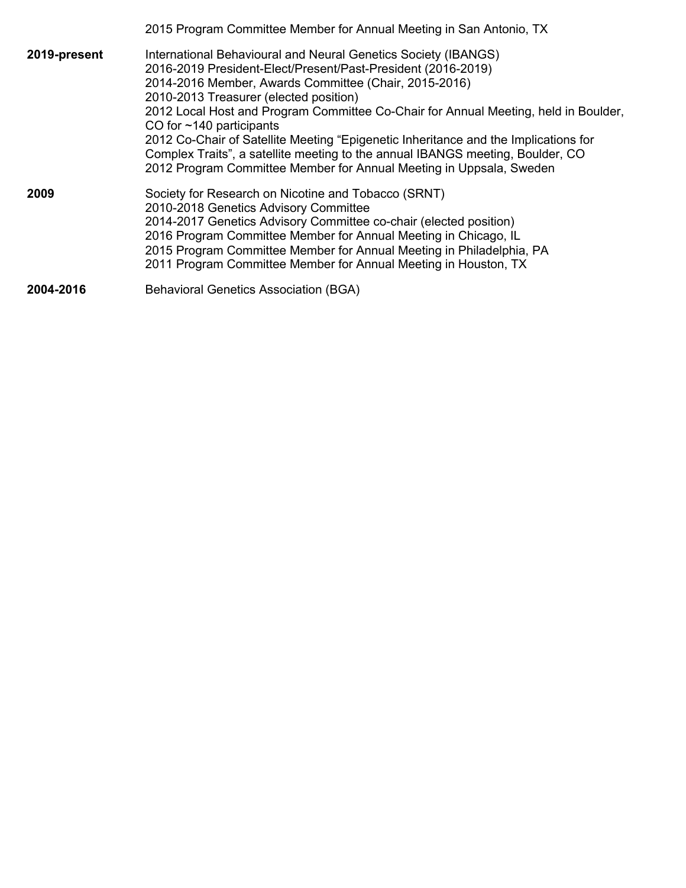2015 Program Committee Member for Annual Meeting in San Antonio, TX

**2019-present**

International Behavioural and Neural Genetics Society (IBANGS)
2016-2019 President-Elect/Present/Past-President (2016-2019)
2014-2016 Member, Awards Committee (Chair, 2015-2016)
2010-2013 Treasurer (elected position)
2012 Local Host and Program Committee Co-Chair for Annual Meeting, held in Boulder, CO for ~140 participants
2012 Co-Chair of Satellite Meeting “Epigenetic Inheritance and the Implications for Complex Traits”, a satellite meeting to the annual IBANGS meeting, Boulder, CO
2012 Program Committee Member for Annual Meeting in Uppsala, Sweden

**2009**

Society for Research on Nicotine and Tobacco (SRNT)
2010-2018 Genetics Advisory Committee
2014-2017 Genetics Advisory Committee co-chair (elected position)
2016 Program Committee Member for Annual Meeting in Chicago, IL
2015 Program Committee Member for Annual Meeting in Philadelphia, PA
2011 Program Committee Member for Annual Meeting in Houston, TX

**2004-2016**

Behavioral Genetics Association (BGA)